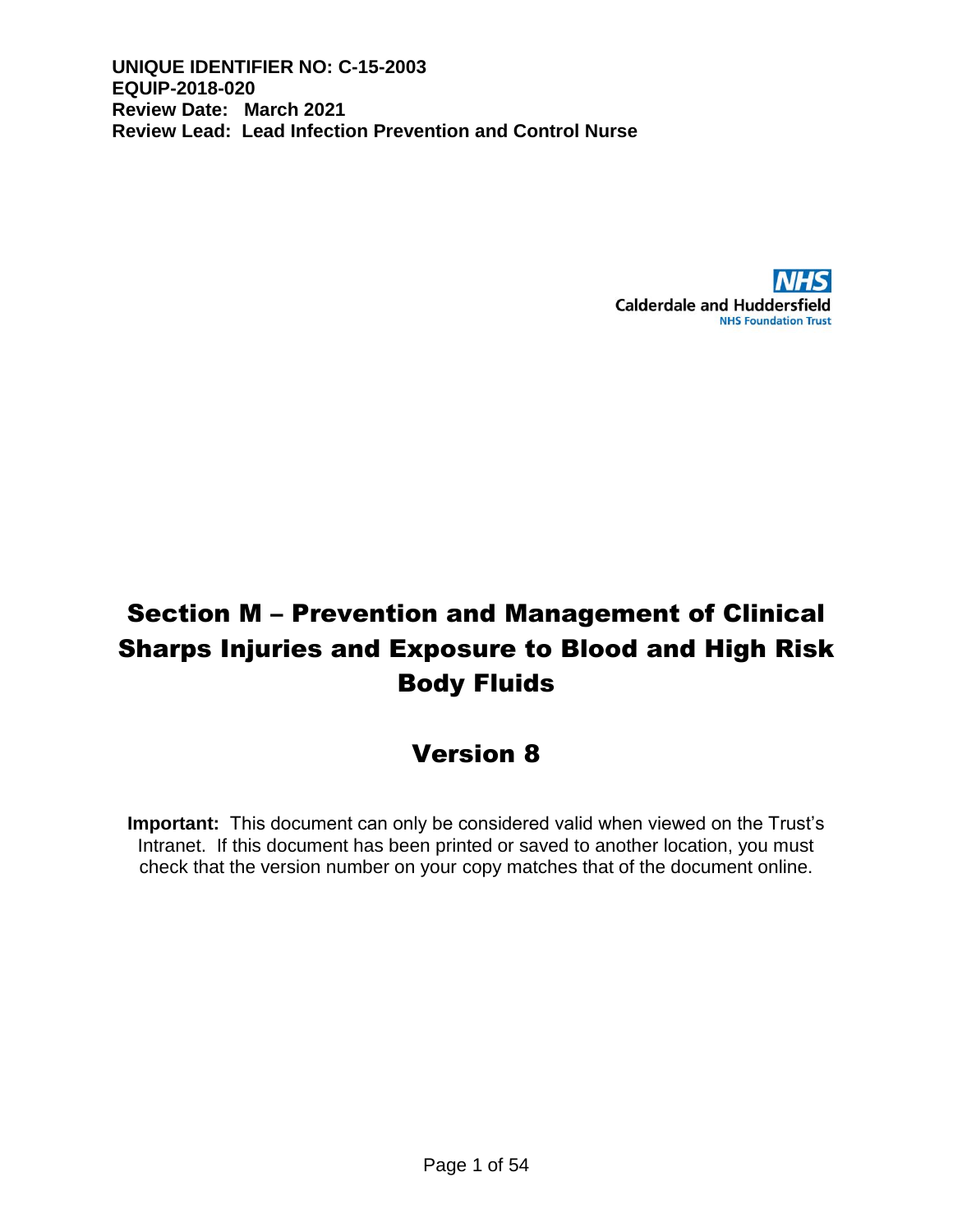**UNIQUE IDENTIFIER NO: C-15-2003**
**EQUIP-2018-020**
**Review Date: March 2021**
**Review Lead: Lead Infection Prevention and Control Nurse**

NHS
Calderdale and Huddersfield
NHS Foundation Trust

# Section M – Prevention and Management of Clinical Sharps Injuries and Exposure to Blood and High Risk Body Fluids

## Version 8

**Important:** This document can only be considered valid when viewed on the Trust's Intranet. If this document has been printed or saved to another location, you must check that the version number on your copy matches that of the document online.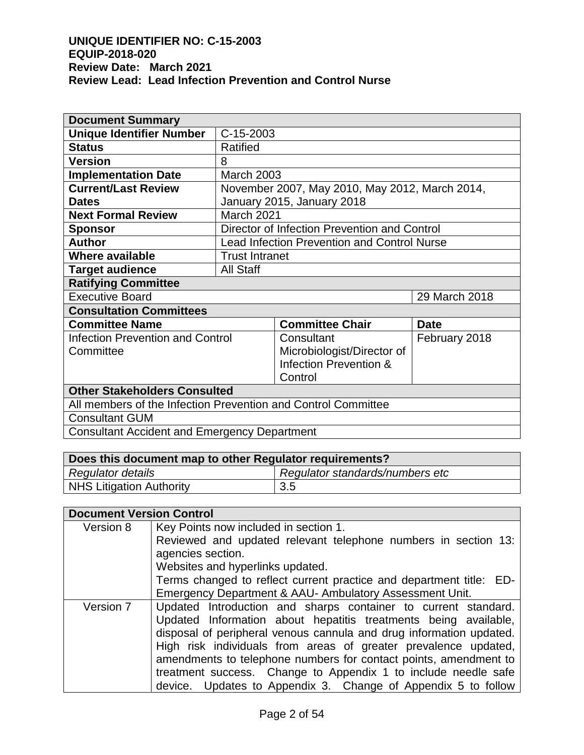**UNIQUE IDENTIFIER NO: C-15-2003**
**EQUIP-2018-020**
**Review Date: March 2021**
**Review Lead: Lead Infection Prevention and Control Nurse**

| **Document Summary** | | | |
|---|---|---|---|
| **Unique Identifier Number** | C-15-2003 | | |
| **Status** | Ratified | | |
| **Version** | 8 | | |
| **Implementation Date** | March 2003 | | |
| **Current/Last Review Dates** | November 2007, May 2010, May 2012, March 2014, January 2015, January 2018 | | |
| **Next Formal Review** | March 2021 | | |
| **Sponsor** | Director of Infection Prevention and Control | | |
| **Author** | Lead Infection Prevention and Control Nurse | | |
| **Where available** | Trust Intranet | | |
| **Target audience** | All Staff | | |
| **Ratifying Committee** | | | |
| Executive Board | | | 29 March 2018 |
| **Consultation Committees** | | | |
| **Committee Name** | | **Committee Chair** | **Date** |
| Infection Prevention and Control Committee | | Consultant Microbiologist/Director of Infection Prevention & Control | February 2018 |
| **Other Stakeholders Consulted** | | | |
| All members of the Infection Prevention and Control Committee | | | |
| Consultant GUM | | | |
| Consultant Accident and Emergency Department | | | |

| **Does this document map to other Regulator requirements?** | |
|---|---|
| *Regulator details* | *Regulator standards/numbers etc* |
| NHS Litigation Authority | 3.5 |

| **Document Version Control** | |
|---|---|
| Version 8 | Key Points now included in section 1. Reviewed and updated relevant telephone numbers in section 13: agencies section. Websites and hyperlinks updated. Terms changed to reflect current practice and department title: ED- Emergency Department & AAU- Ambulatory Assessment Unit. |
| Version 7 | Updated Introduction and sharps container to current standard. Updated Information about hepatitis treatments being available, disposal of peripheral venous cannula and drug information updated. High risk individuals from areas of greater prevalence updated, amendments to telephone numbers for contact points, amendment to treatment success. Change to Appendix 1 to include needle safe device. Updates to Appendix 3. Change of Appendix 5 to follow |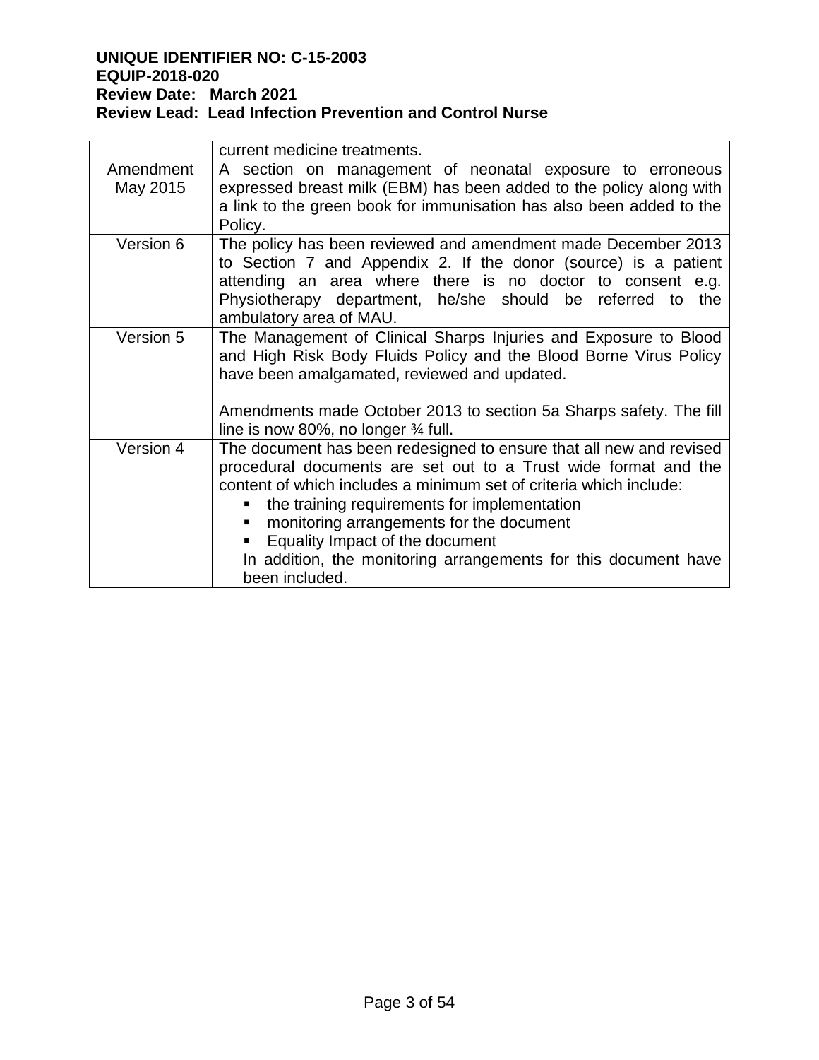| | |
|---|---|
| | current medicine treatments. |
| Amendment May 2015 | A section on management of neonatal exposure to erroneous expressed breast milk (EBM) has been added to the policy along with a link to the green book for immunisation has also been added to the Policy. |
| Version 6 | The policy has been reviewed and amendment made December 2013 to Section 7 and Appendix 2. If the donor (source) is a patient attending an area where there is no doctor to consent e.g. Physiotherapy department, he/she should be referred to the ambulatory area of MAU. |
| Version 5 | The Management of Clinical Sharps Injuries and Exposure to Blood and High Risk Body Fluids Policy and the Blood Borne Virus Policy have been amalgamated, reviewed and updated.<br><br>Amendments made October 2013 to section 5a Sharps safety. The fill line is now 80%, no longer ¾ full. |
| Version 4 | The document has been redesigned to ensure that all new and revised procedural documents are set out to a Trust wide format and the content of which includes a minimum set of criteria which include:<br>▪ the training requirements for implementation<br>▪ monitoring arrangements for the document<br>▪ Equality Impact of the document<br>In addition, the monitoring arrangements for this document have been included. |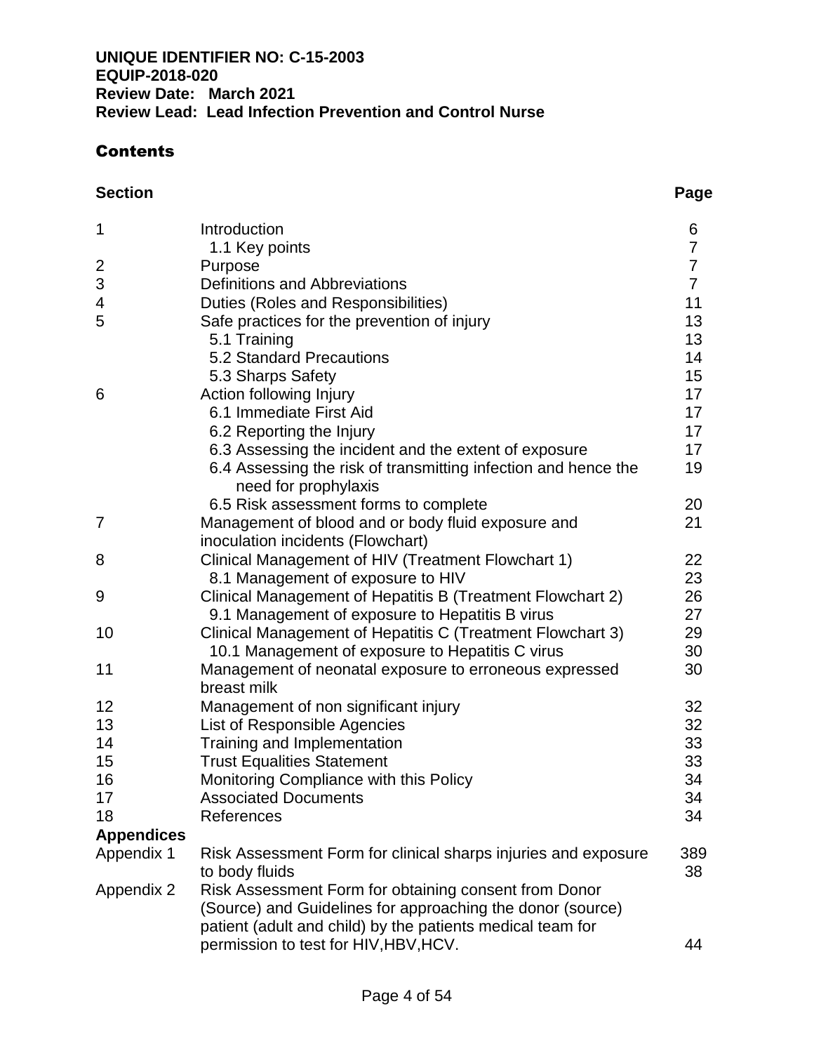**UNIQUE IDENTIFIER NO: C-15-2003**
**EQUIP-2018-020**
**Review Date: March 2021**
**Review Lead: Lead Infection Prevention and Control Nurse**

## Contents

| Section | | Page |
|---|---|---|
| 1 | Introduction | 6 |
| | 1.1 Key points | 7 |
| 2 | Purpose | 7 |
| 3 | Definitions and Abbreviations | 7 |
| 4 | Duties (Roles and Responsibilities) | 11 |
| 5 | Safe practices for the prevention of injury | 13 |
| | 5.1 Training | 13 |
| | 5.2 Standard Precautions | 14 |
| | 5.3 Sharps Safety | 15 |
| 6 | Action following Injury | 17 |
| | 6.1 Immediate First Aid | 17 |
| | 6.2 Reporting the Injury | 17 |
| | 6.3 Assessing the incident and the extent of exposure | 17 |
| | 6.4 Assessing the risk of transmitting infection and hence the need for prophylaxis | 19 |
| | 6.5 Risk assessment forms to complete | 20 |
| 7 | Management of blood and or body fluid exposure and inoculation incidents (Flowchart) | 21 |
| 8 | Clinical Management of HIV (Treatment Flowchart 1) | 22 |
| | 8.1 Management of exposure to HIV | 23 |
| 9 | Clinical Management of Hepatitis B (Treatment Flowchart 2) | 26 |
| | 9.1 Management of exposure to Hepatitis B virus | 27 |
| 10 | Clinical Management of Hepatitis C (Treatment Flowchart 3) | 29 |
| | 10.1 Management of exposure to Hepatitis C virus | 30 |
| 11 | Management of neonatal exposure to erroneous expressed breast milk | 30 |
| 12 | Management of non significant injury | 32 |
| 13 | List of Responsible Agencies | 32 |
| 14 | Training and Implementation | 33 |
| 15 | Trust Equalities Statement | 33 |
| 16 | Monitoring Compliance with this Policy | 34 |
| 17 | Associated Documents | 34 |
| 18 | References | 34 |
| **Appendices** | | |
| Appendix 1 | Risk Assessment Form for clinical sharps injuries and exposure to body fluids | 389 38 |
| Appendix 2 | Risk Assessment Form for obtaining consent from Donor (Source) and Guidelines for approaching the donor (source) patient (adult and child) by the patients medical team for permission to test for HIV,HBV,HCV. | 44 |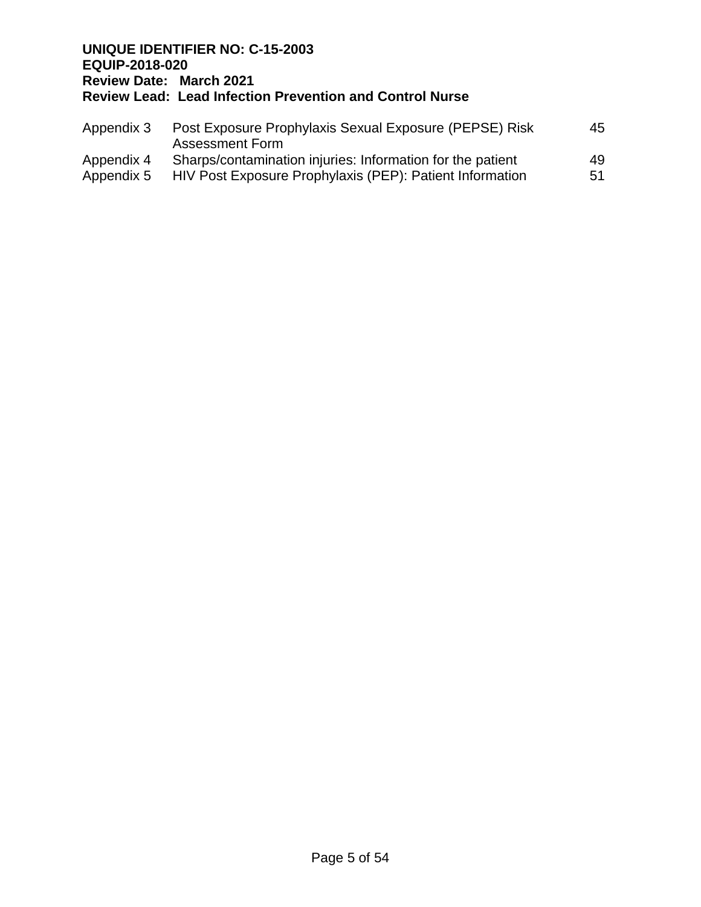| Appendix 3 | Post Exposure Prophylaxis Sexual Exposure (PEPSE) Risk Assessment Form | 45 |
|---|---|---|
| Appendix 4 | Sharps/contamination injuries: Information for the patient | 49 |
| Appendix 5 | HIV Post Exposure Prophylaxis (PEP): Patient Information | 51 |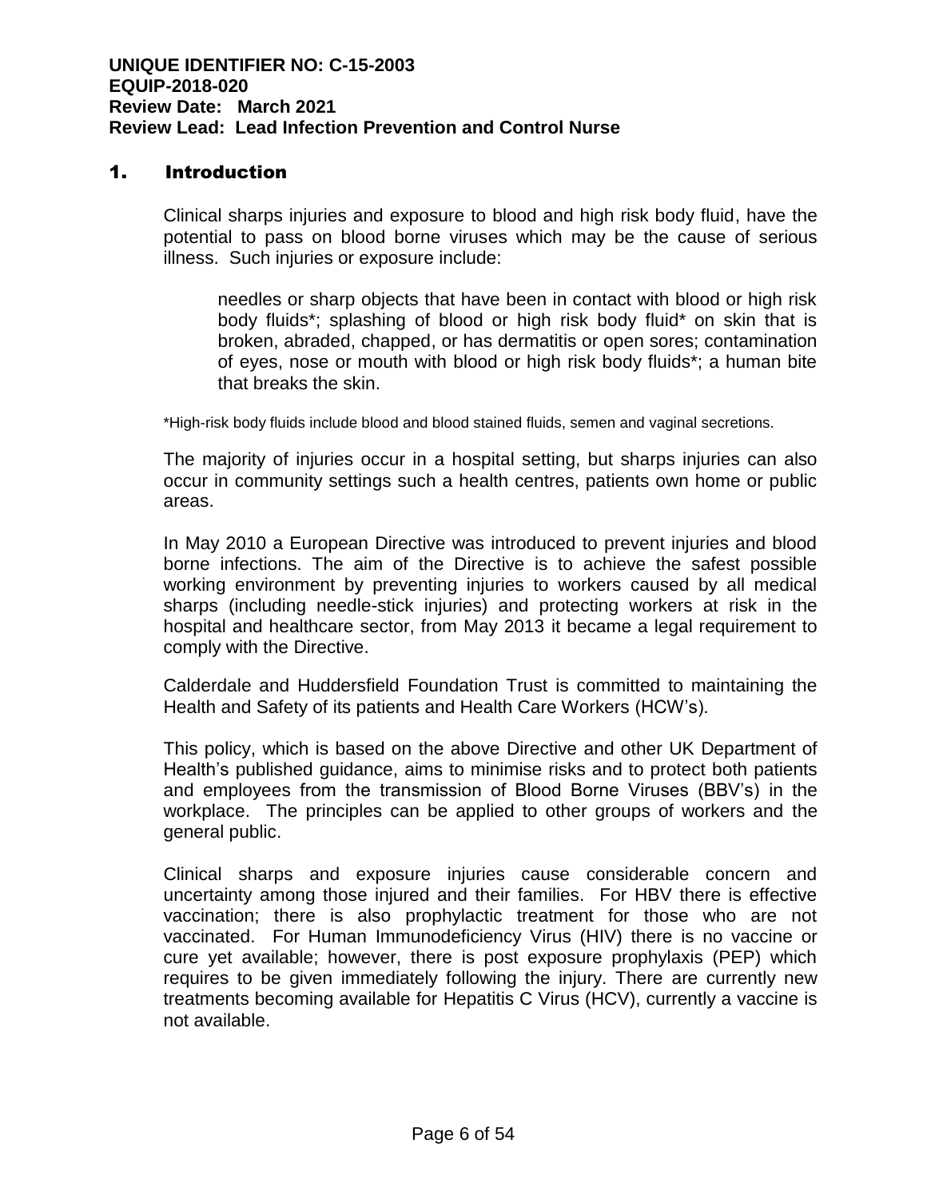**UNIQUE IDENTIFIER NO: C-15-2003**
**EQUIP-2018-020**
**Review Date: March 2021**
**Review Lead: Lead Infection Prevention and Control Nurse**

## 1. Introduction

Clinical sharps injuries and exposure to blood and high risk body fluid, have the potential to pass on blood borne viruses which may be the cause of serious illness. Such injuries or exposure include:

> needles or sharp objects that have been in contact with blood or high risk body fluids*; splashing of blood or high risk body fluid* on skin that is broken, abraded, chapped, or has dermatitis or open sores; contamination of eyes, nose or mouth with blood or high risk body fluids*; a human bite that breaks the skin.

*High-risk body fluids include blood and blood stained fluids, semen and vaginal secretions.

The majority of injuries occur in a hospital setting, but sharps injuries can also occur in community settings such a health centres, patients own home or public areas.

In May 2010 a European Directive was introduced to prevent injuries and blood borne infections. The aim of the Directive is to achieve the safest possible working environment by preventing injuries to workers caused by all medical sharps (including needle-stick injuries) and protecting workers at risk in the hospital and healthcare sector, from May 2013 it became a legal requirement to comply with the Directive.

Calderdale and Huddersfield Foundation Trust is committed to maintaining the Health and Safety of its patients and Health Care Workers (HCW's).

This policy, which is based on the above Directive and other UK Department of Health's published guidance, aims to minimise risks and to protect both patients and employees from the transmission of Blood Borne Viruses (BBV's) in the workplace. The principles can be applied to other groups of workers and the general public.

Clinical sharps and exposure injuries cause considerable concern and uncertainty among those injured and their families. For HBV there is effective vaccination; there is also prophylactic treatment for those who are not vaccinated. For Human Immunodeficiency Virus (HIV) there is no vaccine or cure yet available; however, there is post exposure prophylaxis (PEP) which requires to be given immediately following the injury. There are currently new treatments becoming available for Hepatitis C Virus (HCV), currently a vaccine is not available.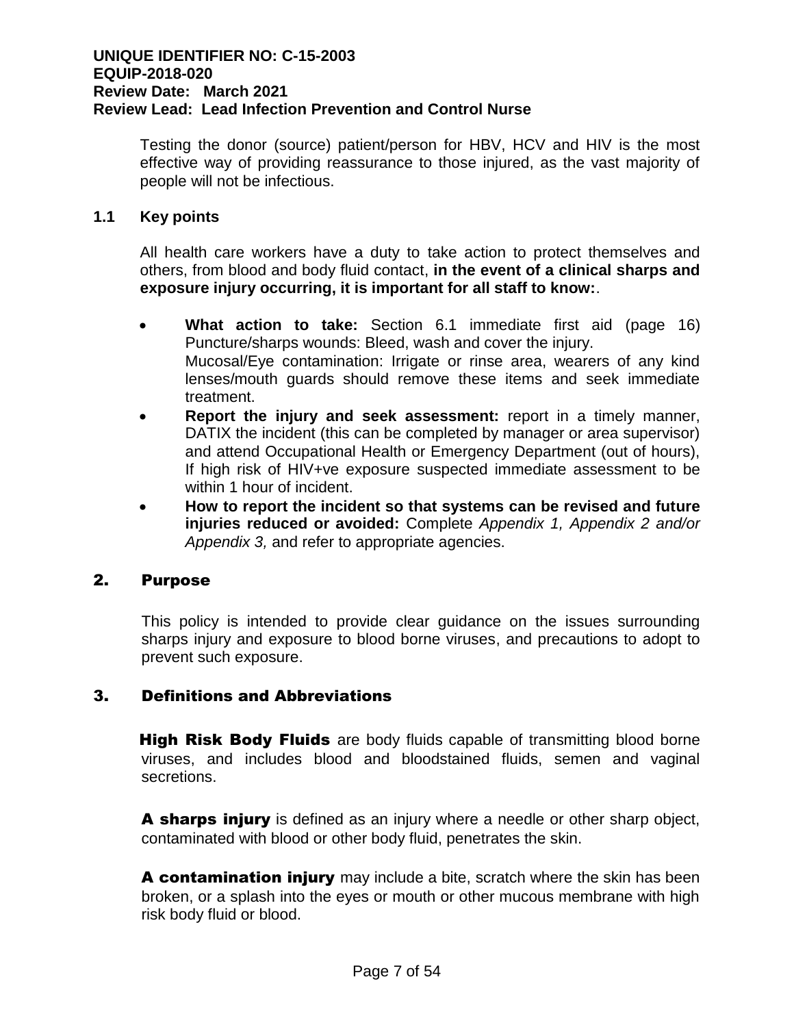Testing the donor (source) patient/person for HBV, HCV and HIV is the most effective way of providing reassurance to those injured, as the vast majority of people will not be infectious.

### 1.1 Key points

All health care workers have a duty to take action to protect themselves and others, from blood and body fluid contact, **in the event of a clinical sharps and exposure injury occurring, it is important for all staff to know:**.

- **What action to take:** Section 6.1 immediate first aid (page 16) Puncture/sharps wounds: Bleed, wash and cover the injury.
  Mucosal/Eye contamination: Irrigate or rinse area, wearers of any kind lenses/mouth guards should remove these items and seek immediate treatment.
- **Report the injury and seek assessment:** report in a timely manner, DATIX the incident (this can be completed by manager or area supervisor) and attend Occupational Health or Emergency Department (out of hours), If high risk of HIV+ve exposure suspected immediate assessment to be within 1 hour of incident.
- **How to report the incident so that systems can be revised and future injuries reduced or avoided:** Complete *Appendix 1, Appendix 2 and/or Appendix 3,* and refer to appropriate agencies.

## 2. Purpose

This policy is intended to provide clear guidance on the issues surrounding sharps injury and exposure to blood borne viruses, and precautions to adopt to prevent such exposure.

## 3. Definitions and Abbreviations

**High Risk Body Fluids** are body fluids capable of transmitting blood borne viruses, and includes blood and bloodstained fluids, semen and vaginal secretions.

**A sharps injury** is defined as an injury where a needle or other sharp object, contaminated with blood or other body fluid, penetrates the skin.

**A contamination injury** may include a bite, scratch where the skin has been broken, or a splash into the eyes or mouth or other mucous membrane with high risk body fluid or blood.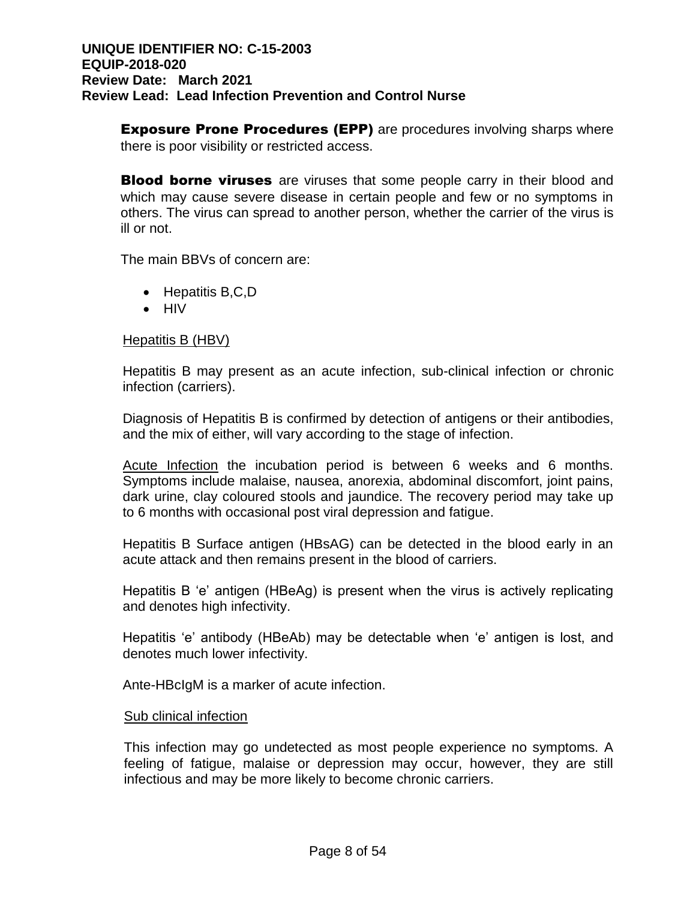**Exposure Prone Procedures (EPP)** are procedures involving sharps where there is poor visibility or restricted access.

**Blood borne viruses** are viruses that some people carry in their blood and which may cause severe disease in certain people and few or no symptoms in others. The virus can spread to another person, whether the carrier of the virus is ill or not.

The main BBVs of concern are:

- Hepatitis B,C,D
- HIV

<u>Hepatitis B (HBV)</u>

Hepatitis B may present as an acute infection, sub-clinical infection or chronic infection (carriers).

Diagnosis of Hepatitis B is confirmed by detection of antigens or their antibodies, and the mix of either, will vary according to the stage of infection.

<u>Acute Infection</u> the incubation period is between 6 weeks and 6 months. Symptoms include malaise, nausea, anorexia, abdominal discomfort, joint pains, dark urine, clay coloured stools and jaundice. The recovery period may take up to 6 months with occasional post viral depression and fatigue.

Hepatitis B Surface antigen (HBsAG) can be detected in the blood early in an acute attack and then remains present in the blood of carriers.

Hepatitis B 'e' antigen (HBeAg) is present when the virus is actively replicating and denotes high infectivity.

Hepatitis 'e' antibody (HBeAb) may be detectable when 'e' antigen is lost, and denotes much lower infectivity.

Ante-HBcIgM is a marker of acute infection.

<u>Sub clinical infection</u>

This infection may go undetected as most people experience no symptoms. A feeling of fatigue, malaise or depression may occur, however, they are still infectious and may be more likely to become chronic carriers.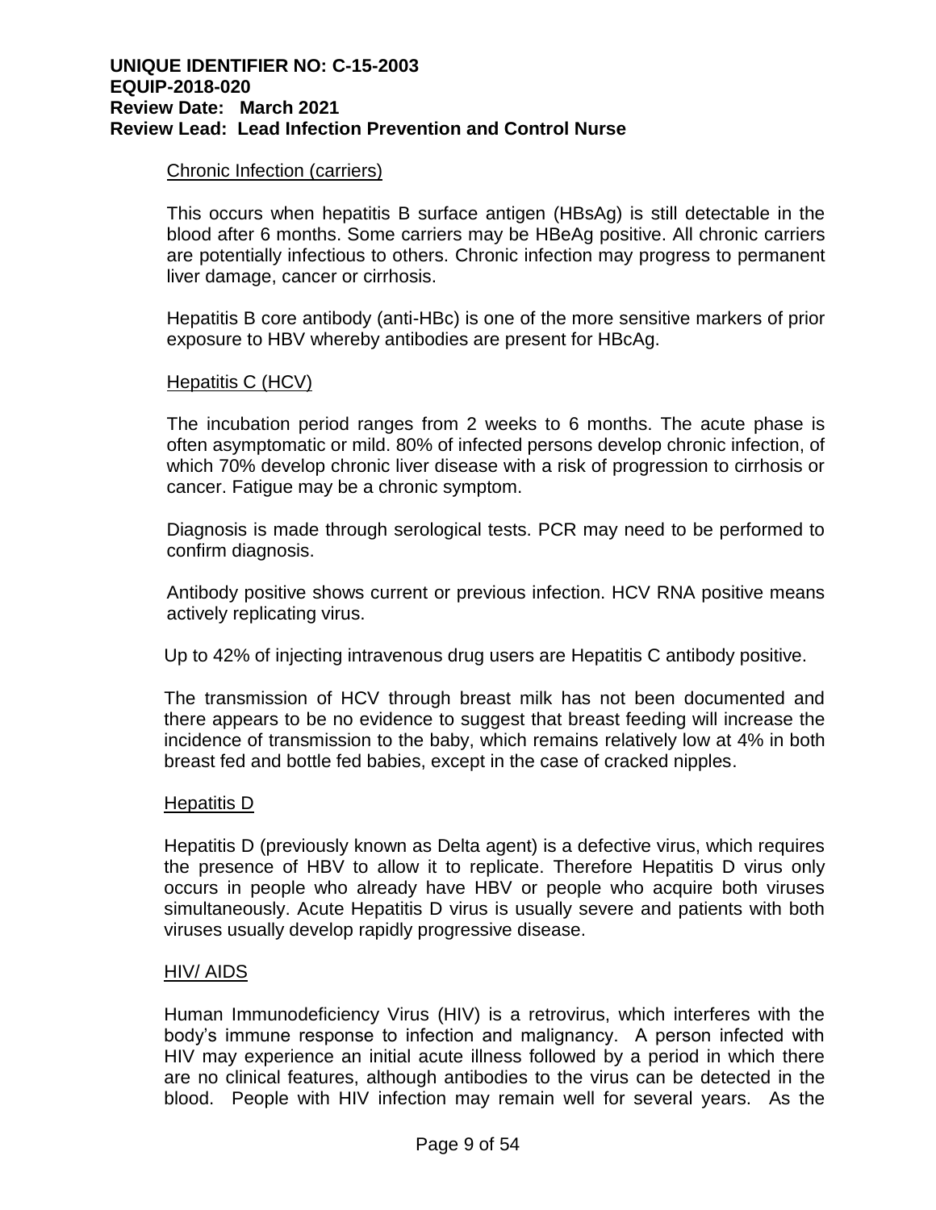### Chronic Infection (carriers)

This occurs when hepatitis B surface antigen (HBsAg) is still detectable in the blood after 6 months. Some carriers may be HBeAg positive. All chronic carriers are potentially infectious to others. Chronic infection may progress to permanent liver damage, cancer or cirrhosis.

Hepatitis B core antibody (anti-HBc) is one of the more sensitive markers of prior exposure to HBV whereby antibodies are present for HBcAg.

### Hepatitis C (HCV)

The incubation period ranges from 2 weeks to 6 months. The acute phase is often asymptomatic or mild. 80% of infected persons develop chronic infection, of which 70% develop chronic liver disease with a risk of progression to cirrhosis or cancer. Fatigue may be a chronic symptom.

Diagnosis is made through serological tests. PCR may need to be performed to confirm diagnosis.

Antibody positive shows current or previous infection. HCV RNA positive means actively replicating virus.

Up to 42% of injecting intravenous drug users are Hepatitis C antibody positive.

The transmission of HCV through breast milk has not been documented and there appears to be no evidence to suggest that breast feeding will increase the incidence of transmission to the baby, which remains relatively low at 4% in both breast fed and bottle fed babies, except in the case of cracked nipples.

### Hepatitis D

Hepatitis D (previously known as Delta agent) is a defective virus, which requires the presence of HBV to allow it to replicate. Therefore Hepatitis D virus only occurs in people who already have HBV or people who acquire both viruses simultaneously. Acute Hepatitis D virus is usually severe and patients with both viruses usually develop rapidly progressive disease.

### HIV/ AIDS

Human Immunodeficiency Virus (HIV) is a retrovirus, which interferes with the body's immune response to infection and malignancy. A person infected with HIV may experience an initial acute illness followed by a period in which there are no clinical features, although antibodies to the virus can be detected in the blood. People with HIV infection may remain well for several years. As the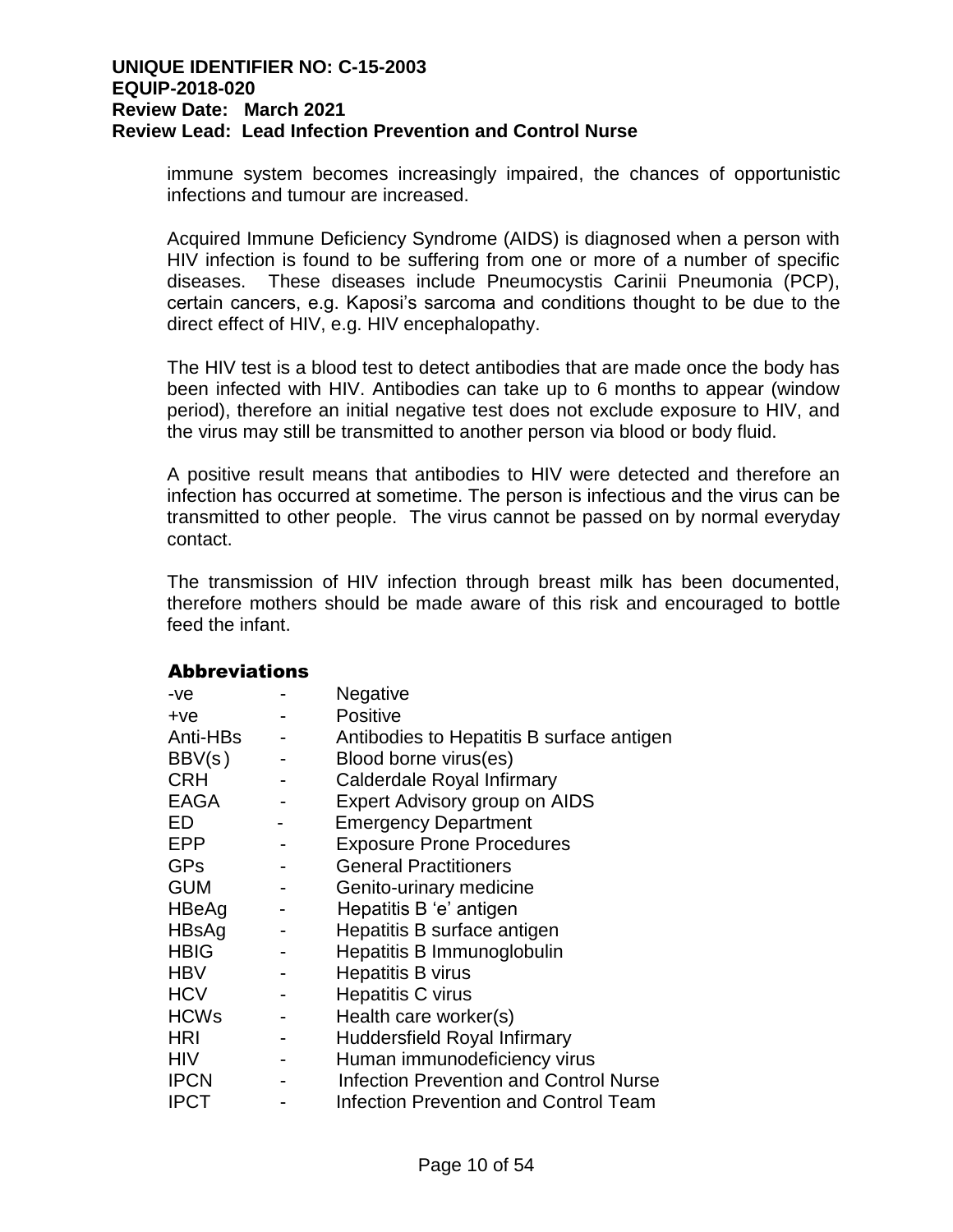immune system becomes increasingly impaired, the chances of opportunistic infections and tumour are increased.

Acquired Immune Deficiency Syndrome (AIDS) is diagnosed when a person with HIV infection is found to be suffering from one or more of a number of specific diseases. These diseases include Pneumocystis Carinii Pneumonia (PCP), certain cancers, e.g. Kaposi's sarcoma and conditions thought to be due to the direct effect of HIV, e.g. HIV encephalopathy.

The HIV test is a blood test to detect antibodies that are made once the body has been infected with HIV. Antibodies can take up to 6 months to appear (window period), therefore an initial negative test does not exclude exposure to HIV, and the virus may still be transmitted to another person via blood or body fluid.

A positive result means that antibodies to HIV were detected and therefore an infection has occurred at sometime. The person is infectious and the virus can be transmitted to other people. The virus cannot be passed on by normal everyday contact.

The transmission of HIV infection through breast milk has been documented, therefore mothers should be made aware of this risk and encouraged to bottle feed the infant.

## Abbreviations

| | | |
|---|---|---|
| -ve | - | Negative |
| +ve | - | Positive |
| Anti-HBs | - | Antibodies to Hepatitis B surface antigen |
| BBV(s) | - | Blood borne virus(es) |
| CRH | - | Calderdale Royal Infirmary |
| EAGA | - | Expert Advisory group on AIDS |
| ED | - | Emergency Department |
| EPP | - | Exposure Prone Procedures |
| GPs | - | General Practitioners |
| GUM | - | Genito-urinary medicine |
| HBeAg | - | Hepatitis B 'e' antigen |
| HBsAg | - | Hepatitis B surface antigen |
| HBIG | - | Hepatitis B Immunoglobulin |
| HBV | - | Hepatitis B virus |
| HCV | - | Hepatitis C virus |
| HCWs | - | Health care worker(s) |
| HRI | - | Huddersfield Royal Infirmary |
| HIV | - | Human immunodeficiency virus |
| IPCN | - | Infection Prevention and Control Nurse |
| IPCT | - | Infection Prevention and Control Team |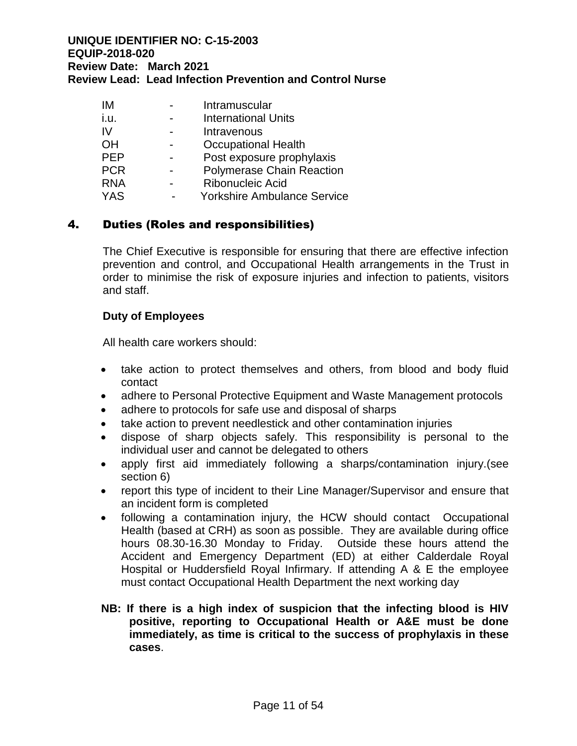| | | |
|---|---|---|
| IM | - | Intramuscular |
| i.u. | - | International Units |
| IV | - | Intravenous |
| OH | - | Occupational Health |
| PEP | - | Post exposure prophylaxis |
| PCR | - | Polymerase Chain Reaction |
| RNA | - | Ribonucleic Acid |
| YAS | - | Yorkshire Ambulance Service |

## 4. Duties (Roles and responsibilities)

The Chief Executive is responsible for ensuring that there are effective infection prevention and control, and Occupational Health arrangements in the Trust in order to minimise the risk of exposure injuries and infection to patients, visitors and staff.

**Duty of Employees**

All health care workers should:

- take action to protect themselves and others, from blood and body fluid contact
- adhere to Personal Protective Equipment and Waste Management protocols
- adhere to protocols for safe use and disposal of sharps
- take action to prevent needlestick and other contamination injuries
- dispose of sharp objects safely. This responsibility is personal to the individual user and cannot be delegated to others
- apply first aid immediately following a sharps/contamination injury.(see section 6)
- report this type of incident to their Line Manager/Supervisor and ensure that an incident form is completed
- following a contamination injury, the HCW should contact Occupational Health (based at CRH) as soon as possible. They are available during office hours 08.30-16.30 Monday to Friday. Outside these hours attend the Accident and Emergency Department (ED) at either Calderdale Royal Hospital or Huddersfield Royal Infirmary. If attending A & E the employee must contact Occupational Health Department the next working day

**NB: If there is a high index of suspicion that the infecting blood is HIV positive, reporting to Occupational Health or A&E must be done immediately, as time is critical to the success of prophylaxis in these cases**.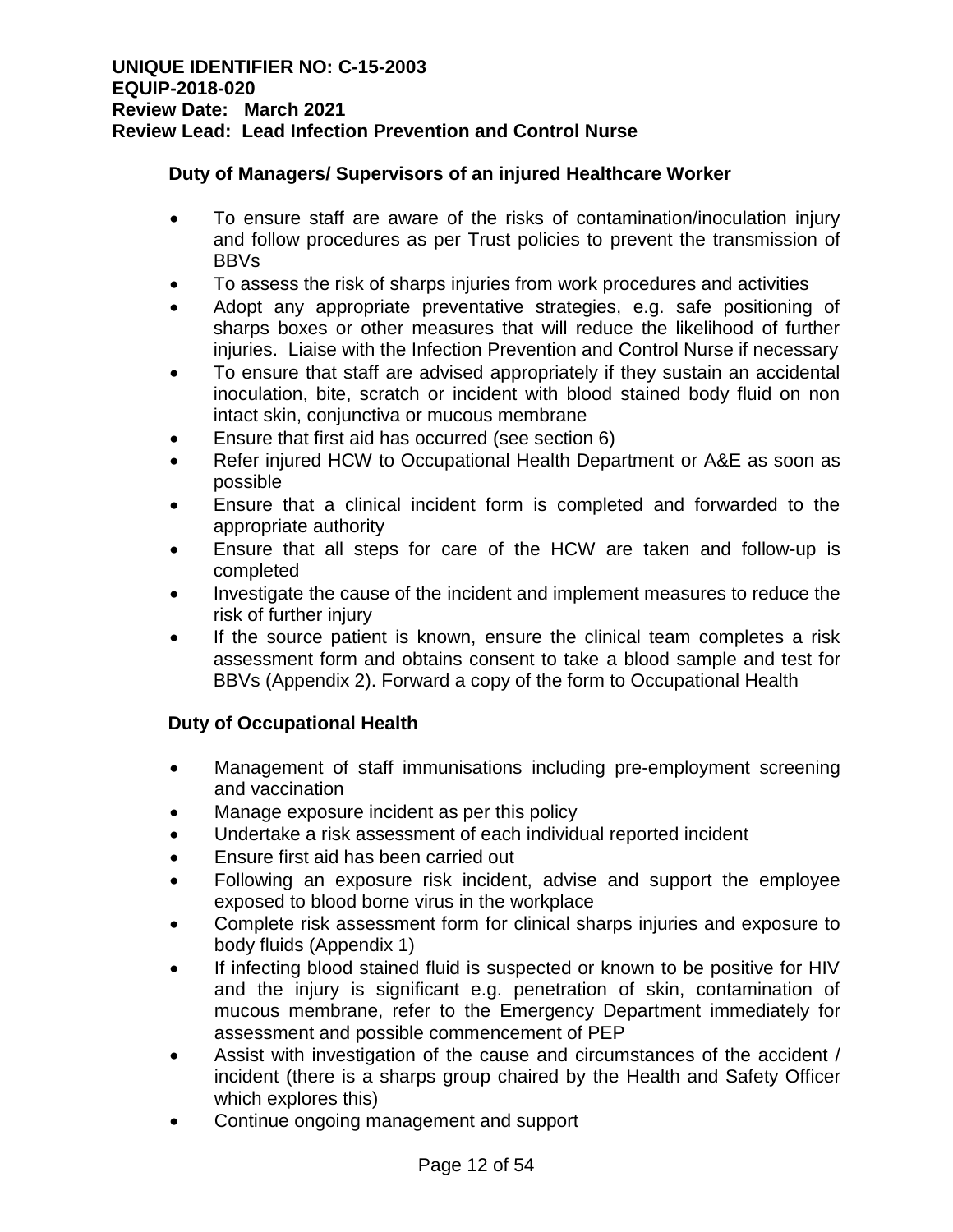### Duty of Managers/ Supervisors of an injured Healthcare Worker

- To ensure staff are aware of the risks of contamination/inoculation injury and follow procedures as per Trust policies to prevent the transmission of BBVs
- To assess the risk of sharps injuries from work procedures and activities
- Adopt any appropriate preventative strategies, e.g. safe positioning of sharps boxes or other measures that will reduce the likelihood of further injuries. Liaise with the Infection Prevention and Control Nurse if necessary
- To ensure that staff are advised appropriately if they sustain an accidental inoculation, bite, scratch or incident with blood stained body fluid on non intact skin, conjunctiva or mucous membrane
- Ensure that first aid has occurred (see section 6)
- Refer injured HCW to Occupational Health Department or A&E as soon as possible
- Ensure that a clinical incident form is completed and forwarded to the appropriate authority
- Ensure that all steps for care of the HCW are taken and follow-up is completed
- Investigate the cause of the incident and implement measures to reduce the risk of further injury
- If the source patient is known, ensure the clinical team completes a risk assessment form and obtains consent to take a blood sample and test for BBVs (Appendix 2). Forward a copy of the form to Occupational Health

### Duty of Occupational Health

- Management of staff immunisations including pre-employment screening and vaccination
- Manage exposure incident as per this policy
- Undertake a risk assessment of each individual reported incident
- Ensure first aid has been carried out
- Following an exposure risk incident, advise and support the employee exposed to blood borne virus in the workplace
- Complete risk assessment form for clinical sharps injuries and exposure to body fluids (Appendix 1)
- If infecting blood stained fluid is suspected or known to be positive for HIV and the injury is significant e.g. penetration of skin, contamination of mucous membrane, refer to the Emergency Department immediately for assessment and possible commencement of PEP
- Assist with investigation of the cause and circumstances of the accident / incident (there is a sharps group chaired by the Health and Safety Officer which explores this)
- Continue ongoing management and support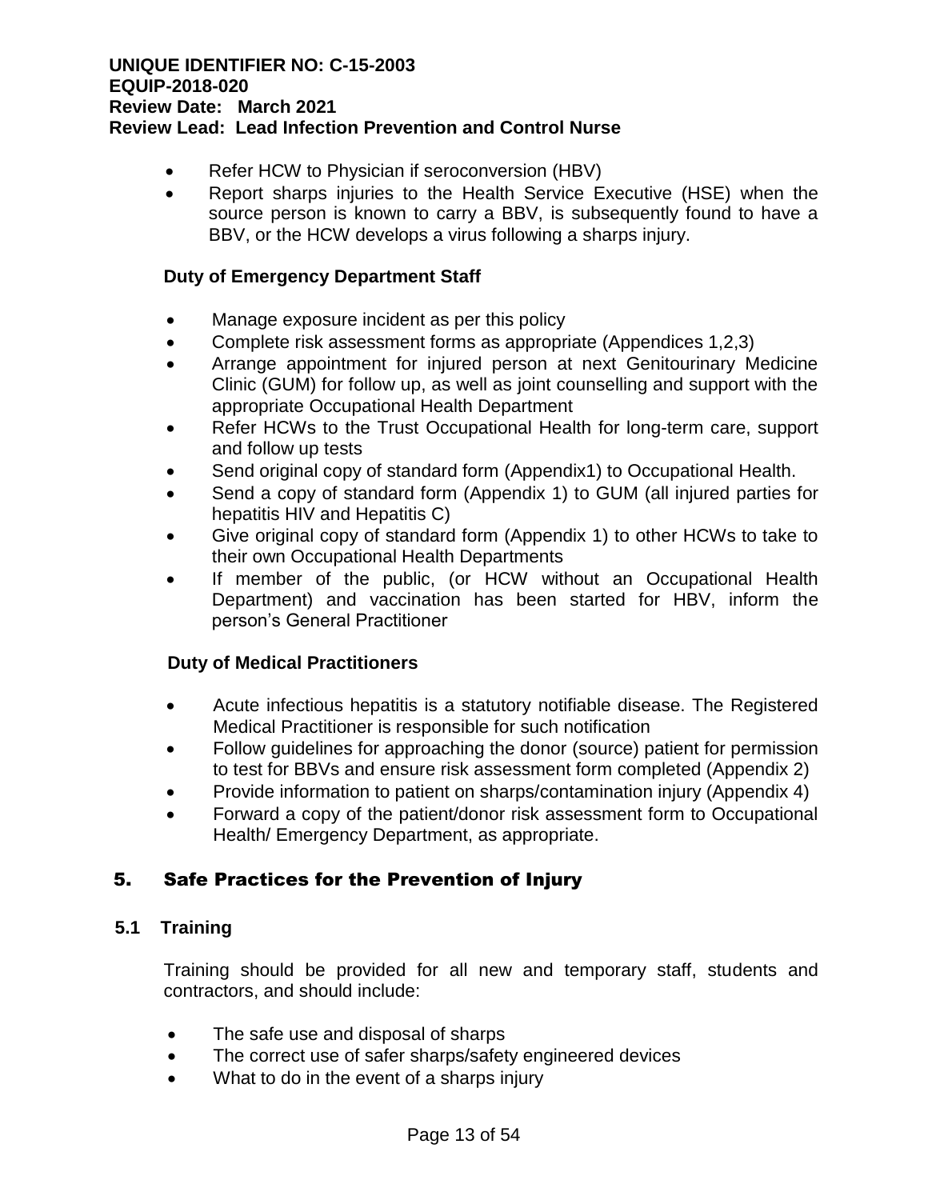- Refer HCW to Physician if seroconversion (HBV)
- Report sharps injuries to the Health Service Executive (HSE) when the source person is known to carry a BBV, is subsequently found to have a BBV, or the HCW develops a virus following a sharps injury.

**Duty of Emergency Department Staff**

- Manage exposure incident as per this policy
- Complete risk assessment forms as appropriate (Appendices 1,2,3)
- Arrange appointment for injured person at next Genitourinary Medicine Clinic (GUM) for follow up, as well as joint counselling and support with the appropriate Occupational Health Department
- Refer HCWs to the Trust Occupational Health for long-term care, support and follow up tests
- Send original copy of standard form (Appendix1) to Occupational Health.
- Send a copy of standard form (Appendix 1) to GUM (all injured parties for hepatitis HIV and Hepatitis C)
- Give original copy of standard form (Appendix 1) to other HCWs to take to their own Occupational Health Departments
- If member of the public, (or HCW without an Occupational Health Department) and vaccination has been started for HBV, inform the person's General Practitioner

**Duty of Medical Practitioners**

- Acute infectious hepatitis is a statutory notifiable disease. The Registered Medical Practitioner is responsible for such notification
- Follow guidelines for approaching the donor (source) patient for permission to test for BBVs and ensure risk assessment form completed (Appendix 2)
- Provide information to patient on sharps/contamination injury (Appendix 4)
- Forward a copy of the patient/donor risk assessment form to Occupational Health/ Emergency Department, as appropriate.

## 5. Safe Practices for the Prevention of Injury

### 5.1 Training

Training should be provided for all new and temporary staff, students and contractors, and should include:

- The safe use and disposal of sharps
- The correct use of safer sharps/safety engineered devices
- What to do in the event of a sharps injury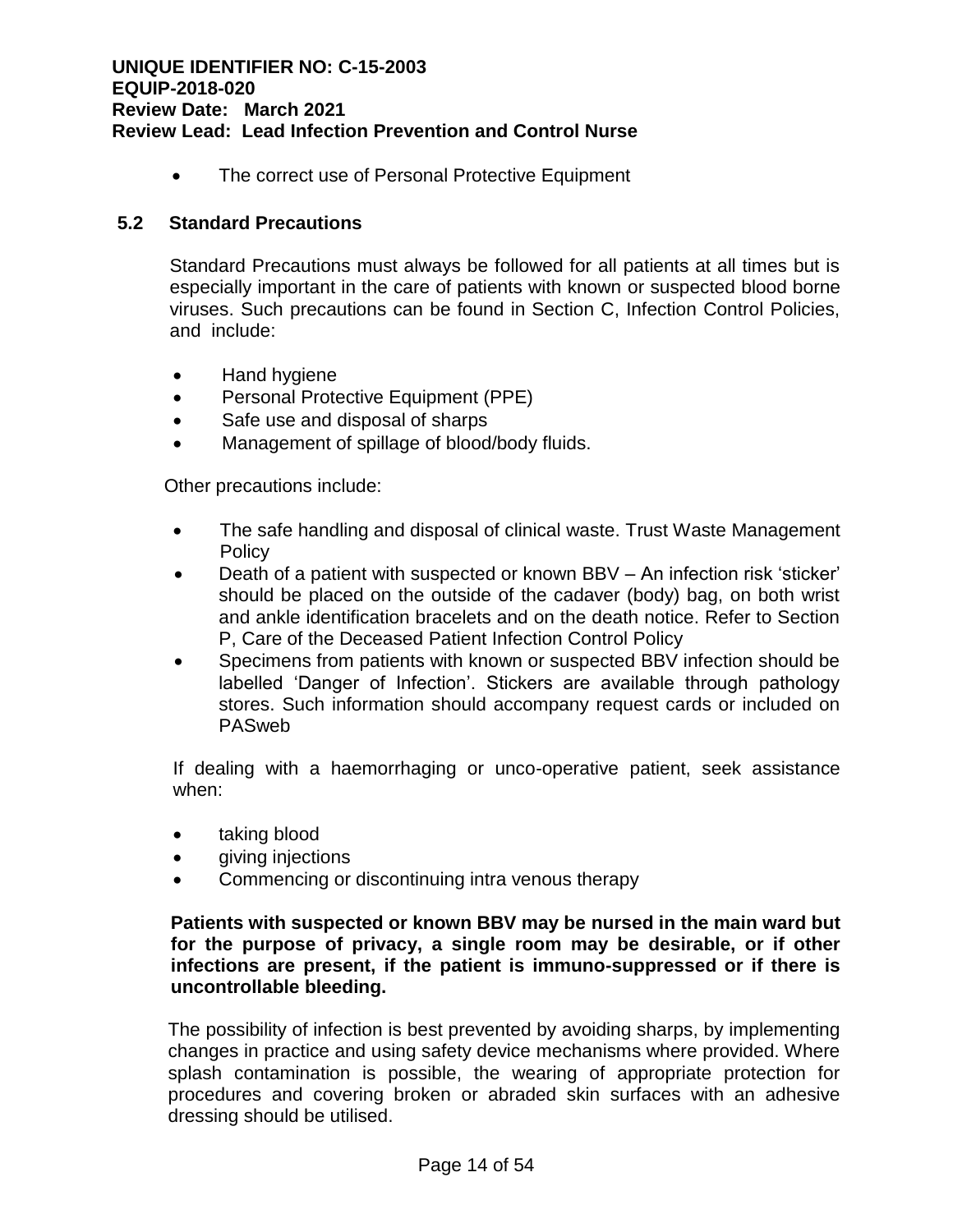- The correct use of Personal Protective Equipment

## 5.2 Standard Precautions

Standard Precautions must always be followed for all patients at all times but is especially important in the care of patients with known or suspected blood borne viruses. Such precautions can be found in Section C, Infection Control Policies, and include:

- Hand hygiene
- Personal Protective Equipment (PPE)
- Safe use and disposal of sharps
- Management of spillage of blood/body fluids.

Other precautions include:

- The safe handling and disposal of clinical waste. Trust Waste Management Policy
- Death of a patient with suspected or known BBV – An infection risk 'sticker' should be placed on the outside of the cadaver (body) bag, on both wrist and ankle identification bracelets and on the death notice. Refer to Section P, Care of the Deceased Patient Infection Control Policy
- Specimens from patients with known or suspected BBV infection should be labelled 'Danger of Infection'. Stickers are available through pathology stores. Such information should accompany request cards or included on PASweb

If dealing with a haemorrhaging or unco-operative patient, seek assistance when:

- taking blood
- giving injections
- Commencing or discontinuing intra venous therapy

**Patients with suspected or known BBV may be nursed in the main ward but for the purpose of privacy, a single room may be desirable, or if other infections are present, if the patient is immuno-suppressed or if there is uncontrollable bleeding.**

The possibility of infection is best prevented by avoiding sharps, by implementing changes in practice and using safety device mechanisms where provided. Where splash contamination is possible, the wearing of appropriate protection for procedures and covering broken or abraded skin surfaces with an adhesive dressing should be utilised.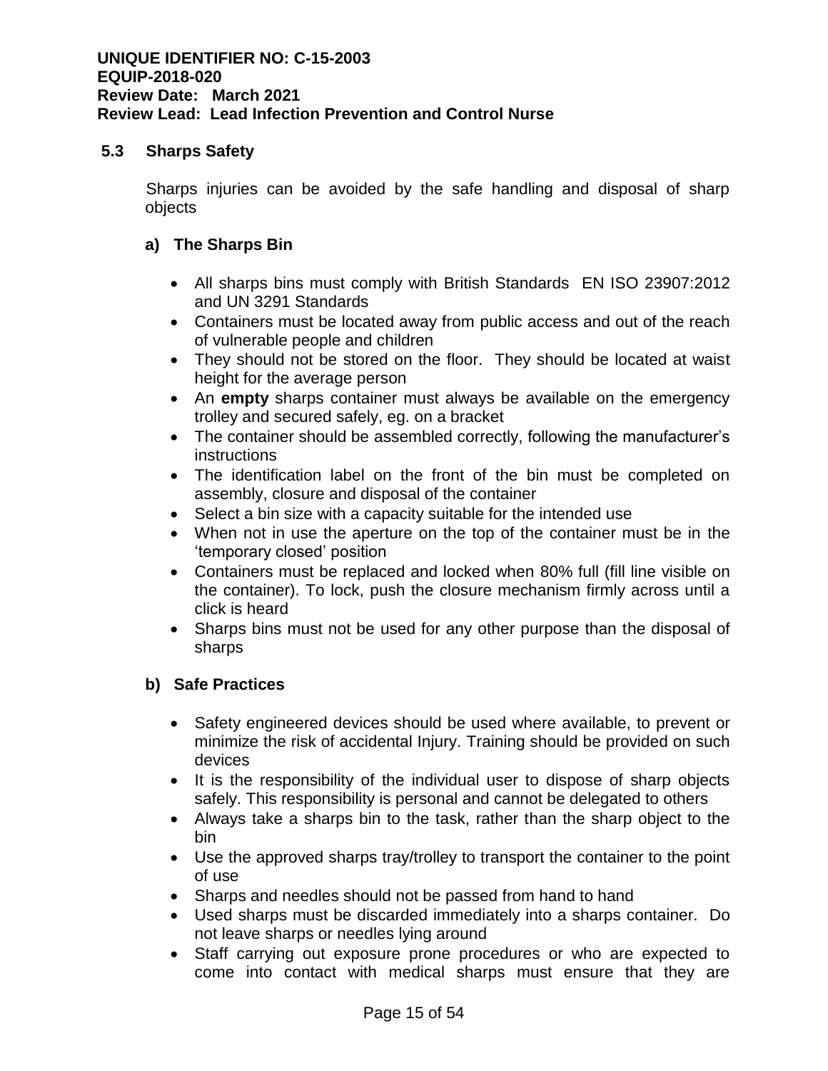## 5.3 Sharps Safety

Sharps injuries can be avoided by the safe handling and disposal of sharp objects

### a) The Sharps Bin

- All sharps bins must comply with British Standards EN ISO 23907:2012 and UN 3291 Standards
- Containers must be located away from public access and out of the reach of vulnerable people and children
- They should not be stored on the floor. They should be located at waist height for the average person
- An **empty** sharps container must always be available on the emergency trolley and secured safely, eg. on a bracket
- The container should be assembled correctly, following the manufacturer's instructions
- The identification label on the front of the bin must be completed on assembly, closure and disposal of the container
- Select a bin size with a capacity suitable for the intended use
- When not in use the aperture on the top of the container must be in the 'temporary closed' position
- Containers must be replaced and locked when 80% full (fill line visible on the container). To lock, push the closure mechanism firmly across until a click is heard
- Sharps bins must not be used for any other purpose than the disposal of sharps

### b) Safe Practices

- Safety engineered devices should be used where available, to prevent or minimize the risk of accidental Injury. Training should be provided on such devices
- It is the responsibility of the individual user to dispose of sharp objects safely. This responsibility is personal and cannot be delegated to others
- Always take a sharps bin to the task, rather than the sharp object to the bin
- Use the approved sharps tray/trolley to transport the container to the point of use
- Sharps and needles should not be passed from hand to hand
- Used sharps must be discarded immediately into a sharps container. Do not leave sharps or needles lying around
- Staff carrying out exposure prone procedures or who are expected to come into contact with medical sharps must ensure that they are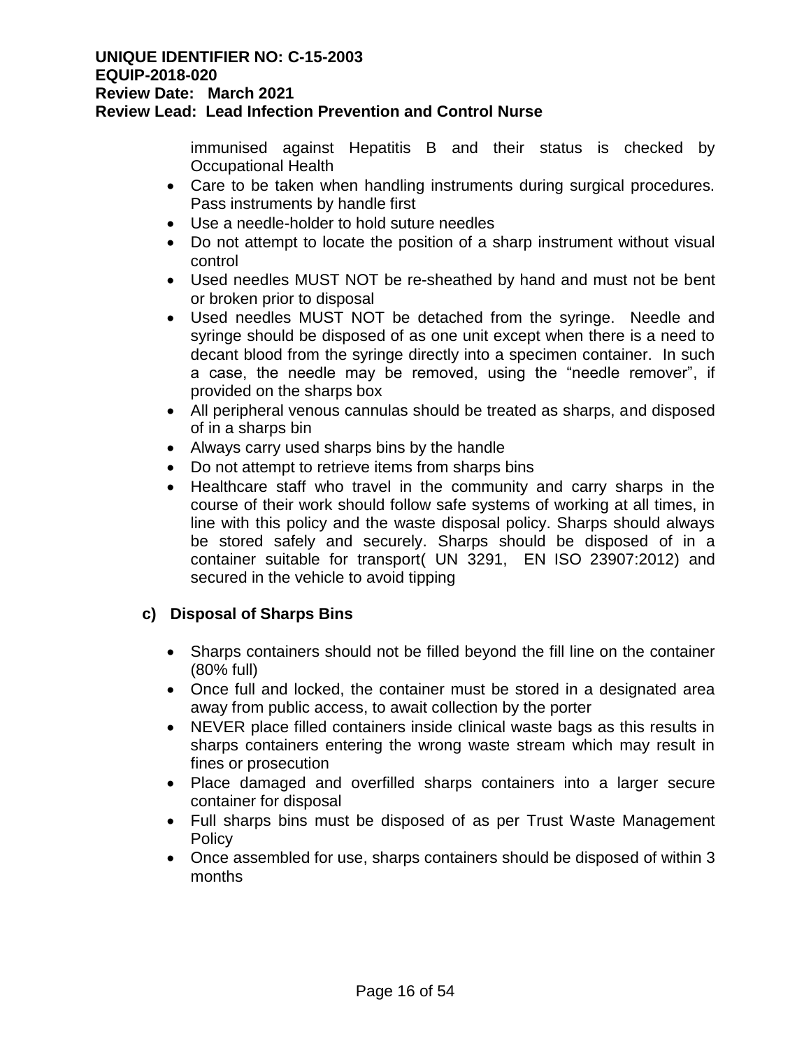immunised against Hepatitis B and their status is checked by Occupational Health

- Care to be taken when handling instruments during surgical procedures. Pass instruments by handle first
- Use a needle-holder to hold suture needles
- Do not attempt to locate the position of a sharp instrument without visual control
- Used needles MUST NOT be re-sheathed by hand and must not be bent or broken prior to disposal
- Used needles MUST NOT be detached from the syringe. Needle and syringe should be disposed of as one unit except when there is a need to decant blood from the syringe directly into a specimen container. In such a case, the needle may be removed, using the "needle remover", if provided on the sharps box
- All peripheral venous cannulas should be treated as sharps, and disposed of in a sharps bin
- Always carry used sharps bins by the handle
- Do not attempt to retrieve items from sharps bins
- Healthcare staff who travel in the community and carry sharps in the course of their work should follow safe systems of working at all times, in line with this policy and the waste disposal policy. Sharps should always be stored safely and securely. Sharps should be disposed of in a container suitable for transport( UN 3291, EN ISO 23907:2012) and secured in the vehicle to avoid tipping

### c) Disposal of Sharps Bins

- Sharps containers should not be filled beyond the fill line on the container (80% full)
- Once full and locked, the container must be stored in a designated area away from public access, to await collection by the porter
- NEVER place filled containers inside clinical waste bags as this results in sharps containers entering the wrong waste stream which may result in fines or prosecution
- Place damaged and overfilled sharps containers into a larger secure container for disposal
- Full sharps bins must be disposed of as per Trust Waste Management Policy
- Once assembled for use, sharps containers should be disposed of within 3 months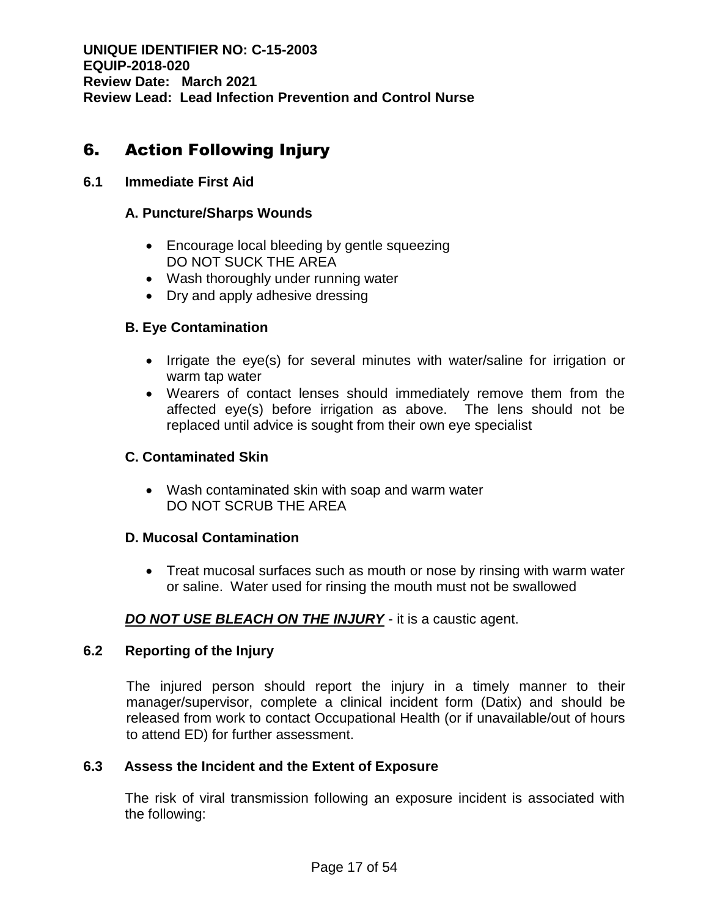## 6. Action Following Injury

### 6.1 Immediate First Aid

**A. Puncture/Sharps Wounds**

- Encourage local bleeding by gentle squeezing
  DO NOT SUCK THE AREA
- Wash thoroughly under running water
- Dry and apply adhesive dressing

**B. Eye Contamination**

- Irrigate the eye(s) for several minutes with water/saline for irrigation or warm tap water
- Wearers of contact lenses should immediately remove them from the affected eye(s) before irrigation as above. The lens should not be replaced until advice is sought from their own eye specialist

**C. Contaminated Skin**

- Wash contaminated skin with soap and warm water
  DO NOT SCRUB THE AREA

**D. Mucosal Contamination**

- Treat mucosal surfaces such as mouth or nose by rinsing with warm water or saline. Water used for rinsing the mouth must not be swallowed

***DO NOT USE BLEACH ON THE INJURY*** - it is a caustic agent.

### 6.2 Reporting of the Injury

The injured person should report the injury in a timely manner to their manager/supervisor, complete a clinical incident form (Datix) and should be released from work to contact Occupational Health (or if unavailable/out of hours to attend ED) for further assessment.

### 6.3 Assess the Incident and the Extent of Exposure

The risk of viral transmission following an exposure incident is associated with the following: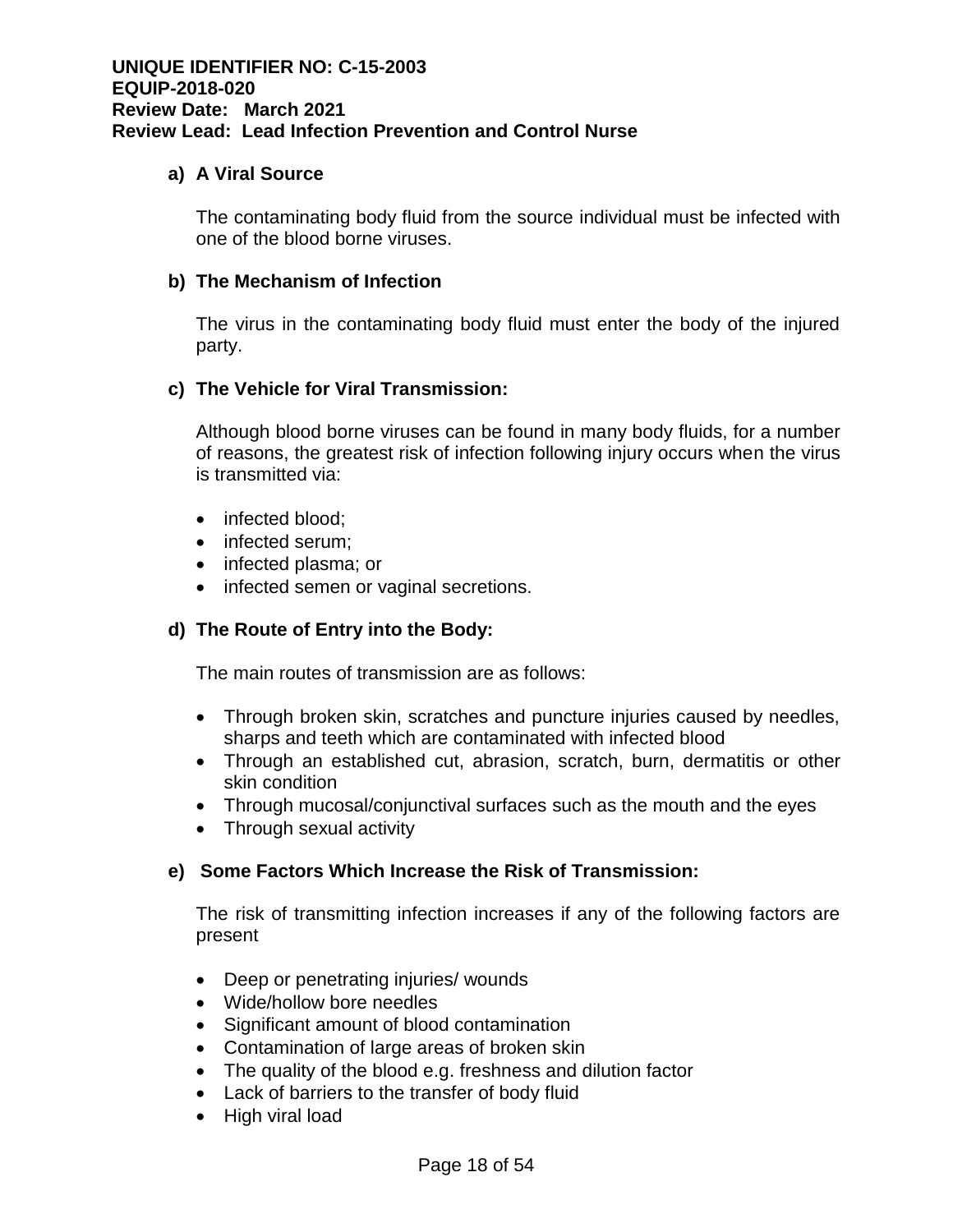#### a) A Viral Source

The contaminating body fluid from the source individual must be infected with one of the blood borne viruses.

#### b) The Mechanism of Infection

The virus in the contaminating body fluid must enter the body of the injured party.

#### c) The Vehicle for Viral Transmission:

Although blood borne viruses can be found in many body fluids, for a number of reasons, the greatest risk of infection following injury occurs when the virus is transmitted via:

- infected blood;
- infected serum;
- infected plasma; or
- infected semen or vaginal secretions.

#### d) The Route of Entry into the Body:

The main routes of transmission are as follows:

- Through broken skin, scratches and puncture injuries caused by needles, sharps and teeth which are contaminated with infected blood
- Through an established cut, abrasion, scratch, burn, dermatitis or other skin condition
- Through mucosal/conjunctival surfaces such as the mouth and the eyes
- Through sexual activity

#### e) Some Factors Which Increase the Risk of Transmission:

The risk of transmitting infection increases if any of the following factors are present

- Deep or penetrating injuries/ wounds
- Wide/hollow bore needles
- Significant amount of blood contamination
- Contamination of large areas of broken skin
- The quality of the blood e.g. freshness and dilution factor
- Lack of barriers to the transfer of body fluid
- High viral load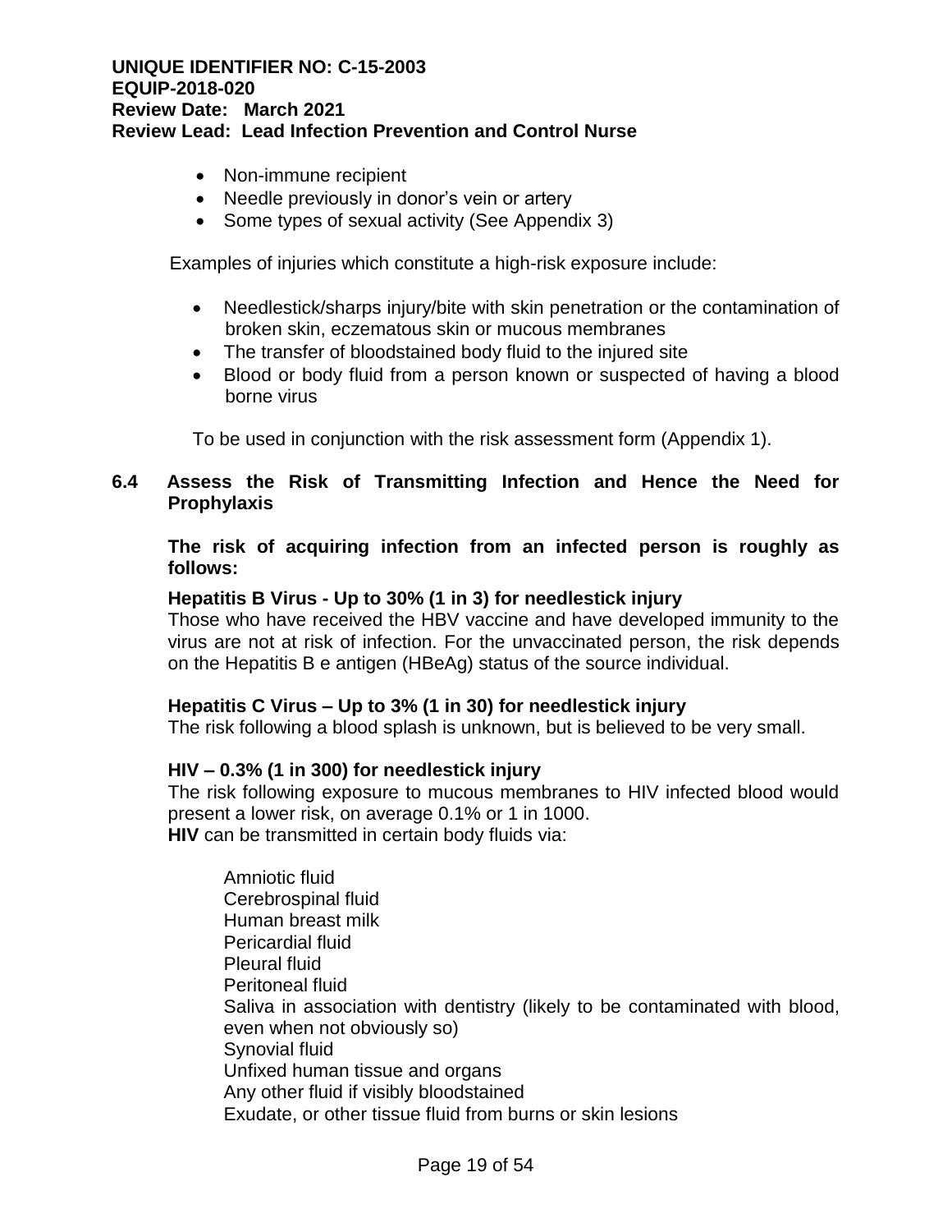- Non-immune recipient
- Needle previously in donor's vein or artery
- Some types of sexual activity (See Appendix 3)

Examples of injuries which constitute a high-risk exposure include:

- Needlestick/sharps injury/bite with skin penetration or the contamination of broken skin, eczematous skin or mucous membranes
- The transfer of bloodstained body fluid to the injured site
- Blood or body fluid from a person known or suspected of having a blood borne virus

To be used in conjunction with the risk assessment form (Appendix 1).

### 6.4 Assess the Risk of Transmitting Infection and Hence the Need for Prophylaxis

**The risk of acquiring infection from an infected person is roughly as follows:**

**Hepatitis B Virus - Up to 30% (1 in 3) for needlestick injury**
Those who have received the HBV vaccine and have developed immunity to the virus are not at risk of infection. For the unvaccinated person, the risk depends on the Hepatitis B e antigen (HBeAg) status of the source individual.

**Hepatitis C Virus – Up to 3% (1 in 30) for needlestick injury**
The risk following a blood splash is unknown, but is believed to be very small.

**HIV – 0.3% (1 in 300) for needlestick injury**
The risk following exposure to mucous membranes to HIV infected blood would present a lower risk, on average 0.1% or 1 in 1000.
**HIV** can be transmitted in certain body fluids via:

Amniotic fluid
Cerebrospinal fluid
Human breast milk
Pericardial fluid
Pleural fluid
Peritoneal fluid
Saliva in association with dentistry (likely to be contaminated with blood, even when not obviously so)
Synovial fluid
Unfixed human tissue and organs
Any other fluid if visibly bloodstained
Exudate, or other tissue fluid from burns or skin lesions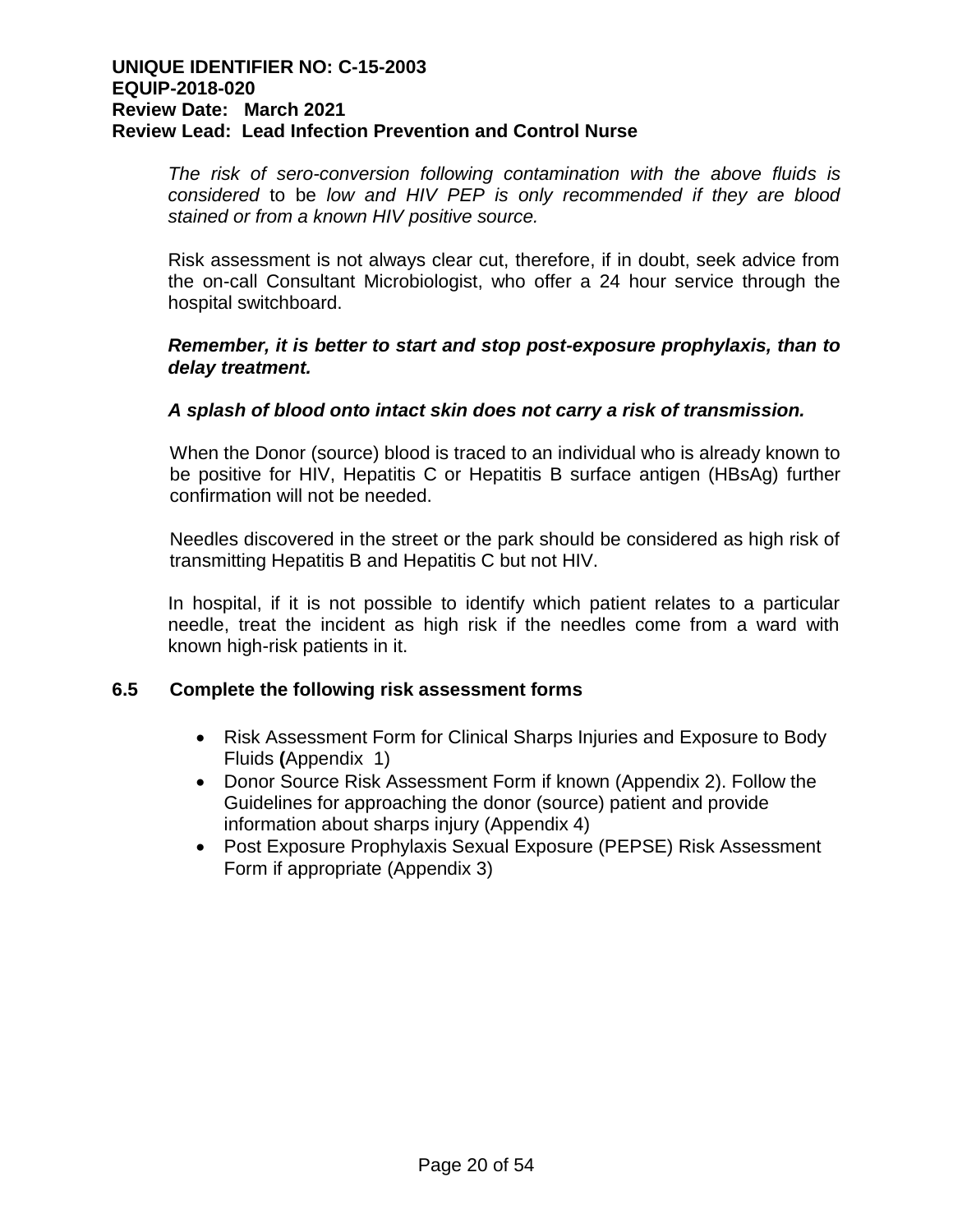*The risk of sero-conversion following contamination with the above fluids is considered* to be *low and HIV PEP is only recommended if they are blood stained or from a known HIV positive source.*

Risk assessment is not always clear cut, therefore, if in doubt, seek advice from the on-call Consultant Microbiologist, who offer a 24 hour service through the hospital switchboard.

***Remember, it is better to start and stop post-exposure prophylaxis, than to delay treatment.***

***A splash of blood onto intact skin does not carry a risk of transmission.***

When the Donor (source) blood is traced to an individual who is already known to be positive for HIV, Hepatitis C or Hepatitis B surface antigen (HBsAg) further confirmation will not be needed.

Needles discovered in the street or the park should be considered as high risk of transmitting Hepatitis B and Hepatitis C but not HIV.

In hospital, if it is not possible to identify which patient relates to a particular needle, treat the incident as high risk if the needles come from a ward with known high-risk patients in it.

## 6.5 Complete the following risk assessment forms

- Risk Assessment Form for Clinical Sharps Injuries and Exposure to Body Fluids **(**Appendix 1)
- Donor Source Risk Assessment Form if known (Appendix 2). Follow the Guidelines for approaching the donor (source) patient and provide information about sharps injury (Appendix 4)
- Post Exposure Prophylaxis Sexual Exposure (PEPSE) Risk Assessment Form if appropriate (Appendix 3)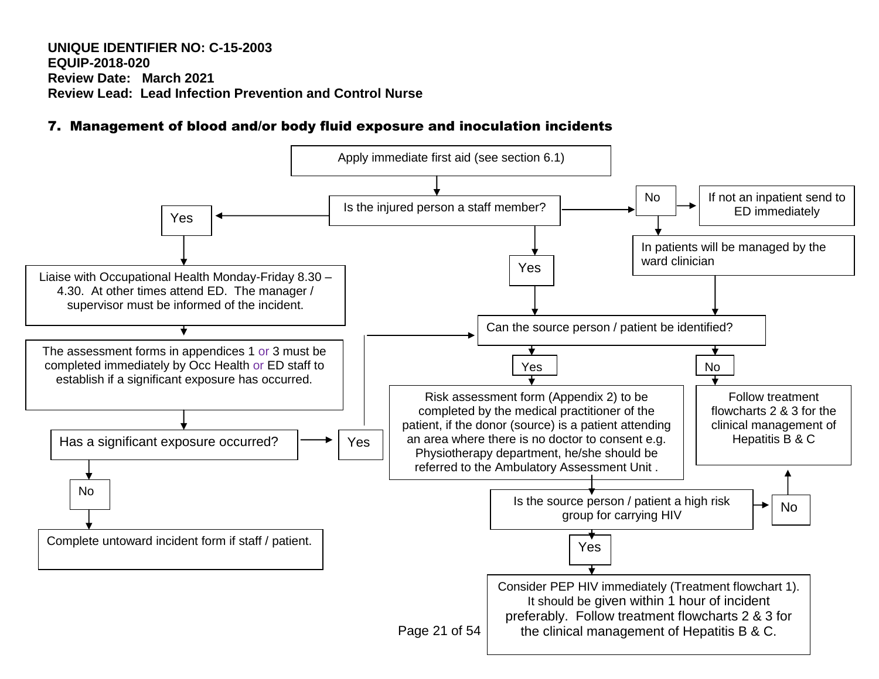**UNIQUE IDENTIFIER NO: C-15-2003**
**EQUIP-2018-020**
**Review Date: March 2021**
**Review Lead: Lead Infection Prevention and Control Nurse**

## 7. Management of blood and/or body fluid exposure and inoculation incidents

Apply immediate first aid (see section 6.1)

↓

Is the injured person a staff member?

**Yes** →

Liaise with Occupational Health Monday-Friday 8.30 – 4.30. At other times attend ED. The manager / supervisor must be informed of the incident.

↓

The assessment forms in appendices 1 or 3 must be completed immediately by Occ Health or ED staff to establish if a significant exposure has occurred.

↓

Has a significant exposure occurred?

- **No** → Complete untoward incident form if staff / patient.
- **Yes** → Can the source person / patient be identified?

**No** →

- If not an inpatient send to ED immediately
- In patients will be managed by the ward clinician → Can the source person / patient be identified?

**Yes** → Can the source person / patient be identified?

Can the source person / patient be identified?

- **No** → Follow treatment flowcharts 2 & 3 for the clinical management of Hepatitis B & C
- **Yes** → Risk assessment form (Appendix 2) to be completed by the medical practitioner of the patient, if the donor (source) is a patient attending an area where there is no doctor to consent e.g. Physiotherapy department, he/she should be referred to the Ambulatory Assessment Unit .

↓

Is the source person / patient a high risk group for carrying HIV

- **No** → Follow treatment flowcharts 2 & 3 for the clinical management of Hepatitis B & C
- **Yes** → Consider PEP HIV immediately (Treatment flowchart 1). It should be given within 1 hour of incident preferably. Follow treatment flowcharts 2 & 3 for the clinical management of Hepatitis B & C.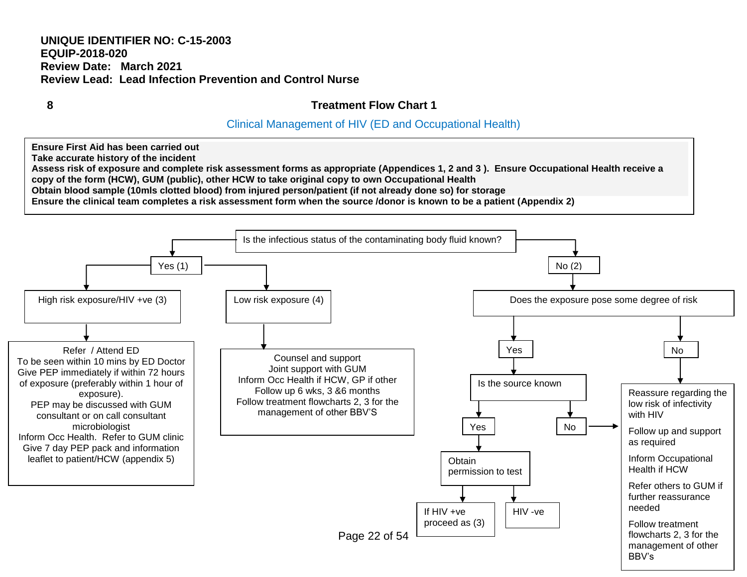**UNIQUE IDENTIFIER NO: C-15-2003**
**EQUIP-2018-020**
**Review Date: March 2021**
**Review Lead: Lead Infection Prevention and Control Nurse**

## 8 Treatment Flow Chart 1

### Clinical Management of HIV (ED and Occupational Health)

**Ensure First Aid has been carried out**
**Take accurate history of the incident**
**Assess risk of exposure and complete risk assessment forms as appropriate (Appendices 1, 2 and 3 ). Ensure Occupational Health receive a copy of the form (HCW), GUM (public), other HCW to take original copy to own Occupational Health**
**Obtain blood sample (10mls clotted blood) from injured person/patient (if not already done so) for storage**
**Ensure the clinical team completes a risk assessment form when the source /donor is known to be a patient (Appendix 2)**

**Is the infectious status of the contaminating body fluid known?**

- **Yes (1)**
  - **High risk exposure/HIV +ve (3)**
    - Refer / Attend ED
    - To be seen within 10 mins by ED Doctor
    - Give PEP immediately if within 72 hours of exposure (preferably within 1 hour of exposure).
    - PEP may be discussed with GUM consultant or on call consultant microbiologist
    - Inform Occ Health. Refer to GUM clinic
    - Give 7 day PEP pack and information leaflet to patient/HCW (appendix 5)
  - **Low risk exposure (4)**
    - Counsel and support
    - Joint support with GUM
    - Inform Occ Health if HCW, GP if other
    - Follow up 6 wks, 3 &6 months
    - Follow treatment flowcharts 2, 3 for the management of other BBV'S
- **No (2)**
  - **Does the exposure pose some degree of risk**
    - **Yes**
      - **Is the source known**
        - **Yes** → Obtain permission to test
          - If HIV +ve proceed as (3)
          - HIV -ve
        - **No** → (see below)
    - **No**
      - Reassure regarding the low risk of infectivity with HIV
      - Follow up and support as required
      - Inform Occupational Health if HCW
      - Refer others to GUM if further reassurance needed
      - Follow treatment flowcharts 2, 3 for the management of other BBV's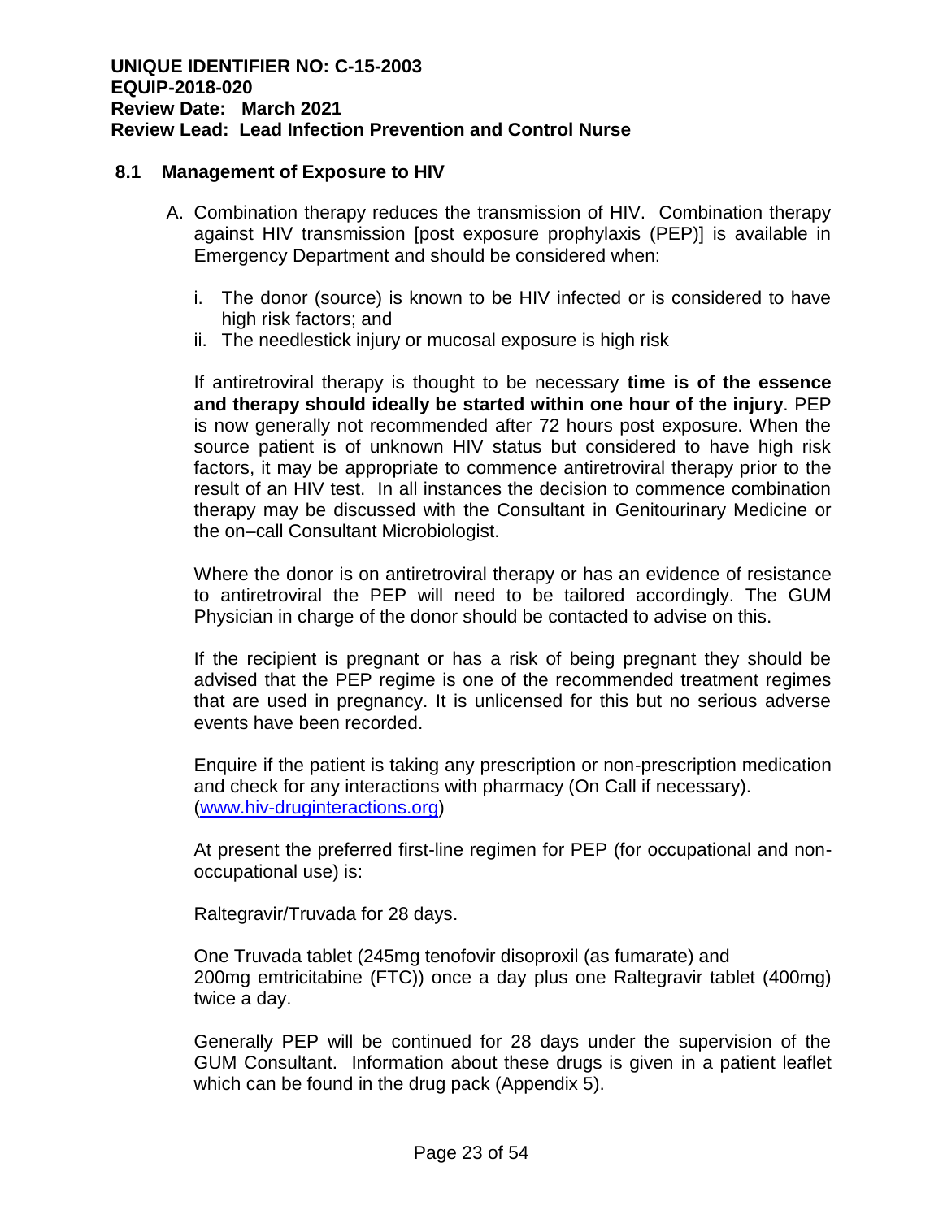### 8.1 Management of Exposure to HIV

A. Combination therapy reduces the transmission of HIV. Combination therapy against HIV transmission [post exposure prophylaxis (PEP)] is available in Emergency Department and should be considered when:

   i. The donor (source) is known to be HIV infected or is considered to have high risk factors; and
   ii. The needlestick injury or mucosal exposure is high risk

   If antiretroviral therapy is thought to be necessary **time is of the essence and therapy should ideally be started within one hour of the injury**. PEP is now generally not recommended after 72 hours post exposure. When the source patient is of unknown HIV status but considered to have high risk factors, it may be appropriate to commence antiretroviral therapy prior to the result of an HIV test. In all instances the decision to commence combination therapy may be discussed with the Consultant in Genitourinary Medicine or the on–call Consultant Microbiologist.

   Where the donor is on antiretroviral therapy or has an evidence of resistance to antiretroviral the PEP will need to be tailored accordingly. The GUM Physician in charge of the donor should be contacted to advise on this.

   If the recipient is pregnant or has a risk of being pregnant they should be advised that the PEP regime is one of the recommended treatment regimes that are used in pregnancy. It is unlicensed for this but no serious adverse events have been recorded.

   Enquire if the patient is taking any prescription or non-prescription medication and check for any interactions with pharmacy (On Call if necessary). (www.hiv-druginteractions.org)

   At present the preferred first-line regimen for PEP (for occupational and non-occupational use) is:

   Raltegravir/Truvada for 28 days.

   One Truvada tablet (245mg tenofovir disoproxil (as fumarate) and 200mg emtricitabine (FTC)) once a day plus one Raltegravir tablet (400mg) twice a day.

   Generally PEP will be continued for 28 days under the supervision of the GUM Consultant. Information about these drugs is given in a patient leaflet which can be found in the drug pack (Appendix 5).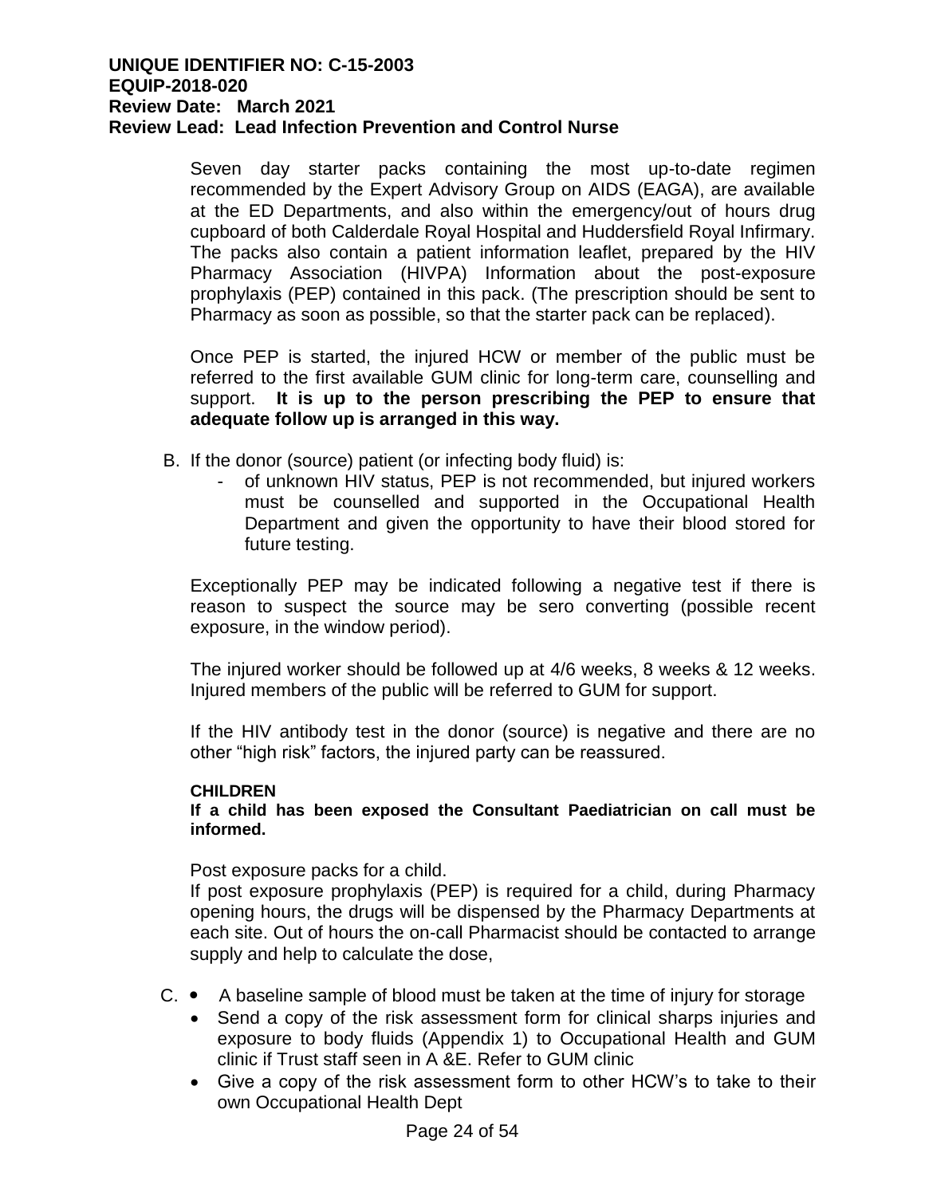Seven day starter packs containing the most up-to-date regimen recommended by the Expert Advisory Group on AIDS (EAGA), are available at the ED Departments, and also within the emergency/out of hours drug cupboard of both Calderdale Royal Hospital and Huddersfield Royal Infirmary. The packs also contain a patient information leaflet, prepared by the HIV Pharmacy Association (HIVPA) Information about the post-exposure prophylaxis (PEP) contained in this pack. (The prescription should be sent to Pharmacy as soon as possible, so that the starter pack can be replaced).

Once PEP is started, the injured HCW or member of the public must be referred to the first available GUM clinic for long-term care, counselling and support. **It is up to the person prescribing the PEP to ensure that adequate follow up is arranged in this way.**

B. If the donor (source) patient (or infecting body fluid) is:
   - of unknown HIV status, PEP is not recommended, but injured workers must be counselled and supported in the Occupational Health Department and given the opportunity to have their blood stored for future testing.

Exceptionally PEP may be indicated following a negative test if there is reason to suspect the source may be sero converting (possible recent exposure, in the window period).

The injured worker should be followed up at 4/6 weeks, 8 weeks & 12 weeks. Injured members of the public will be referred to GUM for support.

If the HIV antibody test in the donor (source) is negative and there are no other "high risk" factors, the injured party can be reassured.

**CHILDREN**

**If a child has been exposed the Consultant Paediatrician on call must be informed.**

Post exposure packs for a child.
If post exposure prophylaxis (PEP) is required for a child, during Pharmacy opening hours, the drugs will be dispensed by the Pharmacy Departments at each site. Out of hours the on-call Pharmacist should be contacted to arrange supply and help to calculate the dose,

C.
- A baseline sample of blood must be taken at the time of injury for storage
- Send a copy of the risk assessment form for clinical sharps injuries and exposure to body fluids (Appendix 1) to Occupational Health and GUM clinic if Trust staff seen in A &E. Refer to GUM clinic
- Give a copy of the risk assessment form to other HCW's to take to their own Occupational Health Dept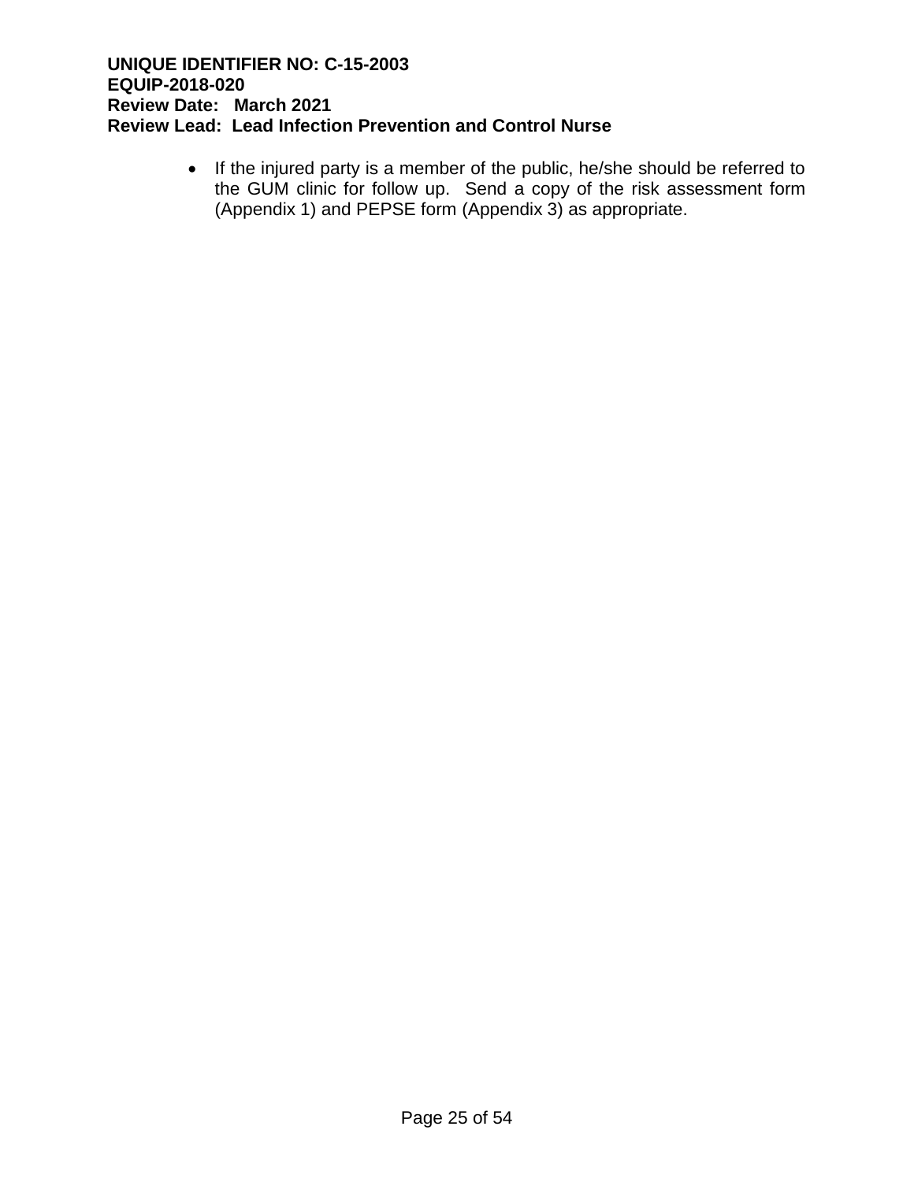- If the injured party is a member of the public, he/she should be referred to the GUM clinic for follow up. Send a copy of the risk assessment form (Appendix 1) and PEPSE form (Appendix 3) as appropriate.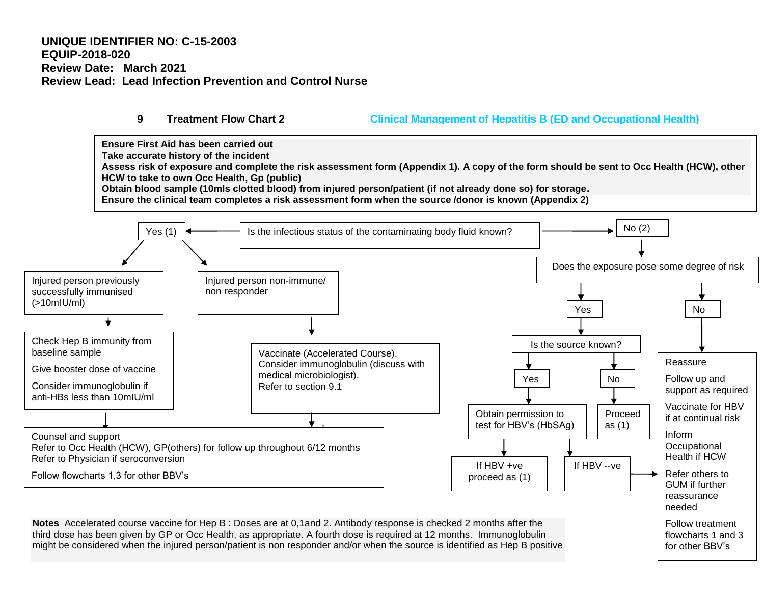**UNIQUE IDENTIFIER NO: C-15-2003**
**EQUIP-2018-020**
**Review Date: March 2021**
**Review Lead: Lead Infection Prevention and Control Nurse**

## 9 Treatment Flow Chart 2 — Clinical Management of Hepatitis B (ED and Occupational Health)

**Ensure First Aid has been carried out**
**Take accurate history of the incident**
**Assess risk of exposure and complete the risk assessment form (Appendix 1). A copy of the form should be sent to Occ Health (HCW), other HCW to take to own Occ Health, Gp (public)**
**Obtain blood sample (10mls clotted blood) from injured person/patient (if not already done so) for storage.**
**Ensure the clinical team completes a risk assessment form when the source /donor is known (Appendix 2)**

Is the infectious status of the contaminating body fluid known?

**Yes (1)**

- Injured person previously successfully immunised (>10mIU/ml)
  - Check Hep B immunity from baseline sample
  - Give booster dose of vaccine
  - Consider immunoglobulin if anti-HBs less than 10mIU/ml
- Injured person non-immune/ non responder
  - Vaccinate (Accelerated Course). Consider immunoglobulin (discuss with medical microbiologist). Refer to section 9.1

Then:

Counsel and support
Refer to Occ Health (HCW), GP(others) for follow up throughout 6/12 months
Refer to Physician if seroconversion
Follow flowcharts 1,3 for other BBV's

**No (2)**

Does the exposure pose some degree of risk

- Yes → Is the source known?
  - Yes → Obtain permission to test for HBV's (HbSAg)
    - If HBV +ve proceed as (1)
    - If HBV --ve → see "No" box below
  - No → Proceed as (1)
- No →
  - Reassure
  - Follow up and support as required
  - Vaccinate for HBV if at continual risk
  - Inform Occupational Health if HCW
  - Refer others to GUM if further reassurance needed
  - Follow treatment flowcharts 1 and 3 for other BBV's

**Notes** Accelerated course vaccine for Hep B : Doses are at 0,1and 2. Antibody response is checked 2 months after the third dose has been given by GP or Occ Health, as appropriate. A fourth dose is required at 12 months. Immunoglobulin might be considered when the injured person/patient is non responder and/or when the source is identified as Hep B positive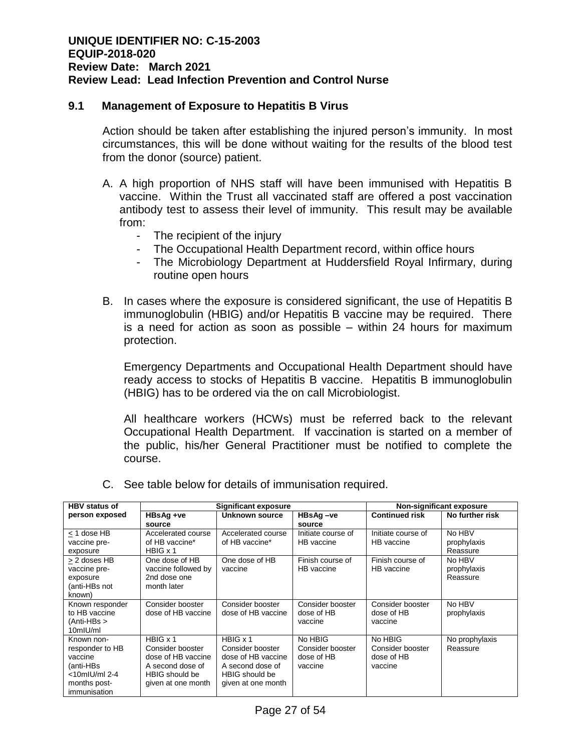## 9.1 Management of Exposure to Hepatitis B Virus

Action should be taken after establishing the injured person's immunity. In most circumstances, this will be done without waiting for the results of the blood test from the donor (source) patient.

A. A high proportion of NHS staff will have been immunised with Hepatitis B vaccine. Within the Trust all vaccinated staff are offered a post vaccination antibody test to assess their level of immunity. This result may be available from:
   - The recipient of the injury
   - The Occupational Health Department record, within office hours
   - The Microbiology Department at Huddersfield Royal Infirmary, during routine open hours

B. In cases where the exposure is considered significant, the use of Hepatitis B immunoglobulin (HBIG) and/or Hepatitis B vaccine may be required. There is a need for action as soon as possible – within 24 hours for maximum protection.

   Emergency Departments and Occupational Health Department should have ready access to stocks of Hepatitis B vaccine. Hepatitis B immunoglobulin (HBIG) has to be ordered via the on call Microbiologist.

   All healthcare workers (HCWs) must be referred back to the relevant Occupational Health Department. If vaccination is started on a member of the public, his/her General Practitioner must be notified to complete the course.

C. See table below for details of immunisation required.

| HBV status of person exposed | Significant exposure | | | Non-significant exposure | |
|---|---|---|---|---|---|
| | HBsAg +ve source | Unknown source | HBsAg –ve source | Continued risk | No further risk |
| ≤ 1 dose HB vaccine pre-exposure | Accelerated course of HB vaccine* HBIG x 1 | Accelerated course of HB vaccine* | Initiate course of HB vaccine | Initiate course of HB vaccine | No HBV prophylaxis Reassure |
| ≥ 2 doses HB vaccine pre-exposure (anti-HBs not known) | One dose of HB vaccine followed by 2nd dose one month later | One dose of HB vaccine | Finish course of HB vaccine | Finish course of HB vaccine | No HBV prophylaxis Reassure |
| Known responder to HB vaccine (Anti-HBs > 10mIU/ml | Consider booster dose of HB vaccine | Consider booster dose of HB vaccine | Consider booster dose of HB vaccine | Consider booster dose of HB vaccine | No HBV prophylaxis |
| Known non-responder to HB vaccine (anti-HBs <10mIU/ml 2-4 months post-immunisation | HBIG x 1 Consider booster dose of HB vaccine A second dose of HBIG should be given at one month | HBIG x 1 Consider booster dose of HB vaccine A second dose of HBIG should be given at one month | No HBIG Consider booster dose of HB vaccine | No HBIG Consider booster dose of HB vaccine | No prophylaxis Reassure |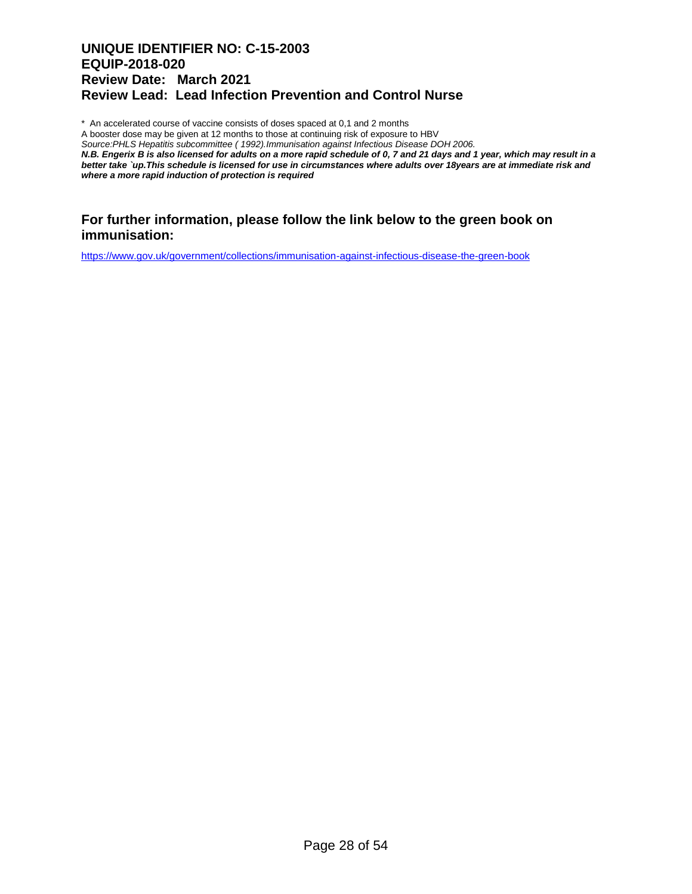\* An accelerated course of vaccine consists of doses spaced at 0,1 and 2 months

A booster dose may be given at 12 months to those at continuing risk of exposure to HBV

*Source:PHLS Hepatitis subcommittee ( 1992).Immunisation against Infectious Disease DOH 2006.*

***N.B. Engerix B is also licensed for adults on a more rapid schedule of 0, 7 and 21 days and 1 year, which may result in a better take `up.This schedule is licensed for use in circumstances where adults over 18years are at immediate risk and where a more rapid induction of protection is required***

## For further information, please follow the link below to the green book on immunisation:

https://www.gov.uk/government/collections/immunisation-against-infectious-disease-the-green-book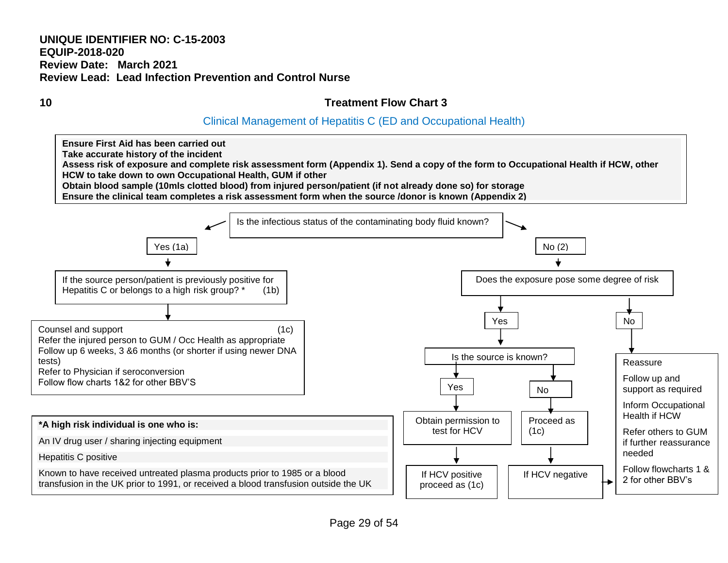**UNIQUE IDENTIFIER NO: C-15-2003**
**EQUIP-2018-020**
**Review Date: March 2021**
**Review Lead: Lead Infection Prevention and Control Nurse**

## 10 Treatment Flow Chart 3

### Clinical Management of Hepatitis C (ED and Occupational Health)

**Ensure First Aid has been carried out**
**Take accurate history of the incident**
**Assess risk of exposure and complete risk assessment form (Appendix 1). Send a copy of the form to Occupational Health if HCW, other HCW to take down to own Occupational Health, GUM if other**
**Obtain blood sample (10mls clotted blood) from injured person/patient (if not already done so) for storage**
**Ensure the clinical team completes a risk assessment form when the source /donor is known (Appendix 2)**

Is the infectious status of the contaminating body fluid known?

**Yes (1a)**

→ If the source person/patient is previously positive for Hepatitis C or belongs to a high risk group? * (1b)

→ Counsel and support (1c)
Refer the injured person to GUM / Occ Health as appropriate
Follow up 6 weeks, 3 &6 months (or shorter if using newer DNA tests)
Refer to Physician if seroconversion
Follow flow charts 1&2 for other BBV'S

**No (2)**

→ Does the exposure pose some degree of risk

- **Yes** → Is the source is known?
  - **Yes** → Obtain permission to test for HCV → If HCV positive proceed as (1c)
  - **No** → Proceed as (1c)
  - If HCV negative → (see Reassure box)
- **No** → Reassure
  Follow up and support as required
  Inform Occupational Health if HCW
  Refer others to GUM if further reassurance needed
  Follow flowcharts 1 & 2 for other BBV's

**\*A high risk individual is one who is:**

An IV drug user / sharing injecting equipment

Hepatitis C positive

Known to have received untreated plasma products prior to 1985 or a blood transfusion in the UK prior to 1991, or received a blood transfusion outside the UK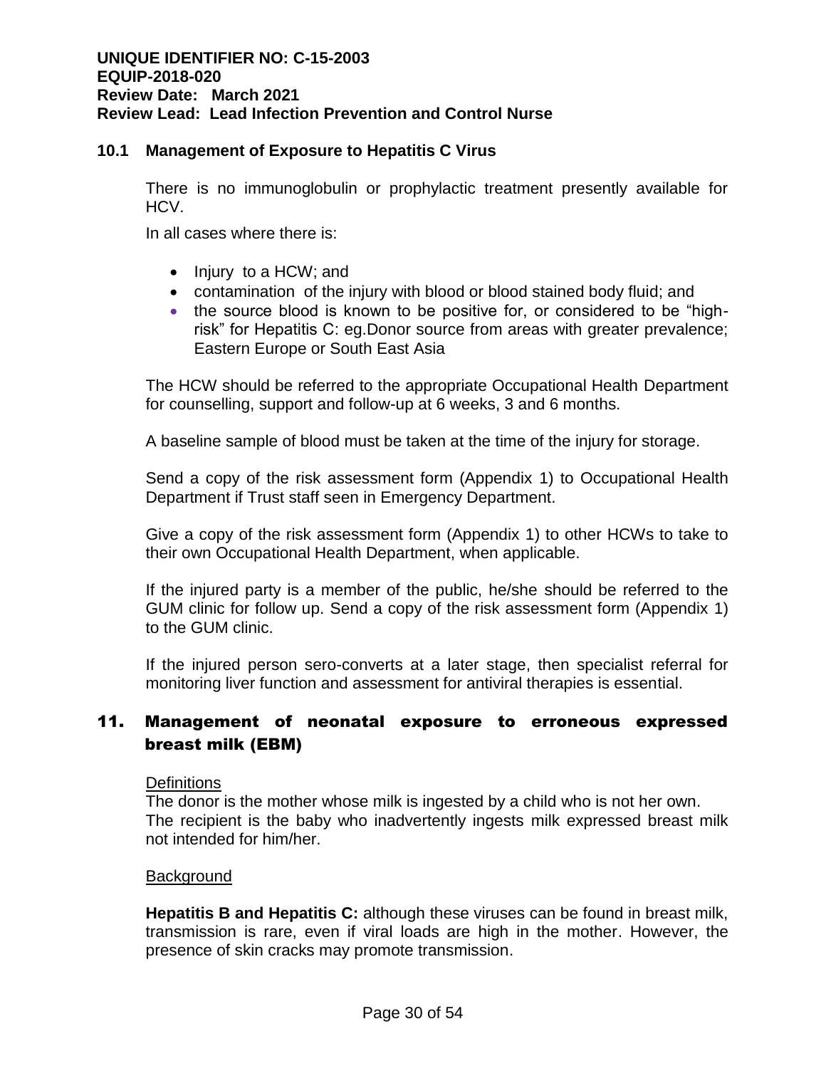## 10.1 Management of Exposure to Hepatitis C Virus

There is no immunoglobulin or prophylactic treatment presently available for HCV.

In all cases where there is:

- Injury to a HCW; and
- contamination of the injury with blood or blood stained body fluid; and
- the source blood is known to be positive for, or considered to be "high-risk" for Hepatitis C: eg.Donor source from areas with greater prevalence; Eastern Europe or South East Asia

The HCW should be referred to the appropriate Occupational Health Department for counselling, support and follow-up at 6 weeks, 3 and 6 months.

A baseline sample of blood must be taken at the time of the injury for storage.

Send a copy of the risk assessment form (Appendix 1) to Occupational Health Department if Trust staff seen in Emergency Department.

Give a copy of the risk assessment form (Appendix 1) to other HCWs to take to their own Occupational Health Department, when applicable.

If the injured party is a member of the public, he/she should be referred to the GUM clinic for follow up. Send a copy of the risk assessment form (Appendix 1) to the GUM clinic.

If the injured person sero-converts at a later stage, then specialist referral for monitoring liver function and assessment for antiviral therapies is essential.

# 11. Management of neonatal exposure to erroneous expressed breast milk (EBM)

Definitions

The donor is the mother whose milk is ingested by a child who is not her own.
The recipient is the baby who inadvertently ingests milk expressed breast milk not intended for him/her.

Background

**Hepatitis B and Hepatitis C:** although these viruses can be found in breast milk, transmission is rare, even if viral loads are high in the mother. However, the presence of skin cracks may promote transmission.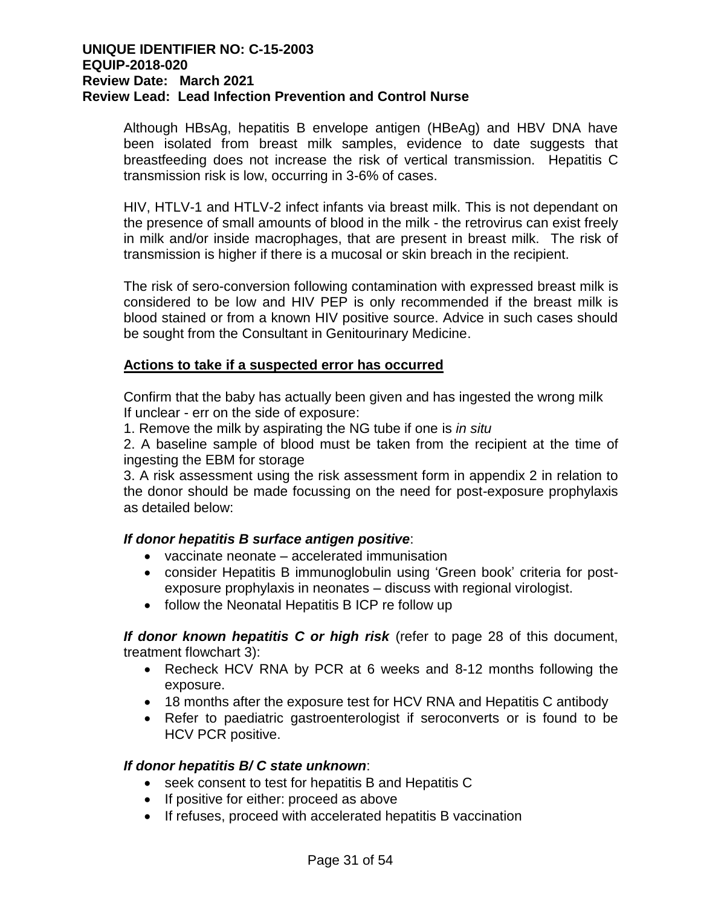Although HBsAg, hepatitis B envelope antigen (HBeAg) and HBV DNA have been isolated from breast milk samples, evidence to date suggests that breastfeeding does not increase the risk of vertical transmission. Hepatitis C transmission risk is low, occurring in 3-6% of cases.

HIV, HTLV-1 and HTLV-2 infect infants via breast milk. This is not dependant on the presence of small amounts of blood in the milk - the retrovirus can exist freely in milk and/or inside macrophages, that are present in breast milk. The risk of transmission is higher if there is a mucosal or skin breach in the recipient.

The risk of sero-conversion following contamination with expressed breast milk is considered to be low and HIV PEP is only recommended if the breast milk is blood stained or from a known HIV positive source. Advice in such cases should be sought from the Consultant in Genitourinary Medicine.

**Actions to take if a suspected error has occurred**

Confirm that the baby has actually been given and has ingested the wrong milk
If unclear - err on the side of exposure:

1. Remove the milk by aspirating the NG tube if one is *in situ*
2. A baseline sample of blood must be taken from the recipient at the time of ingesting the EBM for storage
3. A risk assessment using the risk assessment form in appendix 2 in relation to the donor should be made focussing on the need for post-exposure prophylaxis as detailed below:

***If donor hepatitis B surface antigen positive***:

- vaccinate neonate – accelerated immunisation
- consider Hepatitis B immunoglobulin using 'Green book' criteria for post-exposure prophylaxis in neonates – discuss with regional virologist.
- follow the Neonatal Hepatitis B ICP re follow up

***If donor known hepatitis C or high risk*** (refer to page 28 of this document, treatment flowchart 3):

- Recheck HCV RNA by PCR at 6 weeks and 8-12 months following the exposure.
- 18 months after the exposure test for HCV RNA and Hepatitis C antibody
- Refer to paediatric gastroenterologist if seroconverts or is found to be HCV PCR positive.

***If donor hepatitis B/ C state unknown***:

- seek consent to test for hepatitis B and Hepatitis C
- If positive for either: proceed as above
- If refuses, proceed with accelerated hepatitis B vaccination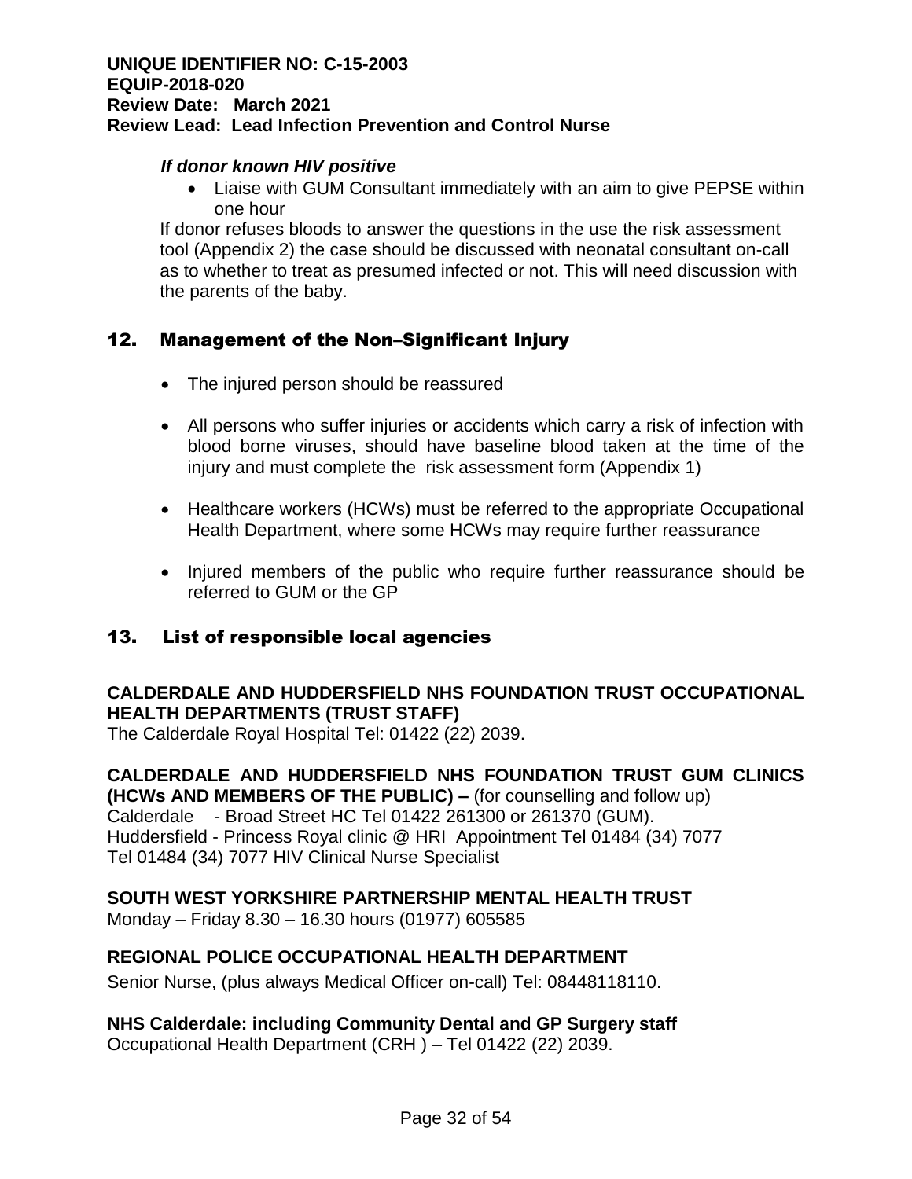*If donor known HIV positive*

- Liaise with GUM Consultant immediately with an aim to give PEPSE within one hour

If donor refuses bloods to answer the questions in the use the risk assessment tool (Appendix 2) the case should be discussed with neonatal consultant on-call as to whether to treat as presumed infected or not. This will need discussion with the parents of the baby.

## 12. Management of the Non–Significant Injury

- The injured person should be reassured
- All persons who suffer injuries or accidents which carry a risk of infection with blood borne viruses, should have baseline blood taken at the time of the injury and must complete the risk assessment form (Appendix 1)
- Healthcare workers (HCWs) must be referred to the appropriate Occupational Health Department, where some HCWs may require further reassurance
- Injured members of the public who require further reassurance should be referred to GUM or the GP

## 13. List of responsible local agencies

**CALDERDALE AND HUDDERSFIELD NHS FOUNDATION TRUST OCCUPATIONAL HEALTH DEPARTMENTS (TRUST STAFF)**
The Calderdale Royal Hospital Tel: 01422 (22) 2039.

**CALDERDALE AND HUDDERSFIELD NHS FOUNDATION TRUST GUM CLINICS (HCWs AND MEMBERS OF THE PUBLIC) –** (for counselling and follow up)
Calderdale - Broad Street HC Tel 01422 261300 or 261370 (GUM).
Huddersfield - Princess Royal clinic @ HRI Appointment Tel 01484 (34) 7077
Tel 01484 (34) 7077 HIV Clinical Nurse Specialist

**SOUTH WEST YORKSHIRE PARTNERSHIP MENTAL HEALTH TRUST**
Monday – Friday 8.30 – 16.30 hours (01977) 605585

**REGIONAL POLICE OCCUPATIONAL HEALTH DEPARTMENT**
Senior Nurse, (plus always Medical Officer on-call) Tel: 08448118110.

**NHS Calderdale: including Community Dental and GP Surgery staff**
Occupational Health Department (CRH ) – Tel 01422 (22) 2039.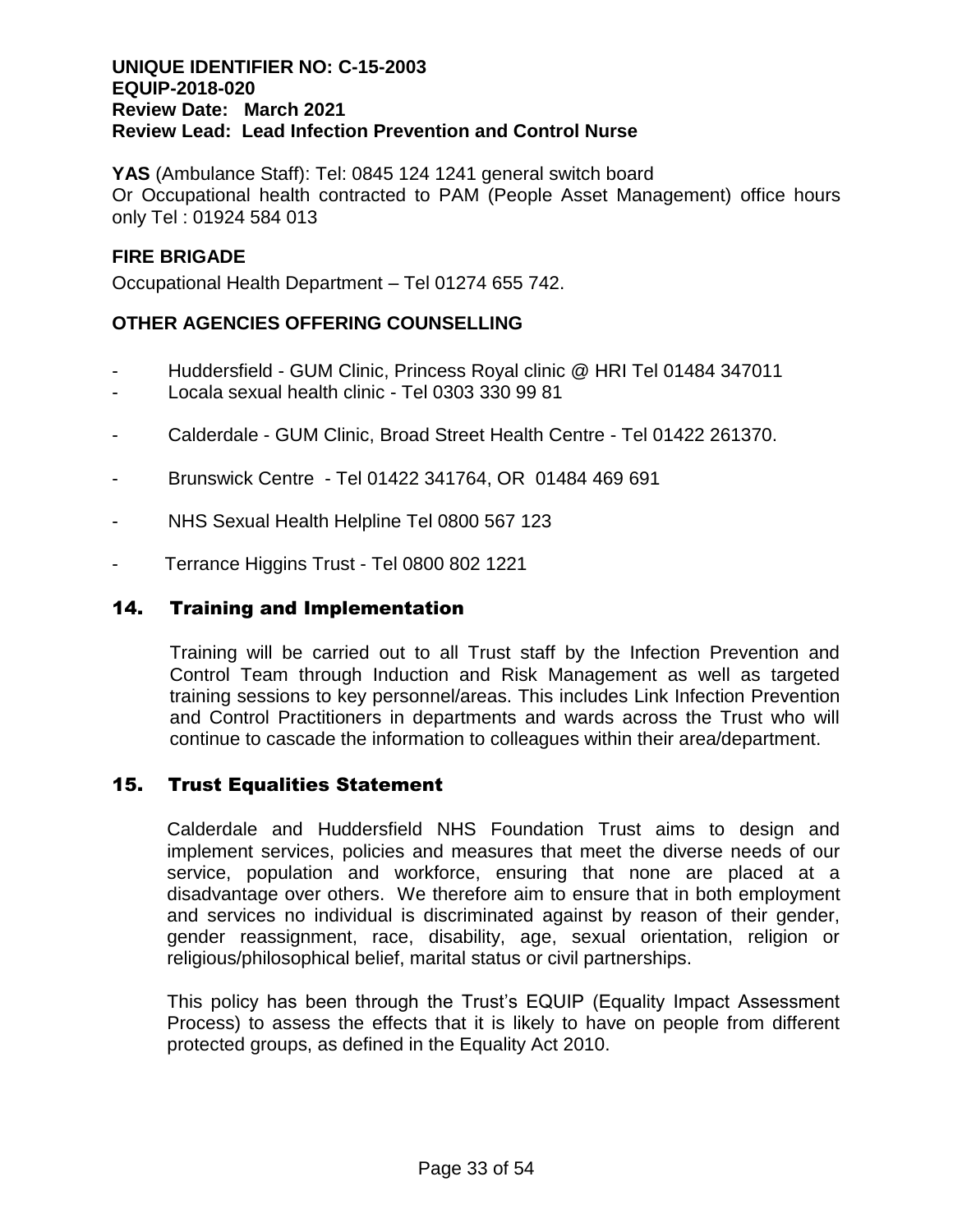**YAS** (Ambulance Staff): Tel: 0845 124 1241 general switch board
Or Occupational health contracted to PAM (People Asset Management) office hours only Tel : 01924 584 013

### FIRE BRIGADE

Occupational Health Department – Tel 01274 655 742.

### OTHER AGENCIES OFFERING COUNSELLING

- Huddersfield - GUM Clinic, Princess Royal clinic @ HRI Tel 01484 347011
- Locala sexual health clinic - Tel 0303 330 99 81
- Calderdale - GUM Clinic, Broad Street Health Centre - Tel 01422 261370.
- Brunswick Centre - Tel 01422 341764, OR 01484 469 691
- NHS Sexual Health Helpline Tel 0800 567 123
- Terrance Higgins Trust - Tel 0800 802 1221

## 14. Training and Implementation

Training will be carried out to all Trust staff by the Infection Prevention and Control Team through Induction and Risk Management as well as targeted training sessions to key personnel/areas. This includes Link Infection Prevention and Control Practitioners in departments and wards across the Trust who will continue to cascade the information to colleagues within their area/department.

## 15. Trust Equalities Statement

Calderdale and Huddersfield NHS Foundation Trust aims to design and implement services, policies and measures that meet the diverse needs of our service, population and workforce, ensuring that none are placed at a disadvantage over others. We therefore aim to ensure that in both employment and services no individual is discriminated against by reason of their gender, gender reassignment, race, disability, age, sexual orientation, religion or religious/philosophical belief, marital status or civil partnerships.

This policy has been through the Trust's EQUIP (Equality Impact Assessment Process) to assess the effects that it is likely to have on people from different protected groups, as defined in the Equality Act 2010.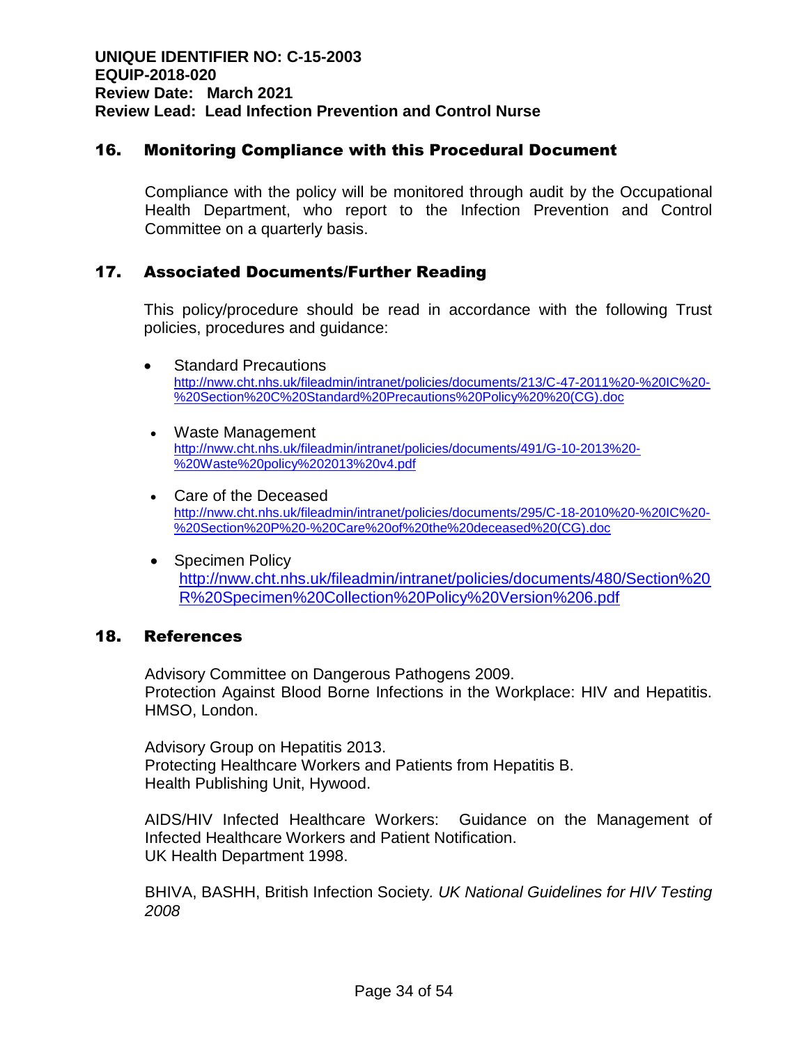## 16. Monitoring Compliance with this Procedural Document

Compliance with the policy will be monitored through audit by the Occupational Health Department, who report to the Infection Prevention and Control Committee on a quarterly basis.

## 17. Associated Documents/Further Reading

This policy/procedure should be read in accordance with the following Trust policies, procedures and guidance:

- Standard Precautions
  http://nww.cht.nhs.uk/fileadmin/intranet/policies/documents/213/C-47-2011%20-%20IC%20-%20Section%20C%20Standard%20Precautions%20Policy%20%20(CG).doc
- Waste Management
  http://nww.cht.nhs.uk/fileadmin/intranet/policies/documents/491/G-10-2013%20-%20Waste%20policy%202013%20v4.pdf
- Care of the Deceased
  http://nww.cht.nhs.uk/fileadmin/intranet/policies/documents/295/C-18-2010%20-%20IC%20-%20Section%20P%20-%20Care%20of%20the%20deceased%20(CG).doc
- Specimen Policy
  http://nww.cht.nhs.uk/fileadmin/intranet/policies/documents/480/Section%20R%20Specimen%20Collection%20Policy%20Version%206.pdf

## 18. References

Advisory Committee on Dangerous Pathogens 2009.
Protection Against Blood Borne Infections in the Workplace: HIV and Hepatitis. HMSO, London.

Advisory Group on Hepatitis 2013.
Protecting Healthcare Workers and Patients from Hepatitis B.
Health Publishing Unit, Hywood.

AIDS/HIV Infected Healthcare Workers: Guidance on the Management of Infected Healthcare Workers and Patient Notification.
UK Health Department 1998.

BHIVA, BASHH, British Infection Society. *UK National Guidelines for HIV Testing 2008*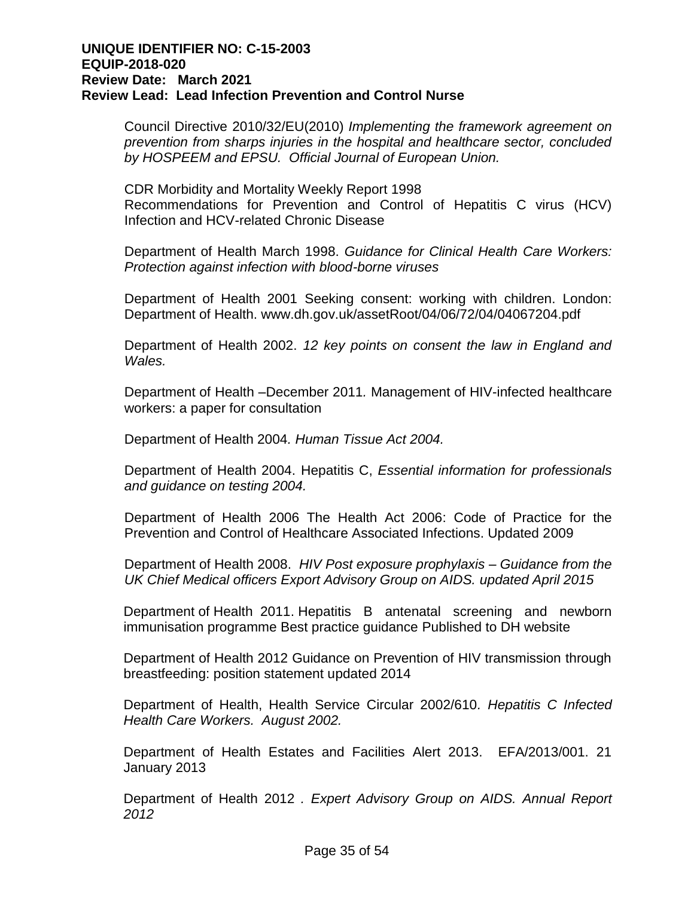Council Directive 2010/32/EU(2010) *Implementing the framework agreement on prevention from sharps injuries in the hospital and healthcare sector, concluded by HOSPEEM and EPSU. Official Journal of European Union.*

CDR Morbidity and Mortality Weekly Report 1998
Recommendations for Prevention and Control of Hepatitis C virus (HCV) Infection and HCV-related Chronic Disease

Department of Health March 1998. *Guidance for Clinical Health Care Workers: Protection against infection with blood-borne viruses*

Department of Health 2001 Seeking consent: working with children. London: Department of Health. www.dh.gov.uk/assetRoot/04/06/72/04/04067204.pdf

Department of Health 2002. *12 key points on consent the law in England and Wales.*

Department of Health –December 2011. Management of HIV-infected healthcare workers: a paper for consultation

Department of Health 2004*. Human Tissue Act 2004.*

Department of Health 2004. Hepatitis C, *Essential information for professionals and guidance on testing 2004.*

Department of Health 2006 The Health Act 2006: Code of Practice for the Prevention and Control of Healthcare Associated Infections. Updated 2009

Department of Health 2008. *HIV Post exposure prophylaxis – Guidance from the UK Chief Medical officers Export Advisory Group on AIDS. updated April 2015*

Department of Health 2011. Hepatitis B antenatal screening and newborn immunisation programme Best practice guidance Published to DH website

Department of Health 2012 Guidance on Prevention of HIV transmission through breastfeeding: position statement updated 2014

Department of Health, Health Service Circular 2002/610. *Hepatitis C Infected Health Care Workers. August 2002.*

Department of Health Estates and Facilities Alert 2013. EFA/2013/001. 21 January 2013

Department of Health 2012 *. Expert Advisory Group on AIDS. Annual Report 2012*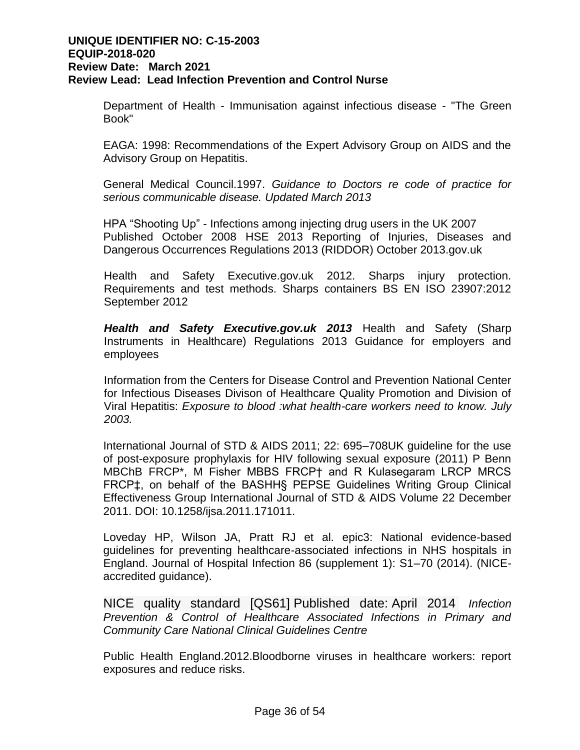Department of Health - Immunisation against infectious disease - "The Green Book"

EAGA: 1998: Recommendations of the Expert Advisory Group on AIDS and the Advisory Group on Hepatitis.

General Medical Council.1997. *Guidance to Doctors re code of practice for serious communicable disease. Updated March 2013*

HPA "Shooting Up" - Infections among injecting drug users in the UK 2007 Published October 2008 HSE 2013 Reporting of Injuries, Diseases and Dangerous Occurrences Regulations 2013 (RIDDOR) October 2013.gov.uk

Health and Safety Executive.gov.uk 2012. Sharps injury protection. Requirements and test methods. Sharps containers BS EN ISO 23907:2012 September 2012

***Health and Safety Executive.gov.uk 2013*** Health and Safety (Sharp Instruments in Healthcare) Regulations 2013 Guidance for employers and employees

Information from the Centers for Disease Control and Prevention National Center for Infectious Diseases Divison of Healthcare Quality Promotion and Division of Viral Hepatitis: *Exposure to blood :what health-care workers need to know. July 2003.*

International Journal of STD & AIDS 2011; 22: 695–708UK guideline for the use of post-exposure prophylaxis for HIV following sexual exposure (2011) P Benn MBChB FRCP*, M Fisher MBBS FRCP† and R Kulasegaram LRCP MRCS FRCP‡, on behalf of the BASHH§ PEPSE Guidelines Writing Group Clinical Effectiveness Group International Journal of STD & AIDS Volume 22 December 2011. DOI: 10.1258/ijsa.2011.171011.

Loveday HP, Wilson JA, Pratt RJ et al. epic3: National evidence-based guidelines for preventing healthcare-associated infections in NHS hospitals in England. Journal of Hospital Infection 86 (supplement 1): S1–70 (2014). (NICE-accredited guidance).

NICE quality standard [QS61] Published date: April 2014 *Infection Prevention & Control of Healthcare Associated Infections in Primary and Community Care National Clinical Guidelines Centre*

Public Health England.2012.Bloodborne viruses in healthcare workers: report exposures and reduce risks.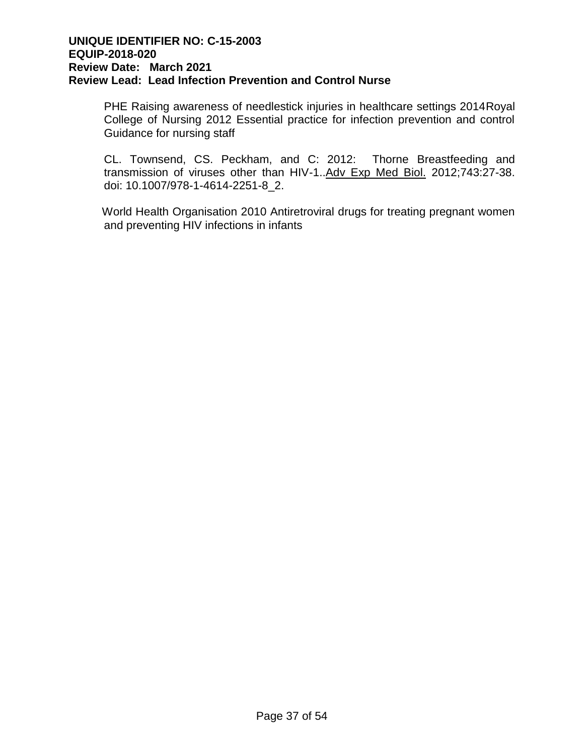PHE Raising awareness of needlestick injuries in healthcare settings 2014Royal College of Nursing 2012 Essential practice for infection prevention and control Guidance for nursing staff

CL. Townsend, CS. Peckham, and C: 2012: Thorne Breastfeeding and transmission of viruses other than HIV-1..Adv Exp Med Biol. 2012;743:27-38. doi: 10.1007/978-1-4614-2251-8_2.

World Health Organisation 2010 Antiretroviral drugs for treating pregnant women and preventing HIV infections in infants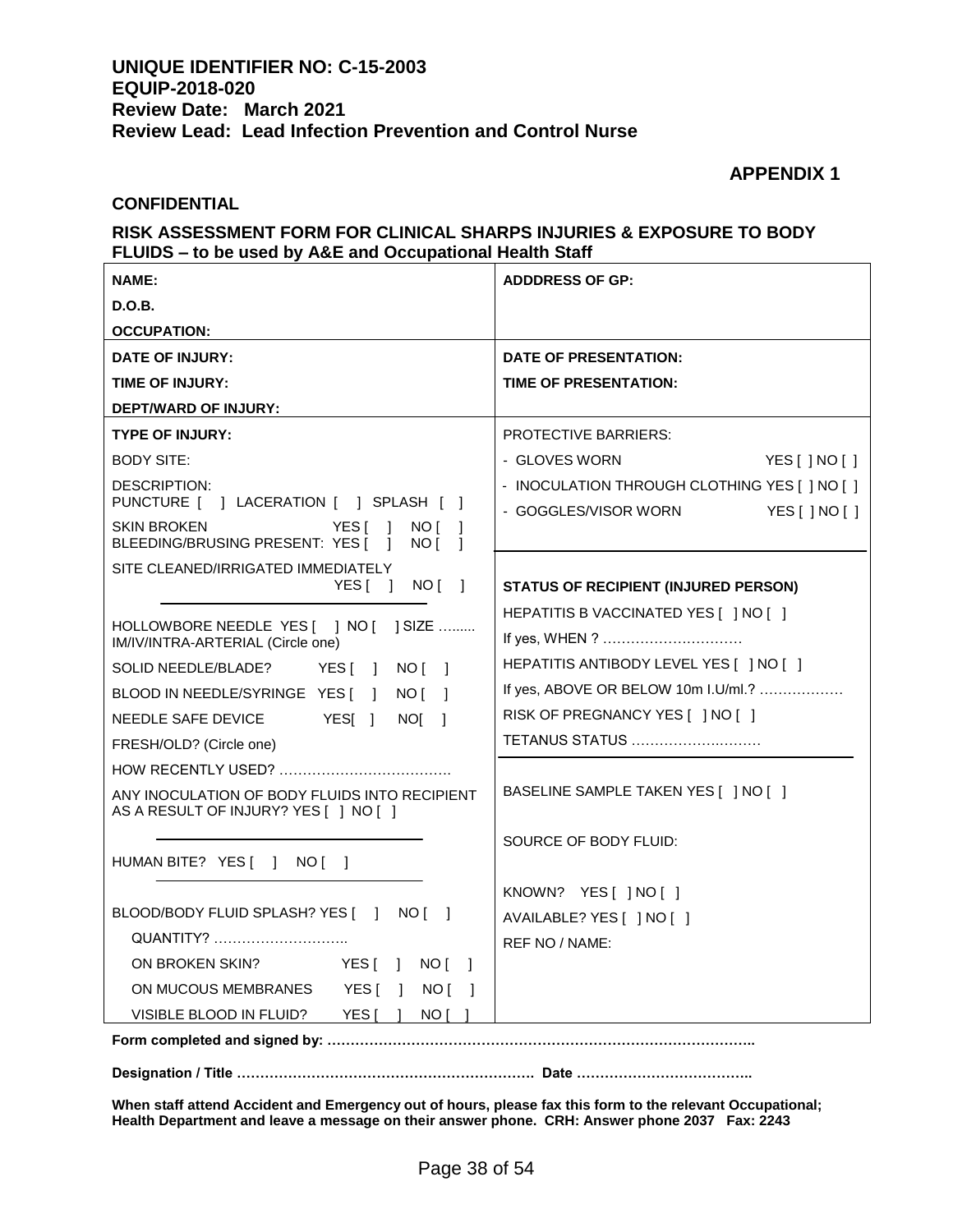**UNIQUE IDENTIFIER NO: C-15-2003**
**EQUIP-2018-020**
**Review Date: March 2021**
**Review Lead: Lead Infection Prevention and Control Nurse**

**APPENDIX 1**

**CONFIDENTIAL**

**RISK ASSESSMENT FORM FOR CLINICAL SHARPS INJURIES & EXPOSURE TO BODY FLUIDS – to be used by A&E and Occupational Health Staff**

| | |
|---|---|
| **NAME:**<br>**D.O.B.**<br>**OCCUPATION:** | **ADDDRESS OF GP:** |
| **DATE OF INJURY:**<br>**TIME OF INJURY:**<br>**DEPT/WARD OF INJURY:** | **DATE OF PRESENTATION:**<br>**TIME OF PRESENTATION:** |
| **TYPE OF INJURY:**<br>BODY SITE:<br>DESCRIPTION:<br>PUNCTURE [ ] LACERATION [ ] SPLASH [ ]<br>SKIN BROKEN YES [ ] NO [ ]<br>BLEEDING/BRUSING PRESENT: YES [ ] NO [ ]<br>SITE CLEANED/IRRIGATED IMMEDIATELY YES [ ] NO [ ]<br>HOLLOWBORE NEEDLE YES [ ] NO [ ] SIZE ……..<br>IM/IV/INTRA-ARTERIAL (Circle one)<br>SOLID NEEDLE/BLADE? YES [ ] NO [ ]<br>BLOOD IN NEEDLE/SYRINGE YES [ ] NO [ ]<br>NEEDLE SAFE DEVICE YES[ ] NO[ ]<br>FRESH/OLD? (Circle one)<br>HOW RECENTLY USED? ……………………………….<br>ANY INOCULATION OF BODY FLUIDS INTO RECIPIENT AS A RESULT OF INJURY? YES [ ] NO [ ]<br>HUMAN BITE? YES [ ] NO [ ]<br>BLOOD/BODY FLUID SPLASH? YES [ ] NO [ ]<br>QUANTITY? ………………………..<br>ON BROKEN SKIN? YES [ ] NO [ ]<br>ON MUCOUS MEMBRANES YES [ ] NO [ ]<br>VISIBLE BLOOD IN FLUID? YES [ ] NO [ ] | PROTECTIVE BARRIERS:<br>- GLOVES WORN YES [ ] NO [ ]<br>- INOCULATION THROUGH CLOTHING YES [ ] NO [ ]<br>- GOGGLES/VISOR WORN YES [ ] NO [ ]<br>**STATUS OF RECIPIENT (INJURED PERSON)**<br>HEPATITIS B VACCINATED YES [ ] NO [ ]<br>If yes, WHEN ? …………………………<br>HEPATITIS ANTIBODY LEVEL YES [ ] NO [ ]<br>If yes, ABOVE OR BELOW 10m I.U/ml.? ………………<br>RISK OF PREGNANCY YES [ ] NO [ ]<br>TETANUS STATUS ……………….………<br>BASELINE SAMPLE TAKEN YES [ ] NO [ ]<br>SOURCE OF BODY FLUID:<br>KNOWN? YES [ ] NO [ ]<br>AVAILABLE? YES [ ] NO [ ]<br>REF NO / NAME: |

**Form completed and signed by: ……………………………………………………………………………..**

**Designation / Title ………………………………………………………. Date ………………………………..**

**When staff attend Accident and Emergency out of hours, please fax this form to the relevant Occupational; Health Department and leave a message on their answer phone. CRH: Answer phone 2037 Fax: 2243**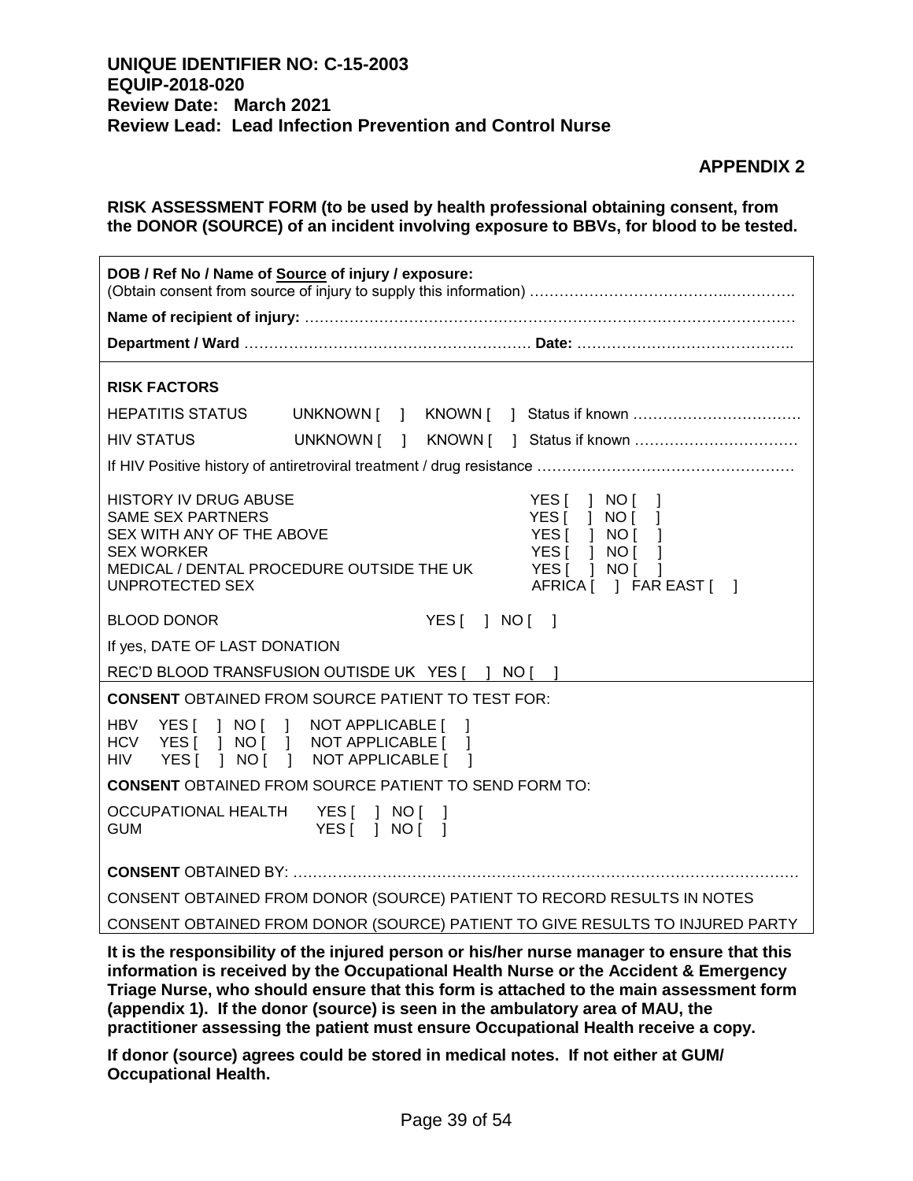**UNIQUE IDENTIFIER NO: C-15-2003**
**EQUIP-2018-020**
**Review Date: March 2021**
**Review Lead: Lead Infection Prevention and Control Nurse**

**APPENDIX 2**

**RISK ASSESSMENT FORM (to be used by health professional obtaining consent, from the DONOR (SOURCE) of an incident involving exposure to BBVs, for blood to be tested.**

**DOB / Ref No / Name of Source of injury / exposure:**
(Obtain consent from source of injury to supply this information) ……………………………………..………….

**Name of recipient of injury:** ………………………………………………………………………………………

**Department / Ward** …………………………………………………. **Date:** ……………………………………..

**RISK FACTORS**

HEPATITIS STATUS UNKNOWN [ ] KNOWN [ ] Status if known …………………………….

HIV STATUS UNKNOWN [ ] KNOWN [ ] Status if known ……………………………

If HIV Positive history of antiretroviral treatment / drug resistance ………………………………………………

HISTORY IV DRUG ABUSE YES [ ] NO [ ]
SAME SEX PARTNERS YES [ ] NO [ ]
SEX WITH ANY OF THE ABOVE YES [ ] NO [ ]
SEX WORKER YES [ ] NO [ ]
MEDICAL / DENTAL PROCEDURE OUTSIDE THE UK YES [ ] NO [ ]
UNPROTECTED SEX AFRICA [ ] FAR EAST [ ]

BLOOD DONOR YES [ ] NO [ ]

If yes, DATE OF LAST DONATION

REC'D BLOOD TRANSFUSION OUTISDE UK YES [ ] NO [ ]

**CONSENT** OBTAINED FROM SOURCE PATIENT TO TEST FOR:

HBV YES [ ] NO [ ] NOT APPLICABLE [ ]
HCV YES [ ] NO [ ] NOT APPLICABLE [ ]
HIV YES [ ] NO [ ] NOT APPLICABLE [ ]

**CONSENT** OBTAINED FROM SOURCE PATIENT TO SEND FORM TO:

OCCUPATIONAL HEALTH YES [ ] NO [ ]
GUM YES [ ] NO [ ]

**CONSENT** OBTAINED BY: ……………………………………………………………………………………….

CONSENT OBTAINED FROM DONOR (SOURCE) PATIENT TO RECORD RESULTS IN NOTES

CONSENT OBTAINED FROM DONOR (SOURCE) PATIENT TO GIVE RESULTS TO INJURED PARTY

**It is the responsibility of the injured person or his/her nurse manager to ensure that this information is received by the Occupational Health Nurse or the Accident & Emergency Triage Nurse, who should ensure that this form is attached to the main assessment form (appendix 1). If the donor (source) is seen in the ambulatory area of MAU, the practitioner assessing the patient must ensure Occupational Health receive a copy.**

**If donor (source) agrees could be stored in medical notes. If not either at GUM/ Occupational Health.**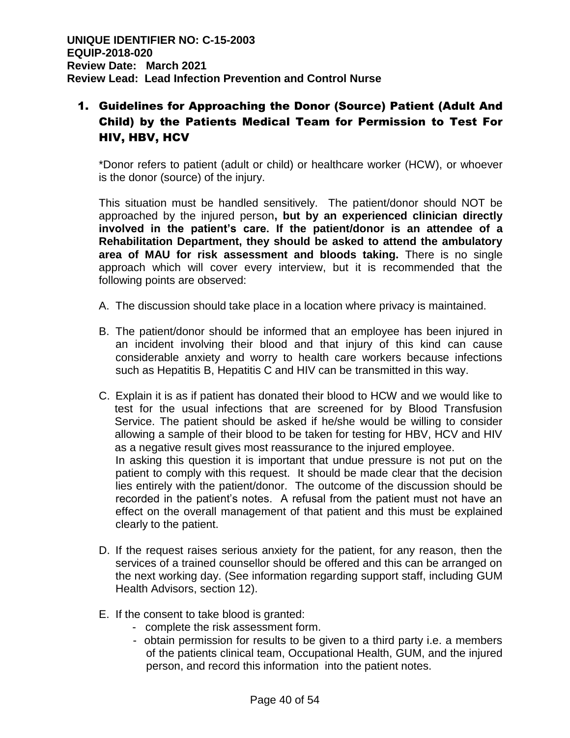**UNIQUE IDENTIFIER NO: C-15-2003**
**EQUIP-2018-020**
**Review Date: March 2021**
**Review Lead: Lead Infection Prevention and Control Nurse**

## 1. Guidelines for Approaching the Donor (Source) Patient (Adult And Child) by the Patients Medical Team for Permission to Test For HIV, HBV, HCV

*Donor refers to patient (adult or child) or healthcare worker (HCW), or whoever is the donor (source) of the injury.

This situation must be handled sensitively. The patient/donor should NOT be approached by the injured person**, but by an experienced clinician directly involved in the patient's care. If the patient/donor is an attendee of a Rehabilitation Department, they should be asked to attend the ambulatory area of MAU for risk assessment and bloods taking.** There is no single approach which will cover every interview, but it is recommended that the following points are observed:

A. The discussion should take place in a location where privacy is maintained.

B. The patient/donor should be informed that an employee has been injured in an incident involving their blood and that injury of this kind can cause considerable anxiety and worry to health care workers because infections such as Hepatitis B, Hepatitis C and HIV can be transmitted in this way.

C. Explain it is as if patient has donated their blood to HCW and we would like to test for the usual infections that are screened for by Blood Transfusion Service. The patient should be asked if he/she would be willing to consider allowing a sample of their blood to be taken for testing for HBV, HCV and HIV as a negative result gives most reassurance to the injured employee.
In asking this question it is important that undue pressure is not put on the patient to comply with this request. It should be made clear that the decision lies entirely with the patient/donor. The outcome of the discussion should be recorded in the patient's notes. A refusal from the patient must not have an effect on the overall management of that patient and this must be explained clearly to the patient.

D. If the request raises serious anxiety for the patient, for any reason, then the services of a trained counsellor should be offered and this can be arranged on the next working day. (See information regarding support staff, including GUM Health Advisors, section 12).

E. If the consent to take blood is granted:
   - complete the risk assessment form.
   - obtain permission for results to be given to a third party i.e. a members of the patients clinical team, Occupational Health, GUM, and the injured person, and record this information into the patient notes.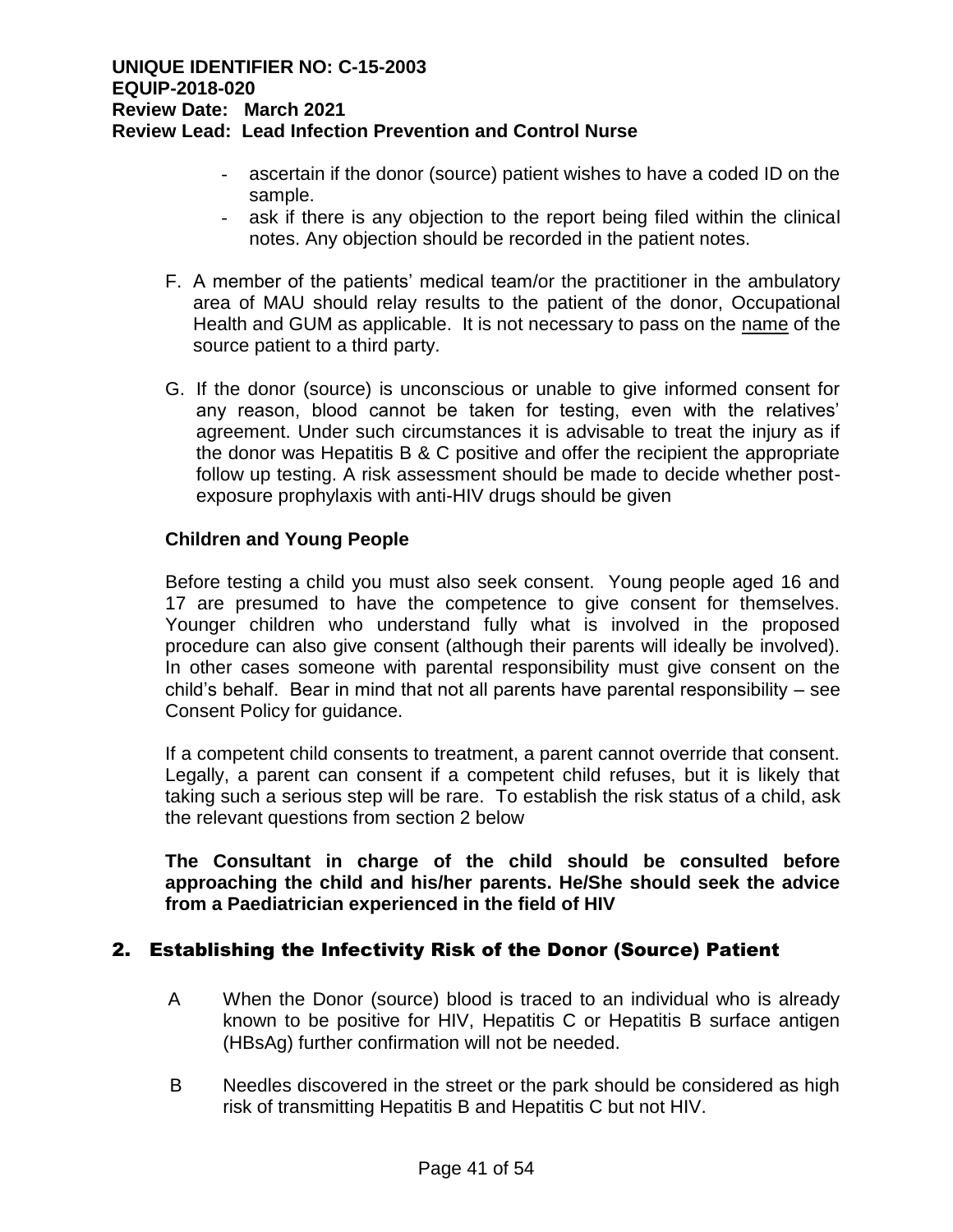- ascertain if the donor (source) patient wishes to have a coded ID on the sample.
- ask if there is any objection to the report being filed within the clinical notes. Any objection should be recorded in the patient notes.

F. A member of the patients' medical team/or the practitioner in the ambulatory area of MAU should relay results to the patient of the donor, Occupational Health and GUM as applicable. It is not necessary to pass on the name of the source patient to a third party.

G. If the donor (source) is unconscious or unable to give informed consent for any reason, blood cannot be taken for testing, even with the relatives' agreement. Under such circumstances it is advisable to treat the injury as if the donor was Hepatitis B & C positive and offer the recipient the appropriate follow up testing. A risk assessment should be made to decide whether post-exposure prophylaxis with anti-HIV drugs should be given

**Children and Young People**

Before testing a child you must also seek consent. Young people aged 16 and 17 are presumed to have the competence to give consent for themselves. Younger children who understand fully what is involved in the proposed procedure can also give consent (although their parents will ideally be involved). In other cases someone with parental responsibility must give consent on the child's behalf. Bear in mind that not all parents have parental responsibility – see Consent Policy for guidance.

If a competent child consents to treatment, a parent cannot override that consent. Legally, a parent can consent if a competent child refuses, but it is likely that taking such a serious step will be rare. To establish the risk status of a child, ask the relevant questions from section 2 below

**The Consultant in charge of the child should be consulted before approaching the child and his/her parents. He/She should seek the advice from a Paediatrician experienced in the field of HIV**

## 2. Establishing the Infectivity Risk of the Donor (Source) Patient

A When the Donor (source) blood is traced to an individual who is already known to be positive for HIV, Hepatitis C or Hepatitis B surface antigen (HBsAg) further confirmation will not be needed.

B Needles discovered in the street or the park should be considered as high risk of transmitting Hepatitis B and Hepatitis C but not HIV.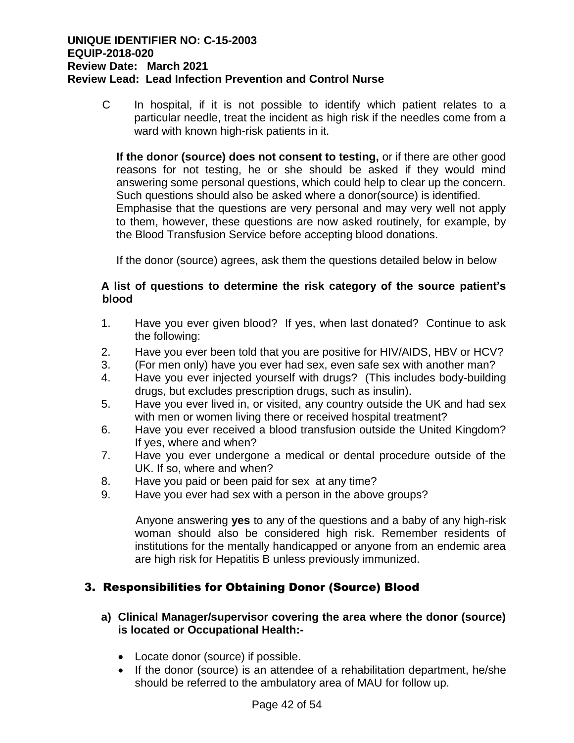C In hospital, if it is not possible to identify which patient relates to a particular needle, treat the incident as high risk if the needles come from a ward with known high-risk patients in it.

**If the donor (source) does not consent to testing,** or if there are other good reasons for not testing, he or she should be asked if they would mind answering some personal questions, which could help to clear up the concern. Such questions should also be asked where a donor(source) is identified. Emphasise that the questions are very personal and may very well not apply to them, however, these questions are now asked routinely, for example, by the Blood Transfusion Service before accepting blood donations.

If the donor (source) agrees, ask them the questions detailed below in below

**A list of questions to determine the risk category of the source patient's blood**

1. Have you ever given blood? If yes, when last donated? Continue to ask the following:
2. Have you ever been told that you are positive for HIV/AIDS, HBV or HCV?
3. (For men only) have you ever had sex, even safe sex with another man?
4. Have you ever injected yourself with drugs? (This includes body-building drugs, but excludes prescription drugs, such as insulin).
5. Have you ever lived in, or visited, any country outside the UK and had sex with men or women living there or received hospital treatment?
6. Have you ever received a blood transfusion outside the United Kingdom? If yes, where and when?
7. Have you ever undergone a medical or dental procedure outside of the UK. If so, where and when?
8. Have you paid or been paid for sex at any time?
9. Have you ever had sex with a person in the above groups?

Anyone answering **yes** to any of the questions and a baby of any high-risk woman should also be considered high risk. Remember residents of institutions for the mentally handicapped or anyone from an endemic area are high risk for Hepatitis B unless previously immunized.

## 3. Responsibilities for Obtaining Donor (Source) Blood

**a) Clinical Manager/supervisor covering the area where the donor (source) is located or Occupational Health:-**

- Locate donor (source) if possible.
- If the donor (source) is an attendee of a rehabilitation department, he/she should be referred to the ambulatory area of MAU for follow up.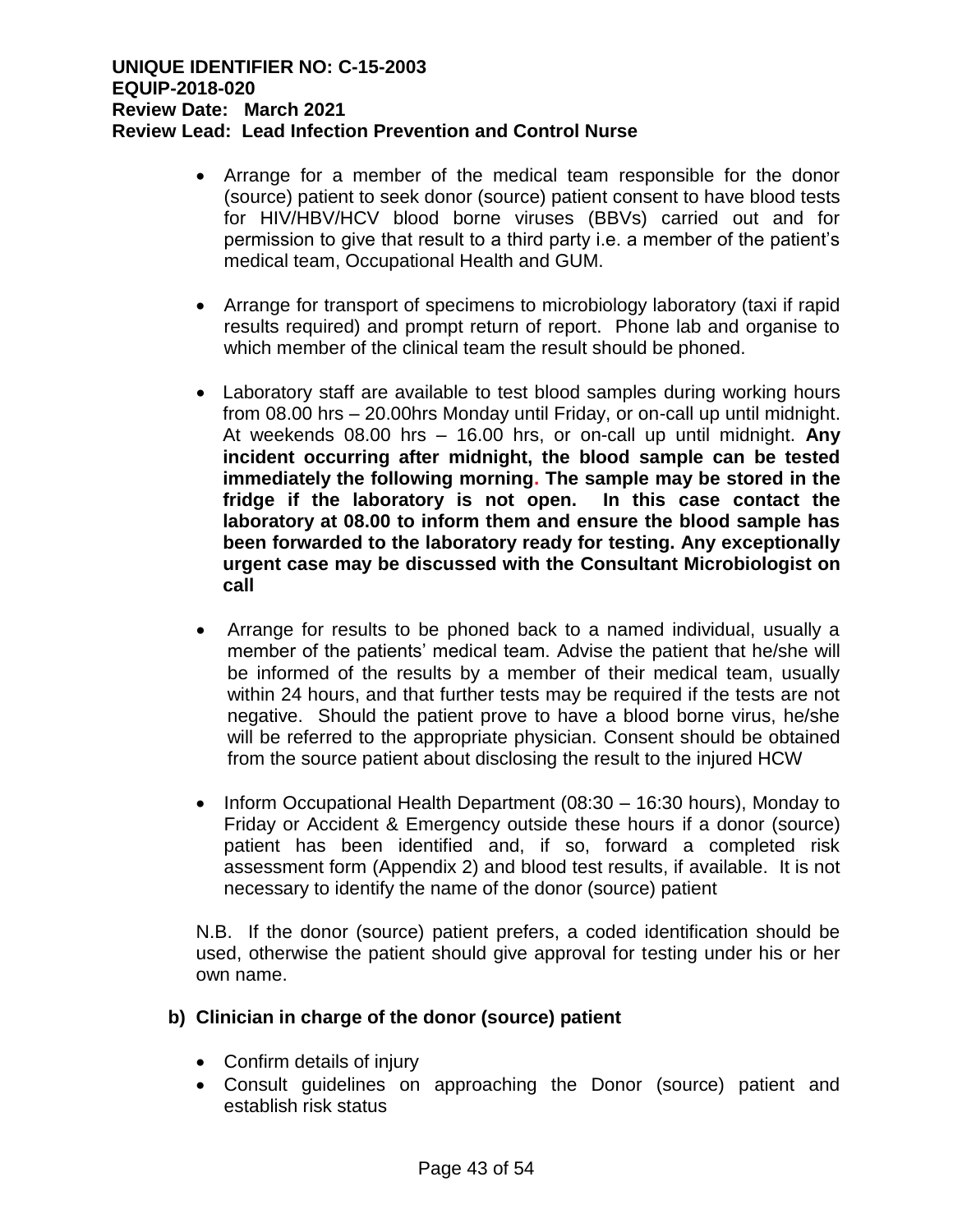- Arrange for a member of the medical team responsible for the donor (source) patient to seek donor (source) patient consent to have blood tests for HIV/HBV/HCV blood borne viruses (BBVs) carried out and for permission to give that result to a third party i.e. a member of the patient's medical team, Occupational Health and GUM.

- Arrange for transport of specimens to microbiology laboratory (taxi if rapid results required) and prompt return of report. Phone lab and organise to which member of the clinical team the result should be phoned.

- Laboratory staff are available to test blood samples during working hours from 08.00 hrs – 20.00hrs Monday until Friday, or on-call up until midnight. At weekends 08.00 hrs – 16.00 hrs, or on-call up until midnight. **Any incident occurring after midnight, the blood sample can be tested immediately the following morning. The sample may be stored in the fridge if the laboratory is not open. In this case contact the laboratory at 08.00 to inform them and ensure the blood sample has been forwarded to the laboratory ready for testing. Any exceptionally urgent case may be discussed with the Consultant Microbiologist on call**

- Arrange for results to be phoned back to a named individual, usually a member of the patients' medical team. Advise the patient that he/she will be informed of the results by a member of their medical team, usually within 24 hours, and that further tests may be required if the tests are not negative. Should the patient prove to have a blood borne virus, he/she will be referred to the appropriate physician. Consent should be obtained from the source patient about disclosing the result to the injured HCW

- Inform Occupational Health Department (08:30 – 16:30 hours), Monday to Friday or Accident & Emergency outside these hours if a donor (source) patient has been identified and, if so, forward a completed risk assessment form (Appendix 2) and blood test results, if available. It is not necessary to identify the name of the donor (source) patient

N.B. If the donor (source) patient prefers, a coded identification should be used, otherwise the patient should give approval for testing under his or her own name.

### b) Clinician in charge of the donor (source) patient

- Confirm details of injury
- Consult guidelines on approaching the Donor (source) patient and establish risk status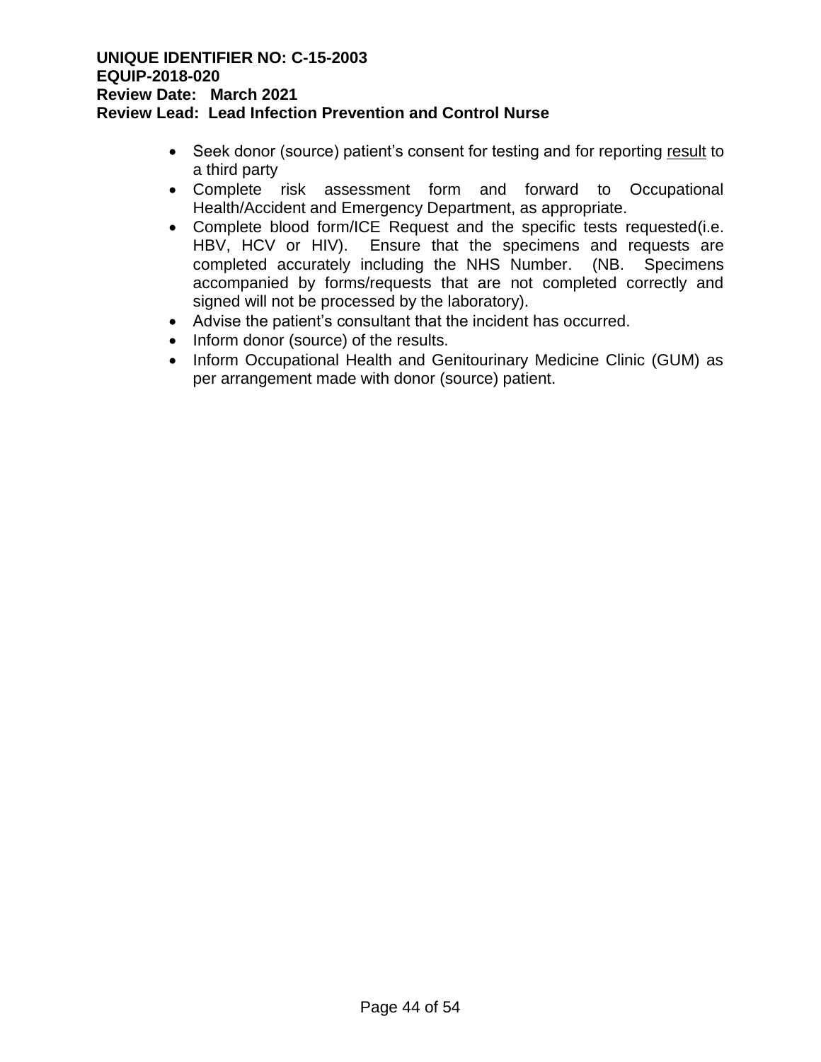- Seek donor (source) patient's consent for testing and for reporting <u>result</u> to a third party
- Complete risk assessment form and forward to Occupational Health/Accident and Emergency Department, as appropriate.
- Complete blood form/ICE Request and the specific tests requested(i.e. HBV, HCV or HIV). Ensure that the specimens and requests are completed accurately including the NHS Number. (NB. Specimens accompanied by forms/requests that are not completed correctly and signed will not be processed by the laboratory).
- Advise the patient's consultant that the incident has occurred.
- Inform donor (source) of the results.
- Inform Occupational Health and Genitourinary Medicine Clinic (GUM) as per arrangement made with donor (source) patient.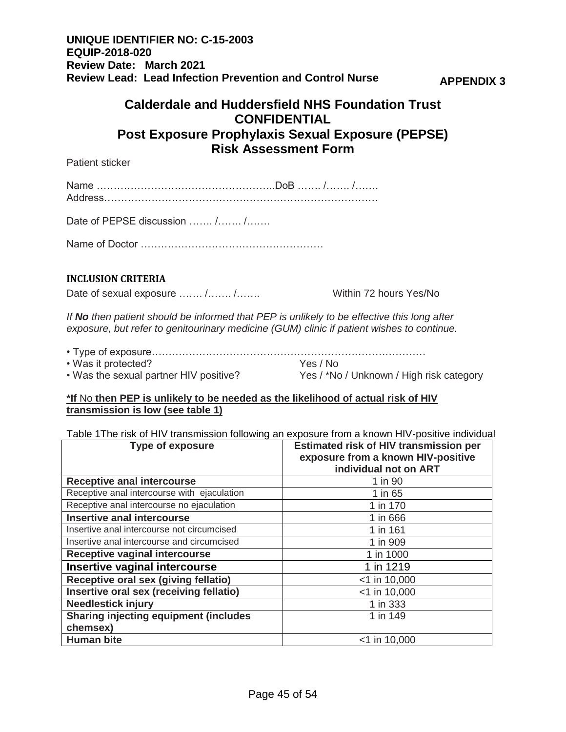**UNIQUE IDENTIFIER NO: C-15-2003**
**EQUIP-2018-020**
**Review Date: March 2021**
**Review Lead: Lead Infection Prevention and Control Nurse**

**APPENDIX 3**

# Calderdale and Huddersfield NHS Foundation Trust
# CONFIDENTIAL
# Post Exposure Prophylaxis Sexual Exposure (PEPSE) Risk Assessment Form

Patient sticker

Name ……………………………………………..DoB ……. /……. /…….
Address………………………………………………………………………

Date of PEPSE discussion ……. /……. /…….

Name of Doctor ………………………………………………

**INCLUSION CRITERIA**

Date of sexual exposure ……. /……. /……. Within 72 hours Yes/No

*If **No** then patient should be informed that PEP is unlikely to be effective this long after exposure, but refer to genitourinary medicine (GUM) clinic if patient wishes to continue.*

- Type of exposure…………………………………………………………………………
- Was it protected? Yes / No
- Was the sexual partner HIV positive? Yes / *No / Unknown / High risk category

**\*If** No **then PEP is unlikely to be needed as the likelihood of actual risk of HIV transmission is low (see table 1)**

Table 1The risk of HIV transmission following an exposure from a known HIV-positive individual

| Type of exposure | Estimated risk of HIV transmission per exposure from a known HIV-positive individual not on ART |
|---|---|
| **Receptive anal intercourse** | 1 in 90 |
| Receptive anal intercourse with ejaculation | 1 in 65 |
| Receptive anal intercourse no ejaculation | 1 in 170 |
| **Insertive anal intercourse** | 1 in 666 |
| Insertive anal intercourse not circumcised | 1 in 161 |
| Insertive anal intercourse and circumcised | 1 in 909 |
| **Receptive vaginal intercourse** | 1 in 1000 |
| **Insertive vaginal intercourse** | 1 in 1219 |
| **Receptive oral sex (giving fellatio)** | <1 in 10,000 |
| **Insertive oral sex (receiving fellatio)** | <1 in 10,000 |
| **Needlestick injury** | 1 in 333 |
| **Sharing injecting equipment (includes chemsex)** | 1 in 149 |
| **Human bite** | <1 in 10,000 |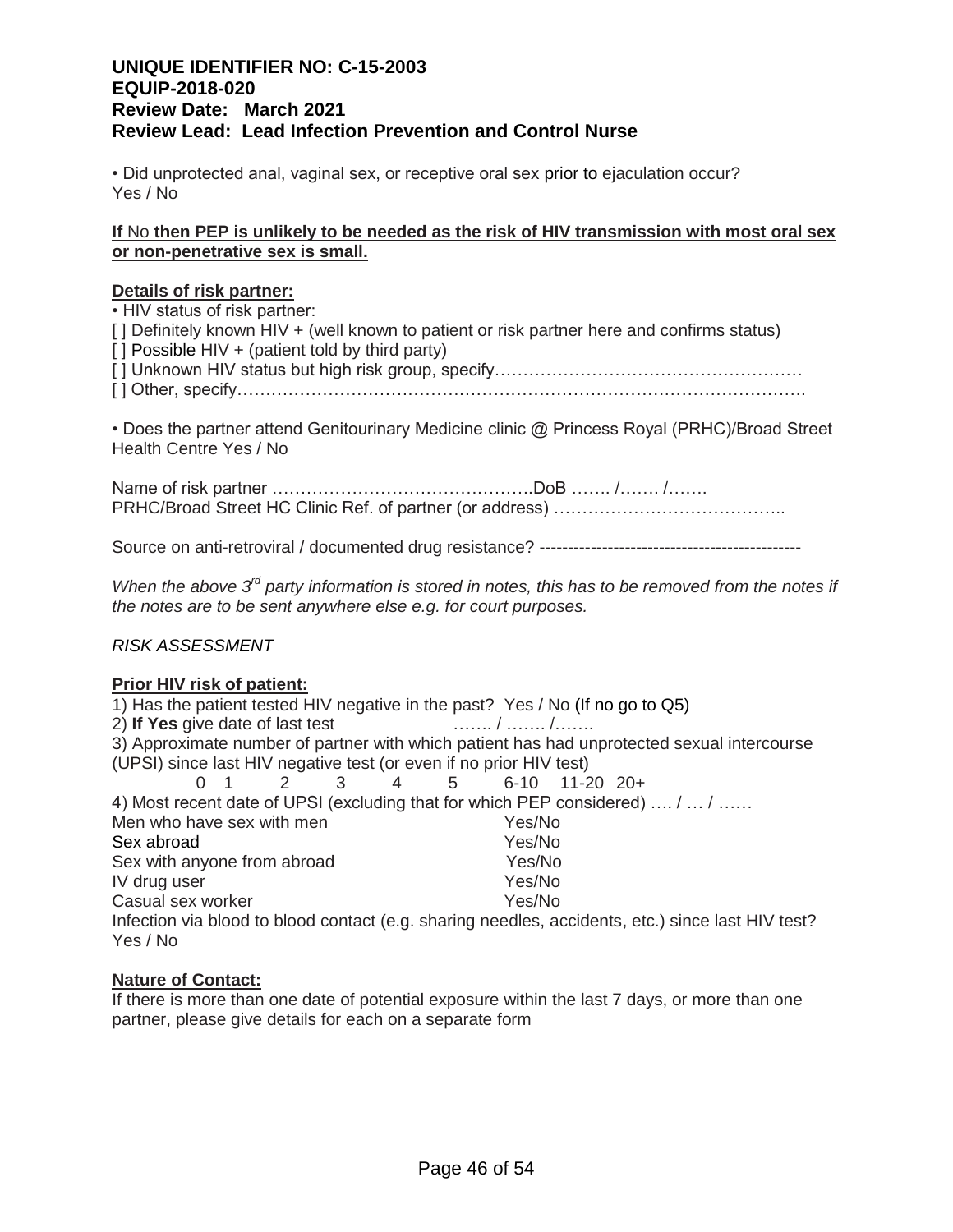**UNIQUE IDENTIFIER NO: C-15-2003**
**EQUIP-2018-020**
**Review Date: March 2021**
**Review Lead: Lead Infection Prevention and Control Nurse**

• Did unprotected anal, vaginal sex, or receptive oral sex prior to ejaculation occur?
Yes / No

**If No then PEP is unlikely to be needed as the risk of HIV transmission with most oral sex or non-penetrative sex is small.**

**Details of risk partner:**

• HIV status of risk partner:
[ ] Definitely known HIV + (well known to patient or risk partner here and confirms status)
[ ] Possible HIV + (patient told by third party)
[ ] Unknown HIV status but high risk group, specify……………………………………………
[ ] Other, specify……………………………………………………………………………………….

• Does the partner attend Genitourinary Medicine clinic @ Princess Royal (PRHC)/Broad Street Health Centre Yes / No

Name of risk partner ……………………………………….DoB ……. /……. /…….
PRHC/Broad Street HC Clinic Ref. of partner (or address) …………………………………..

Source on anti-retroviral / documented drug resistance? ---------------------------------------------

*When the above 3rd party information is stored in notes, this has to be removed from the notes if the notes are to be sent anywhere else e.g. for court purposes.*

*RISK ASSESSMENT*

**Prior HIV risk of patient:**

1) Has the patient tested HIV negative in the past? Yes / No (If no go to Q5)
2) **If Yes** give date of last test ……. / ……. /…….
3) Approximate number of partner with which patient has had unprotected sexual intercourse (UPSI) since last HIV negative test (or even if no prior HIV test)
0 1 2 3 4 5 6-10 11-20 20+
4) Most recent date of UPSI (excluding that for which PEP considered) …. / … / ……

| | |
|---|---|
| Men who have sex with men | Yes/No |
| Sex abroad | Yes/No |
| Sex with anyone from abroad | Yes/No |
| IV drug user | Yes/No |
| Casual sex worker | Yes/No |

Infection via blood to blood contact (e.g. sharing needles, accidents, etc.) since last HIV test?
Yes / No

**Nature of Contact:**

If there is more than one date of potential exposure within the last 7 days, or more than one partner, please give details for each on a separate form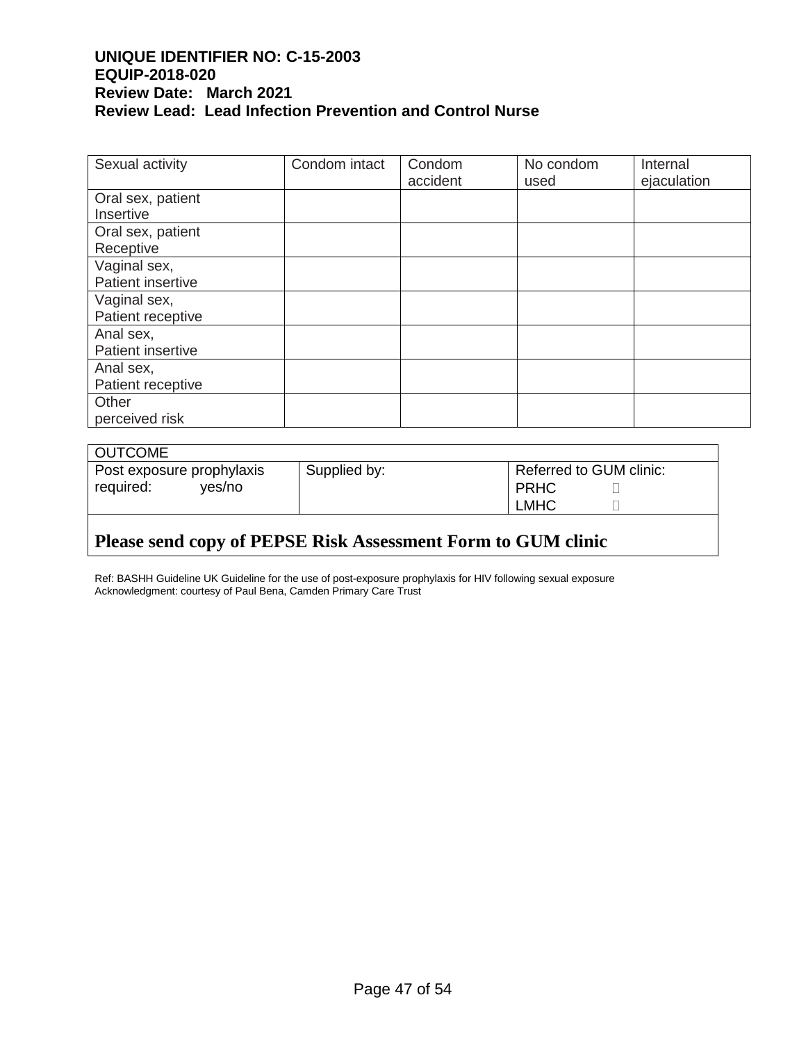**UNIQUE IDENTIFIER NO: C-15-2003**
**EQUIP-2018-020**
**Review Date: March 2021**
**Review Lead: Lead Infection Prevention and Control Nurse**

| Sexual activity | Condom intact | Condom accident | No condom used | Internal ejaculation |
|---|---|---|---|---|
| Oral sex, patient Insertive | | | | |
| Oral sex, patient Receptive | | | | |
| Vaginal sex, Patient insertive | | | | |
| Vaginal sex, Patient receptive | | | | |
| Anal sex, Patient insertive | | | | |
| Anal sex, Patient receptive | | | | |
| Other perceived risk | | | | |

| OUTCOME | | |
|---|---|---|
| Post exposure prophylaxis required: yes/no | Supplied by: | Referred to GUM clinic: PRHC ☐ LMHC ☐ |

**Please send copy of PEPSE Risk Assessment Form to GUM clinic**

Ref: BASHH Guideline UK Guideline for the use of post-exposure prophylaxis for HIV following sexual exposure
Acknowledgment: courtesy of Paul Bena, Camden Primary Care Trust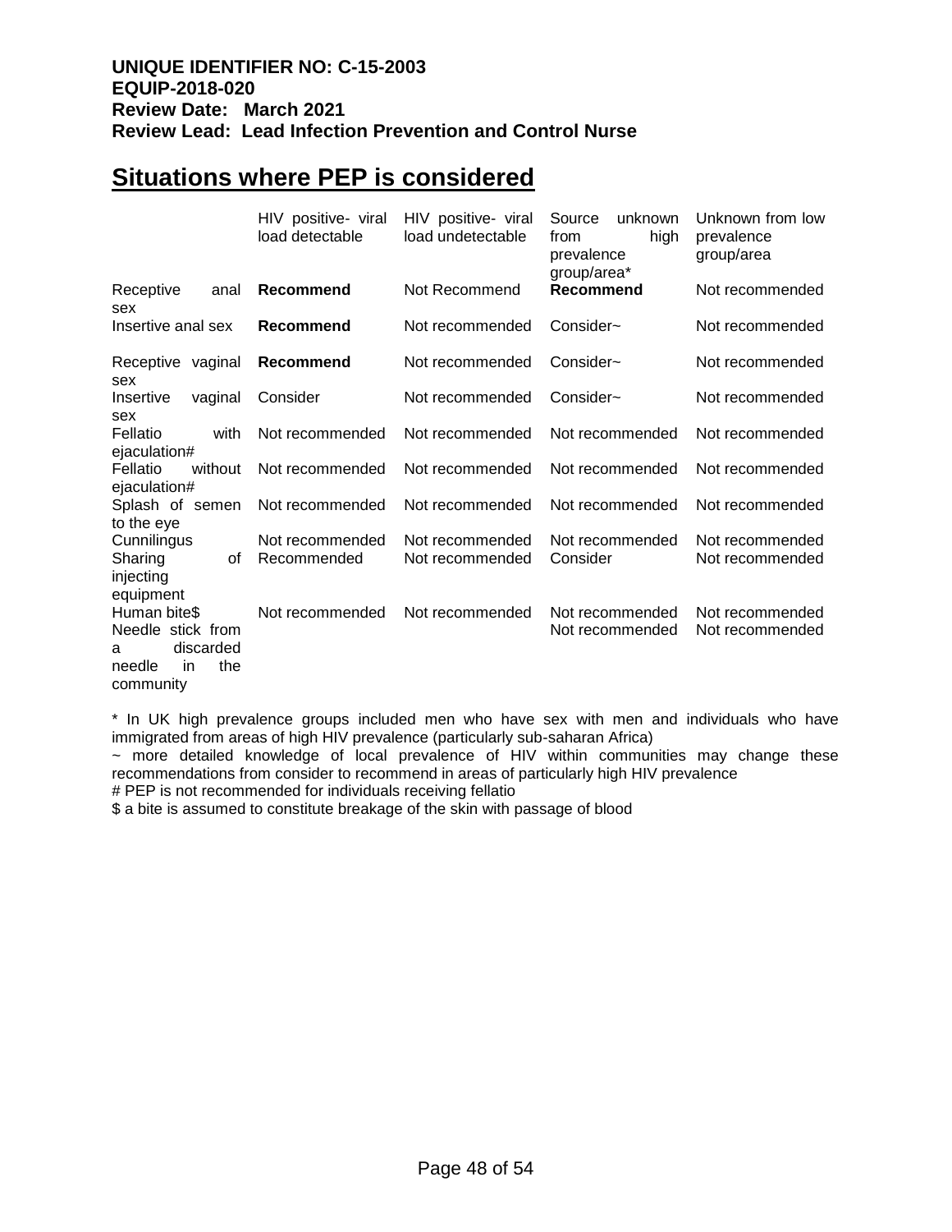**UNIQUE IDENTIFIER NO: C-15-2003**
**EQUIP-2018-020**
**Review Date: March 2021**
**Review Lead: Lead Infection Prevention and Control Nurse**

## Situations where PEP is considered

| | HIV positive- viral load detectable | HIV positive- viral load undetectable | Source unknown from high prevalence group/area* | Unknown from low prevalence group/area |
|---|---|---|---|---|
| Receptive anal sex | **Recommend** | Not Recommend | **Recommend** | Not recommended |
| Insertive anal sex | **Recommend** | Not recommended | Consider~ | Not recommended |
| Receptive vaginal sex | **Recommend** | Not recommended | Consider~ | Not recommended |
| Insertive vaginal sex | Consider | Not recommended | Consider~ | Not recommended |
| Fellatio with ejaculation# | Not recommended | Not recommended | Not recommended | Not recommended |
| Fellatio without ejaculation# | Not recommended | Not recommended | Not recommended | Not recommended |
| Splash of semen to the eye | Not recommended | Not recommended | Not recommended | Not recommended |
| Cunnilingus | Not recommended | Not recommended | Not recommended | Not recommended |
| Sharing of injecting equipment | Recommended | Not recommended | Consider | Not recommended |
| Human bite$ | Not recommended | Not recommended | Not recommended | Not recommended |
| Needle stick from a discarded needle in the community | | | Not recommended | Not recommended |

* In UK high prevalence groups included men who have sex with men and individuals who have immigrated from areas of high HIV prevalence (particularly sub-saharan Africa)

~ more detailed knowledge of local prevalence of HIV within communities may change these recommendations from consider to recommend in areas of particularly high HIV prevalence

# PEP is not recommended for individuals receiving fellatio

$ a bite is assumed to constitute breakage of the skin with passage of blood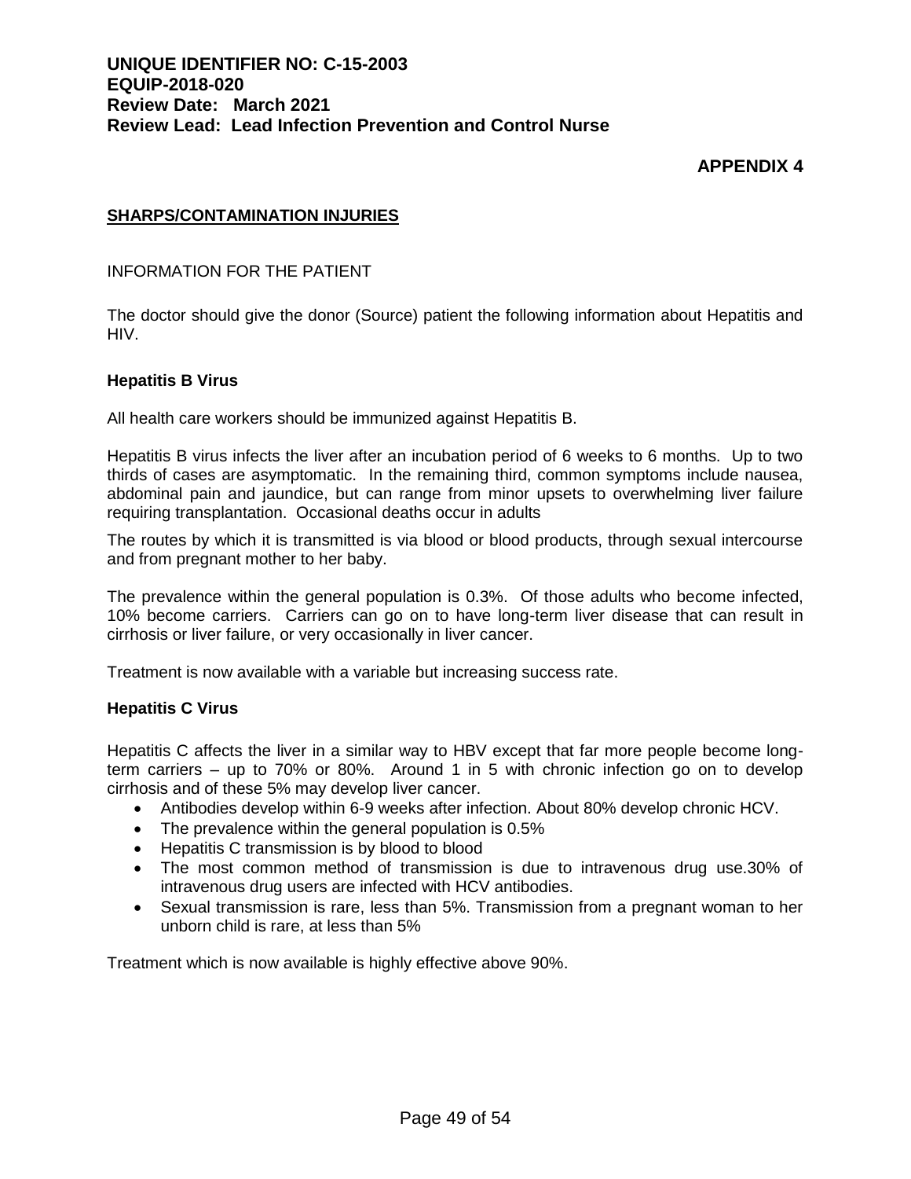**UNIQUE IDENTIFIER NO: C-15-2003**
**EQUIP-2018-020**
**Review Date: March 2021**
**Review Lead: Lead Infection Prevention and Control Nurse**

**APPENDIX 4**

## SHARPS/CONTAMINATION INJURIES

INFORMATION FOR THE PATIENT

The doctor should give the donor (Source) patient the following information about Hepatitis and HIV.

### Hepatitis B Virus

All health care workers should be immunized against Hepatitis B.

Hepatitis B virus infects the liver after an incubation period of 6 weeks to 6 months. Up to two thirds of cases are asymptomatic. In the remaining third, common symptoms include nausea, abdominal pain and jaundice, but can range from minor upsets to overwhelming liver failure requiring transplantation. Occasional deaths occur in adults

The routes by which it is transmitted is via blood or blood products, through sexual intercourse and from pregnant mother to her baby.

The prevalence within the general population is 0.3%. Of those adults who become infected, 10% become carriers. Carriers can go on to have long-term liver disease that can result in cirrhosis or liver failure, or very occasionally in liver cancer.

Treatment is now available with a variable but increasing success rate.

### Hepatitis C Virus

Hepatitis C affects the liver in a similar way to HBV except that far more people become long-term carriers – up to 70% or 80%. Around 1 in 5 with chronic infection go on to develop cirrhosis and of these 5% may develop liver cancer.

- Antibodies develop within 6-9 weeks after infection. About 80% develop chronic HCV.
- The prevalence within the general population is 0.5%
- Hepatitis C transmission is by blood to blood
- The most common method of transmission is due to intravenous drug use.30% of intravenous drug users are infected with HCV antibodies.
- Sexual transmission is rare, less than 5%. Transmission from a pregnant woman to her unborn child is rare, at less than 5%

Treatment which is now available is highly effective above 90%.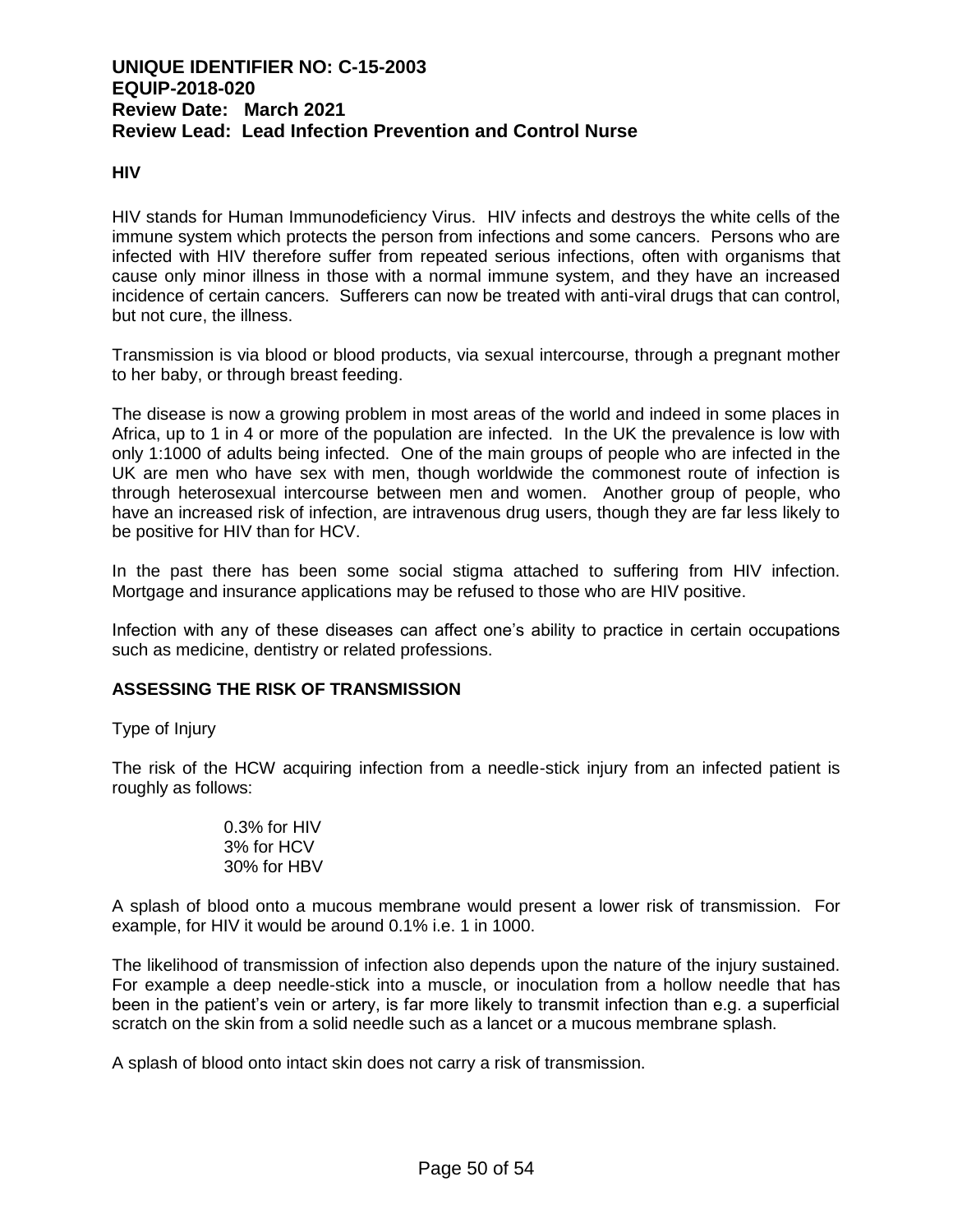**HIV**

HIV stands for Human Immunodeficiency Virus. HIV infects and destroys the white cells of the immune system which protects the person from infections and some cancers. Persons who are infected with HIV therefore suffer from repeated serious infections, often with organisms that cause only minor illness in those with a normal immune system, and they have an increased incidence of certain cancers. Sufferers can now be treated with anti-viral drugs that can control, but not cure, the illness.

Transmission is via blood or blood products, via sexual intercourse, through a pregnant mother to her baby, or through breast feeding.

The disease is now a growing problem in most areas of the world and indeed in some places in Africa, up to 1 in 4 or more of the population are infected. In the UK the prevalence is low with only 1:1000 of adults being infected. One of the main groups of people who are infected in the UK are men who have sex with men, though worldwide the commonest route of infection is through heterosexual intercourse between men and women. Another group of people, who have an increased risk of infection, are intravenous drug users, though they are far less likely to be positive for HIV than for HCV.

In the past there has been some social stigma attached to suffering from HIV infection. Mortgage and insurance applications may be refused to those who are HIV positive.

Infection with any of these diseases can affect one's ability to practice in certain occupations such as medicine, dentistry or related professions.

**ASSESSING THE RISK OF TRANSMISSION**

Type of Injury

The risk of the HCW acquiring infection from a needle-stick injury from an infected patient is roughly as follows:

0.3% for HIV
3% for HCV
30% for HBV

A splash of blood onto a mucous membrane would present a lower risk of transmission. For example, for HIV it would be around 0.1% i.e. 1 in 1000.

The likelihood of transmission of infection also depends upon the nature of the injury sustained. For example a deep needle-stick into a muscle, or inoculation from a hollow needle that has been in the patient's vein or artery, is far more likely to transmit infection than e.g. a superficial scratch on the skin from a solid needle such as a lancet or a mucous membrane splash.

A splash of blood onto intact skin does not carry a risk of transmission.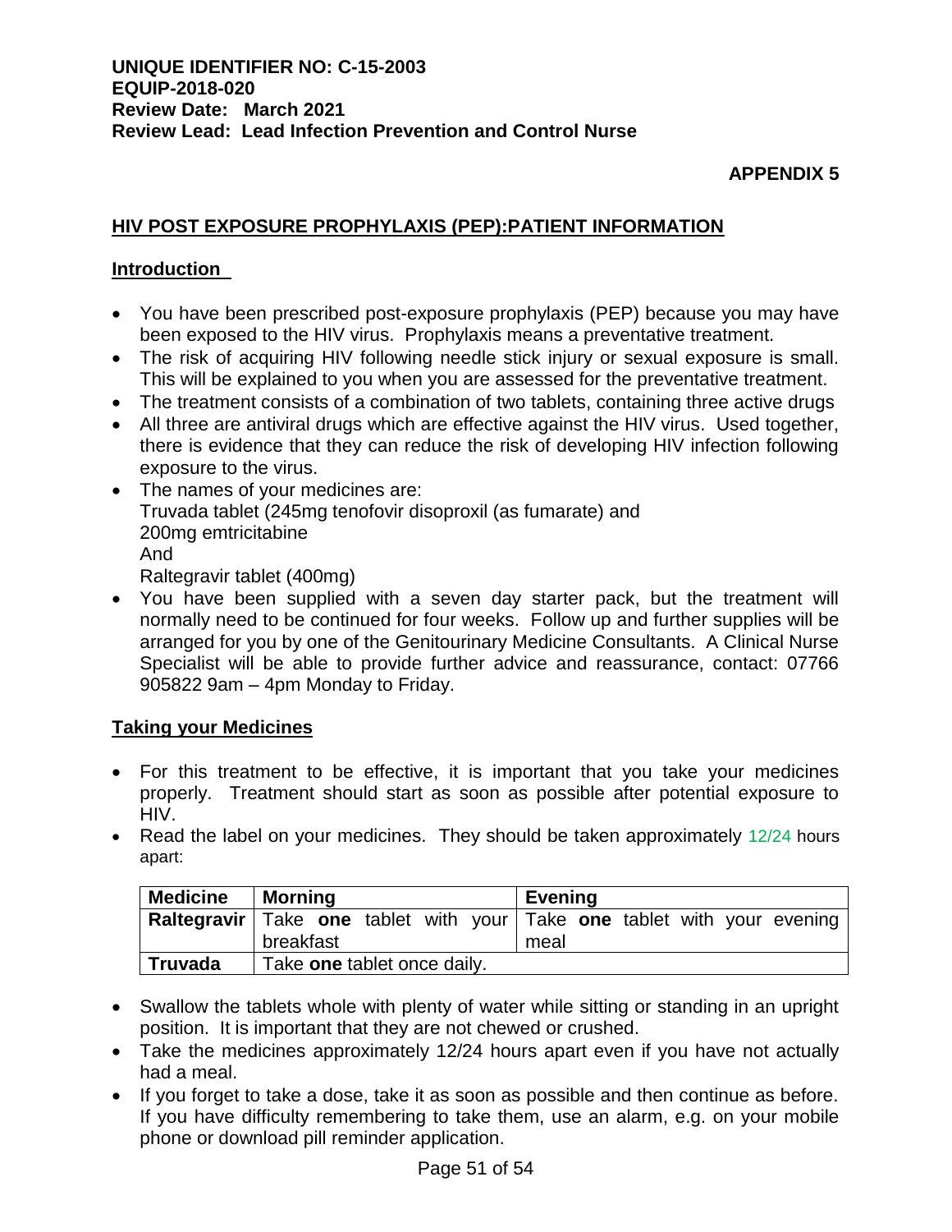**UNIQUE IDENTIFIER NO: C-15-2003**
**EQUIP-2018-020**
**Review Date: March 2021**
**Review Lead: Lead Infection Prevention and Control Nurse**

**APPENDIX 5**

## HIV POST EXPOSURE PROPHYLAXIS (PEP):PATIENT INFORMATION

### Introduction

- You have been prescribed post-exposure prophylaxis (PEP) because you may have been exposed to the HIV virus. Prophylaxis means a preventative treatment.
- The risk of acquiring HIV following needle stick injury or sexual exposure is small. This will be explained to you when you are assessed for the preventative treatment.
- The treatment consists of a combination of two tablets, containing three active drugs
- All three are antiviral drugs which are effective against the HIV virus. Used together, there is evidence that they can reduce the risk of developing HIV infection following exposure to the virus.
- The names of your medicines are:
  Truvada tablet (245mg tenofovir disoproxil (as fumarate) and
  200mg emtricitabine
  And
  Raltegravir tablet (400mg)
- You have been supplied with a seven day starter pack, but the treatment will normally need to be continued for four weeks. Follow up and further supplies will be arranged for you by one of the Genitourinary Medicine Consultants. A Clinical Nurse Specialist will be able to provide further advice and reassurance, contact: 07766 905822 9am – 4pm Monday to Friday.

### Taking your Medicines

- For this treatment to be effective, it is important that you take your medicines properly. Treatment should start as soon as possible after potential exposure to HIV.
- Read the label on your medicines. They should be taken approximately 12/24 hours apart:

| Medicine | Morning | Evening |
|---|---|---|
| **Raltegravir** | Take **one** tablet with your breakfast | Take **one** tablet with your evening meal |
| **Truvada** | Take **one** tablet once daily. | |

- Swallow the tablets whole with plenty of water while sitting or standing in an upright position. It is important that they are not chewed or crushed.
- Take the medicines approximately 12/24 hours apart even if you have not actually had a meal.
- If you forget to take a dose, take it as soon as possible and then continue as before. If you have difficulty remembering to take them, use an alarm, e.g. on your mobile phone or download pill reminder application.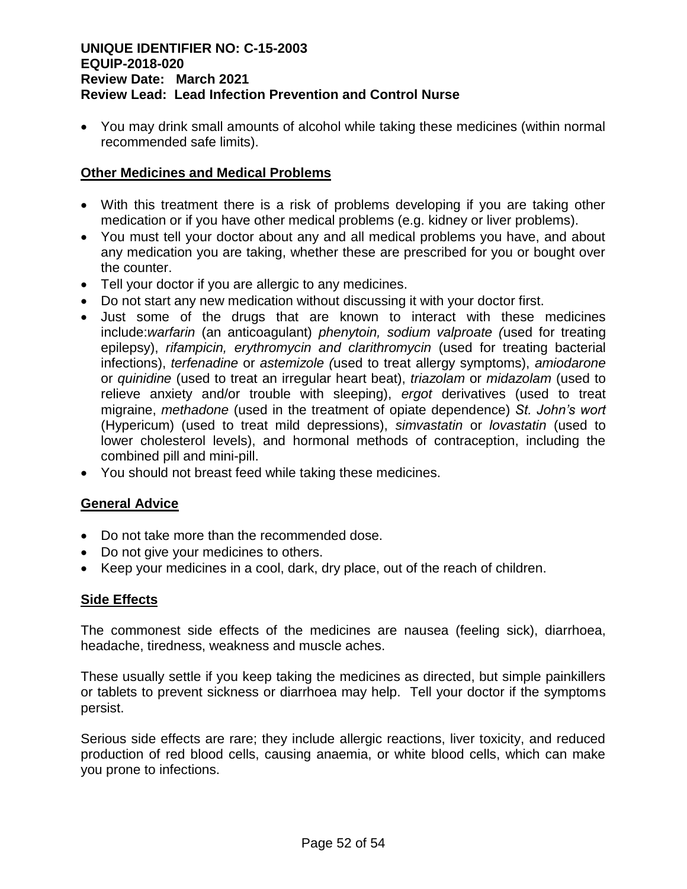- You may drink small amounts of alcohol while taking these medicines (within normal recommended safe limits).

## Other Medicines and Medical Problems

- With this treatment there is a risk of problems developing if you are taking other medication or if you have other medical problems (e.g. kidney or liver problems).
- You must tell your doctor about any and all medical problems you have, and about any medication you are taking, whether these are prescribed for you or bought over the counter.
- Tell your doctor if you are allergic to any medicines.
- Do not start any new medication without discussing it with your doctor first.
- Just some of the drugs that are known to interact with these medicines include:*warfarin* (an anticoagulant) *phenytoin, sodium valproate (*used for treating epilepsy), *rifampicin, erythromycin and clarithromycin* (used for treating bacterial infections), *terfenadine* or *astemizole (*used to treat allergy symptoms), *amiodarone* or *quinidine* (used to treat an irregular heart beat), *triazolam* or *midazolam* (used to relieve anxiety and/or trouble with sleeping), *ergot* derivatives (used to treat migraine, *methadone* (used in the treatment of opiate dependence) *St. John's wort* (Hypericum) (used to treat mild depressions), *simvastatin* or *lovastatin* (used to lower cholesterol levels), and hormonal methods of contraception, including the combined pill and mini-pill.
- You should not breast feed while taking these medicines.

## General Advice

- Do not take more than the recommended dose.
- Do not give your medicines to others.
- Keep your medicines in a cool, dark, dry place, out of the reach of children.

## Side Effects

The commonest side effects of the medicines are nausea (feeling sick), diarrhoea, headache, tiredness, weakness and muscle aches.

These usually settle if you keep taking the medicines as directed, but simple painkillers or tablets to prevent sickness or diarrhoea may help. Tell your doctor if the symptoms persist.

Serious side effects are rare; they include allergic reactions, liver toxicity, and reduced production of red blood cells, causing anaemia, or white blood cells, which can make you prone to infections.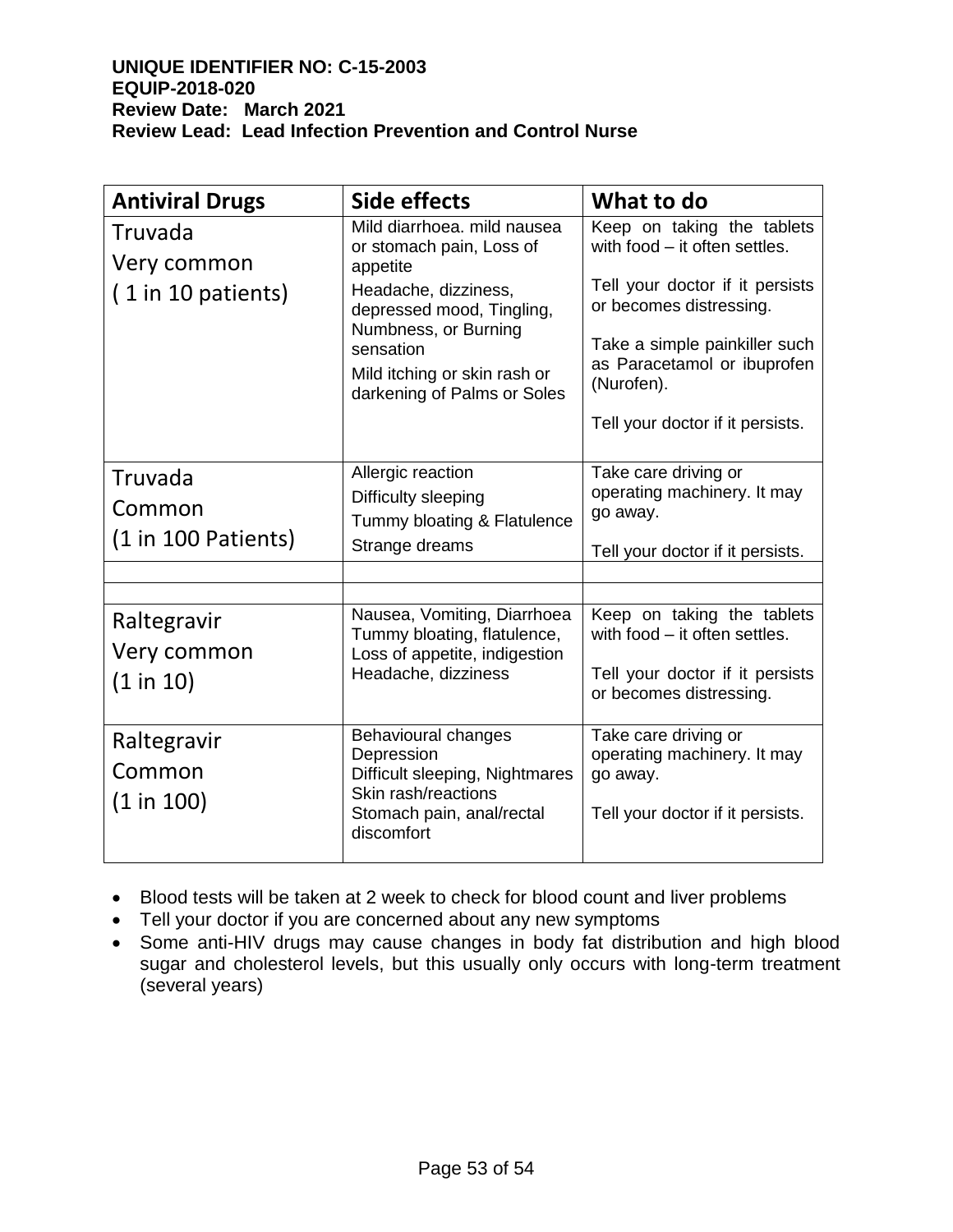| Antiviral Drugs | Side effects | What to do |
|---|---|---|
| Truvada<br>Very common<br>( 1 in 10 patients) | Mild diarrhoea. mild nausea or stomach pain, Loss of appetite<br>Headache, dizziness, depressed mood, Tingling, Numbness, or Burning sensation<br>Mild itching or skin rash or darkening of Palms or Soles | Keep on taking the tablets with food – it often settles.<br>Tell your doctor if it persists or becomes distressing.<br>Take a simple painkiller such as Paracetamol or ibuprofen (Nurofen).<br>Tell your doctor if it persists. |
| Truvada<br>Common<br>(1 in 100 Patients) | Allergic reaction<br>Difficulty sleeping<br>Tummy bloating & Flatulence<br>Strange dreams | Take care driving or operating machinery. It may go away.<br>Tell your doctor if it persists. |
| | | |
| | | |
| Raltegravir<br>Very common<br>(1 in 10) | Nausea, Vomiting, Diarrhoea<br>Tummy bloating, flatulence, Loss of appetite, indigestion<br>Headache, dizziness | Keep on taking the tablets with food – it often settles.<br>Tell your doctor if it persists or becomes distressing. |
| Raltegravir<br>Common<br>(1 in 100) | Behavioural changes<br>Depression<br>Difficult sleeping, Nightmares<br>Skin rash/reactions<br>Stomach pain, anal/rectal discomfort | Take care driving or operating machinery. It may go away.<br>Tell your doctor if it persists. |

- Blood tests will be taken at 2 week to check for blood count and liver problems
- Tell your doctor if you are concerned about any new symptoms
- Some anti-HIV drugs may cause changes in body fat distribution and high blood sugar and cholesterol levels, but this usually only occurs with long-term treatment (several years)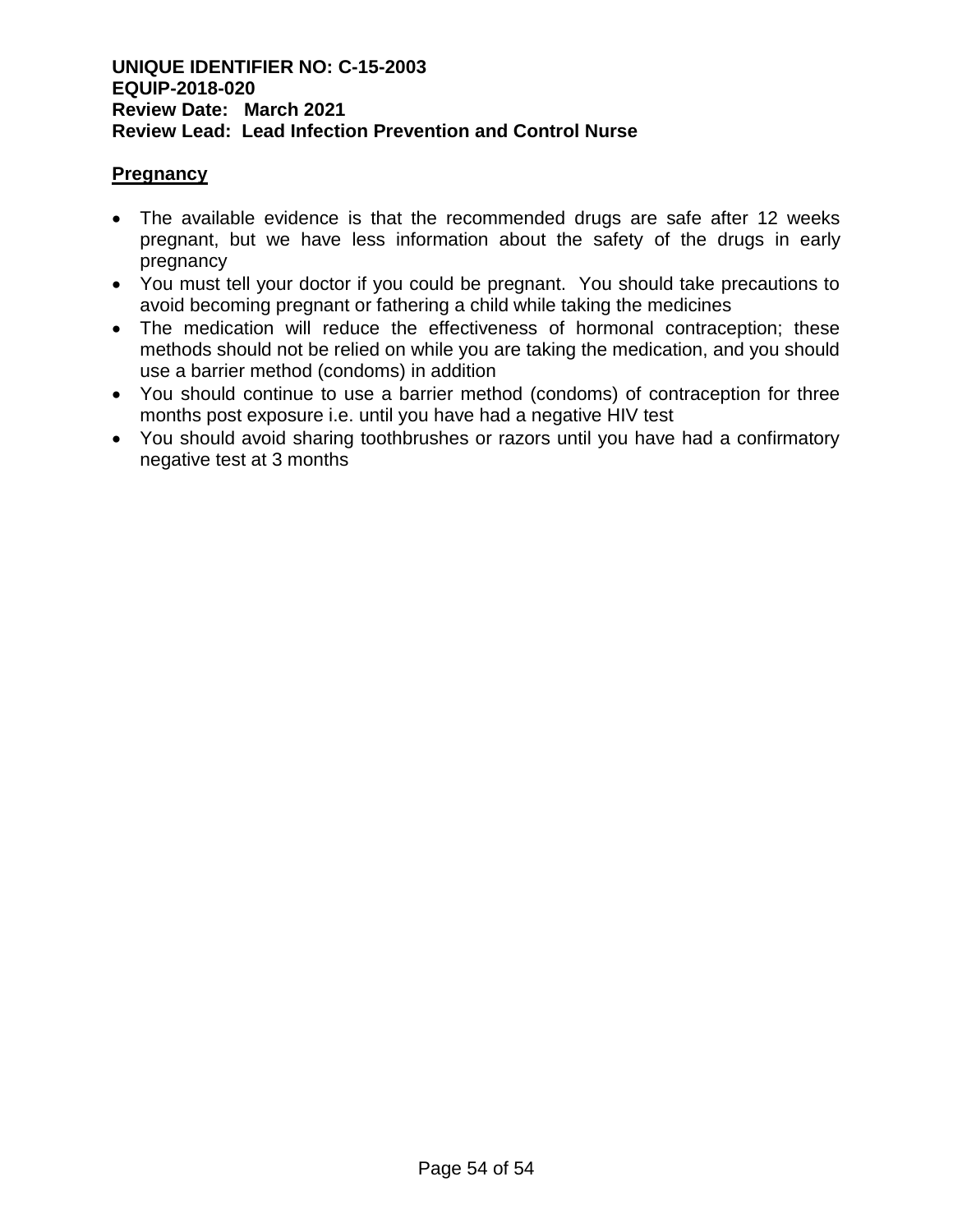## Pregnancy

- The available evidence is that the recommended drugs are safe after 12 weeks pregnant, but we have less information about the safety of the drugs in early pregnancy
- You must tell your doctor if you could be pregnant. You should take precautions to avoid becoming pregnant or fathering a child while taking the medicines
- The medication will reduce the effectiveness of hormonal contraception; these methods should not be relied on while you are taking the medication, and you should use a barrier method (condoms) in addition
- You should continue to use a barrier method (condoms) of contraception for three months post exposure i.e. until you have had a negative HIV test
- You should avoid sharing toothbrushes or razors until you have had a confirmatory negative test at 3 months